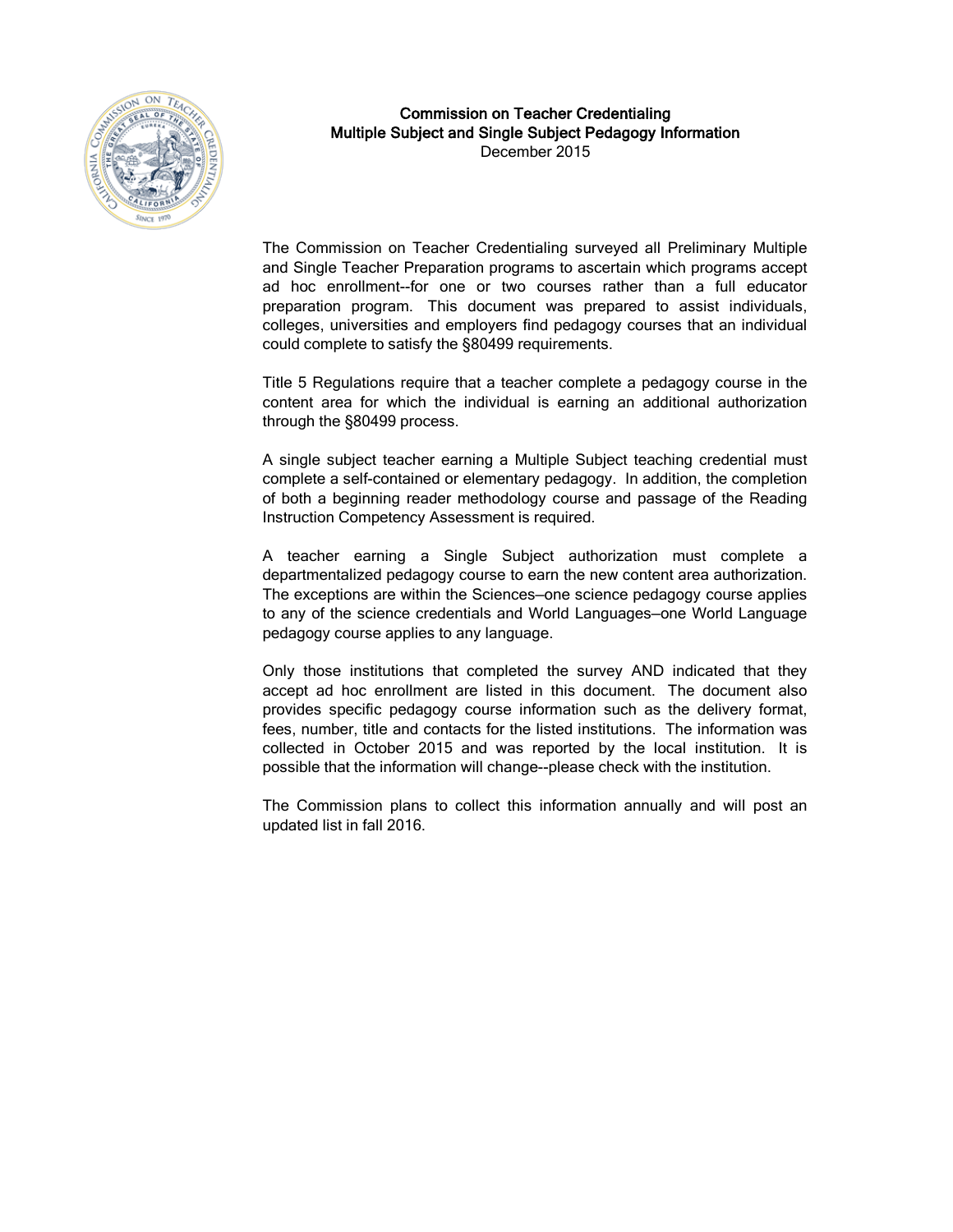# Commission on Teacher Credentialing
## Multiple Subject and Single Subject Pedagogy Information
December 2015

The Commission on Teacher Credentialing surveyed all Preliminary Multiple and Single Teacher Preparation programs to ascertain which programs accept ad hoc enrollment--for one or two courses rather than a full educator preparation program. This document was prepared to assist individuals, colleges, universities and employers find pedagogy courses that an individual could complete to satisfy the §80499 requirements.

Title 5 Regulations require that a teacher complete a pedagogy course in the content area for which the individual is earning an additional authorization through the §80499 process.

A single subject teacher earning a Multiple Subject teaching credential must complete a self-contained or elementary pedagogy. In addition, the completion of both a beginning reader methodology course and passage of the Reading Instruction Competency Assessment is required.

A teacher earning a Single Subject authorization must complete a departmentalized pedagogy course to earn the new content area authorization. The exceptions are within the Sciences—one science pedagogy course applies to any of the science credentials and World Languages—one World Language pedagogy course applies to any language.

Only those institutions that completed the survey AND indicated that they accept ad hoc enrollment are listed in this document. The document also provides specific pedagogy course information such as the delivery format, fees, number, title and contacts for the listed institutions. The information was collected in October 2015 and was reported by the local institution. It is possible that the information will change--please check with the institution.

The Commission plans to collect this information annually and will post an updated list in fall 2016.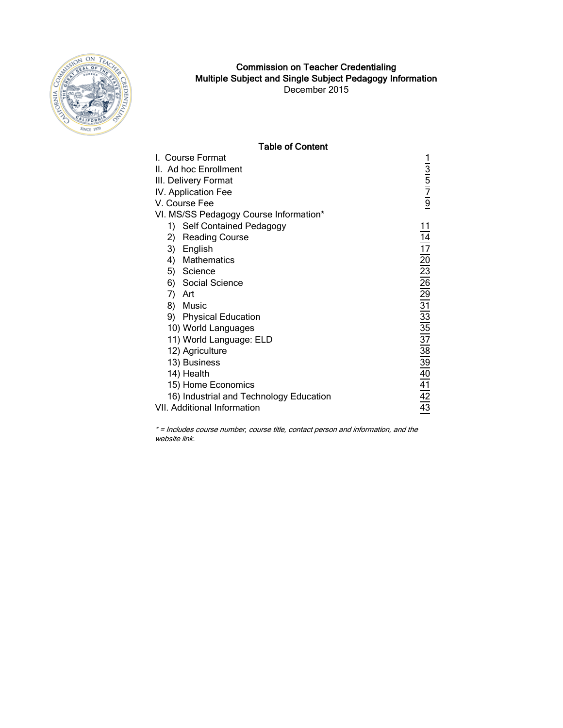# Commission on Teacher Credentialing

## Multiple Subject and Single Subject Pedagogy Information

December 2015

### Table of Content

| | |
|---|---|
| I. Course Format | 1 |
| II. Ad hoc Enrollment | 3 |
| III. Delivery Format | 5 |
| IV. Application Fee | 7 |
| V. Course Fee | 9 |
| VI. MS/SS Pedagogy Course Information* | |
| 1) Self Contained Pedagogy | 11 |
| 2) Reading Course | 14 |
| 3) English | 17 |
| 4) Mathematics | 20 |
| 5) Science | 23 |
| 6) Social Science | 26 |
| 7) Art | 29 |
| 8) Music | 31 |
| 9) Physical Education | 33 |
| 10) World Languages | 35 |
| 11) World Language: ELD | 37 |
| 12) Agriculture | 38 |
| 13) Business | 39 |
| 14) Health | 40 |
| 15) Home Economics | 41 |
| 16) Industrial and Technology Education | 42 |
| VII. Additional Information | 43 |

*\* = Includes course number, course title, contact person and information, and the website link.*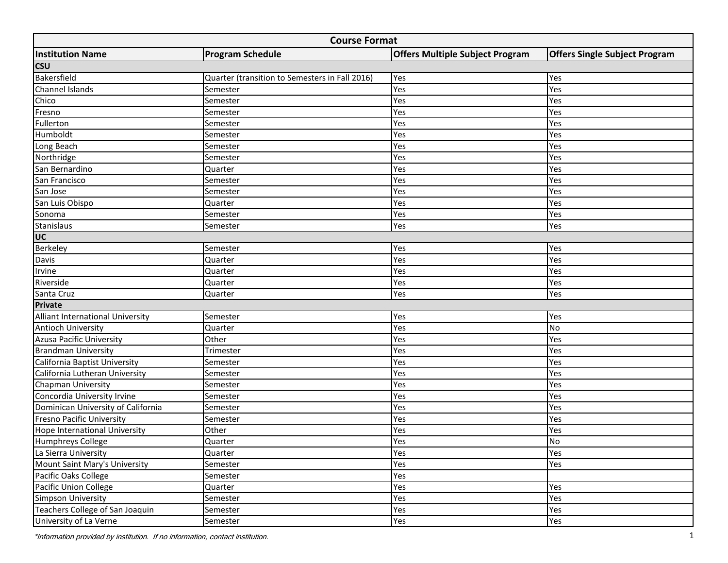| Course Format | | | |
|---|---|---|---|
| **Institution Name** | **Program Schedule** | **Offers Multiple Subject Program** | **Offers Single Subject Program** |
| **CSU** | | | |
| Bakersfield | Quarter (transition to Semesters in Fall 2016) | Yes | Yes |
| Channel Islands | Semester | Yes | Yes |
| Chico | Semester | Yes | Yes |
| Fresno | Semester | Yes | Yes |
| Fullerton | Semester | Yes | Yes |
| Humboldt | Semester | Yes | Yes |
| Long Beach | Semester | Yes | Yes |
| Northridge | Semester | Yes | Yes |
| San Bernardino | Quarter | Yes | Yes |
| San Francisco | Semester | Yes | Yes |
| San Jose | Semester | Yes | Yes |
| San Luis Obispo | Quarter | Yes | Yes |
| Sonoma | Semester | Yes | Yes |
| Stanislaus | Semester | Yes | Yes |
| **UC** | | | |
| Berkeley | Semester | Yes | Yes |
| Davis | Quarter | Yes | Yes |
| Irvine | Quarter | Yes | Yes |
| Riverside | Quarter | Yes | Yes |
| Santa Cruz | Quarter | Yes | Yes |
| **Private** | | | |
| Alliant International University | Semester | Yes | Yes |
| Antioch University | Quarter | Yes | No |
| Azusa Pacific University | Other | Yes | Yes |
| Brandman University | Trimester | Yes | Yes |
| California Baptist University | Semester | Yes | Yes |
| California Lutheran University | Semester | Yes | Yes |
| Chapman University | Semester | Yes | Yes |
| Concordia University Irvine | Semester | Yes | Yes |
| Dominican University of California | Semester | Yes | Yes |
| Fresno Pacific University | Semester | Yes | Yes |
| Hope International University | Other | Yes | Yes |
| Humphreys College | Quarter | Yes | No |
| La Sierra University | Quarter | Yes | Yes |
| Mount Saint Mary's University | Semester | Yes | Yes |
| Pacific Oaks College | Semester | Yes | |
| Pacific Union College | Quarter | Yes | Yes |
| Simpson University | Semester | Yes | Yes |
| Teachers College of San Joaquin | Semester | Yes | Yes |
| University of La Verne | Semester | Yes | Yes |

*\*Information provided by institution. If no information, contact institution.*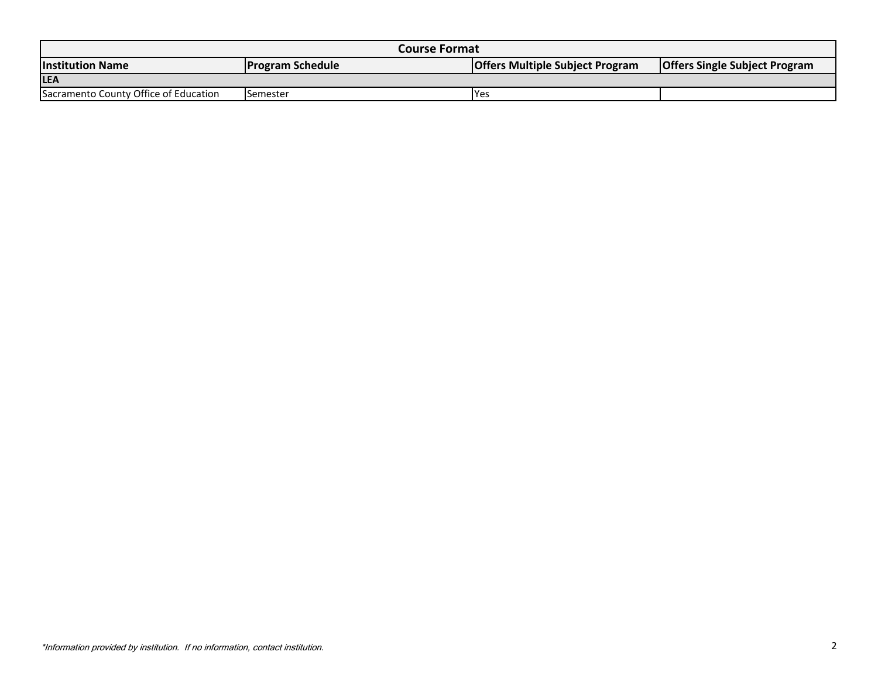| Course Format | | | |
|---|---|---|---|
| **Institution Name** | **Program Schedule** | **Offers Multiple Subject Program** | **Offers Single Subject Program** |
| **LEA** | | | |
| Sacramento County Office of Education | Semester | Yes | |

*\*Information provided by institution. If no information, contact institution.*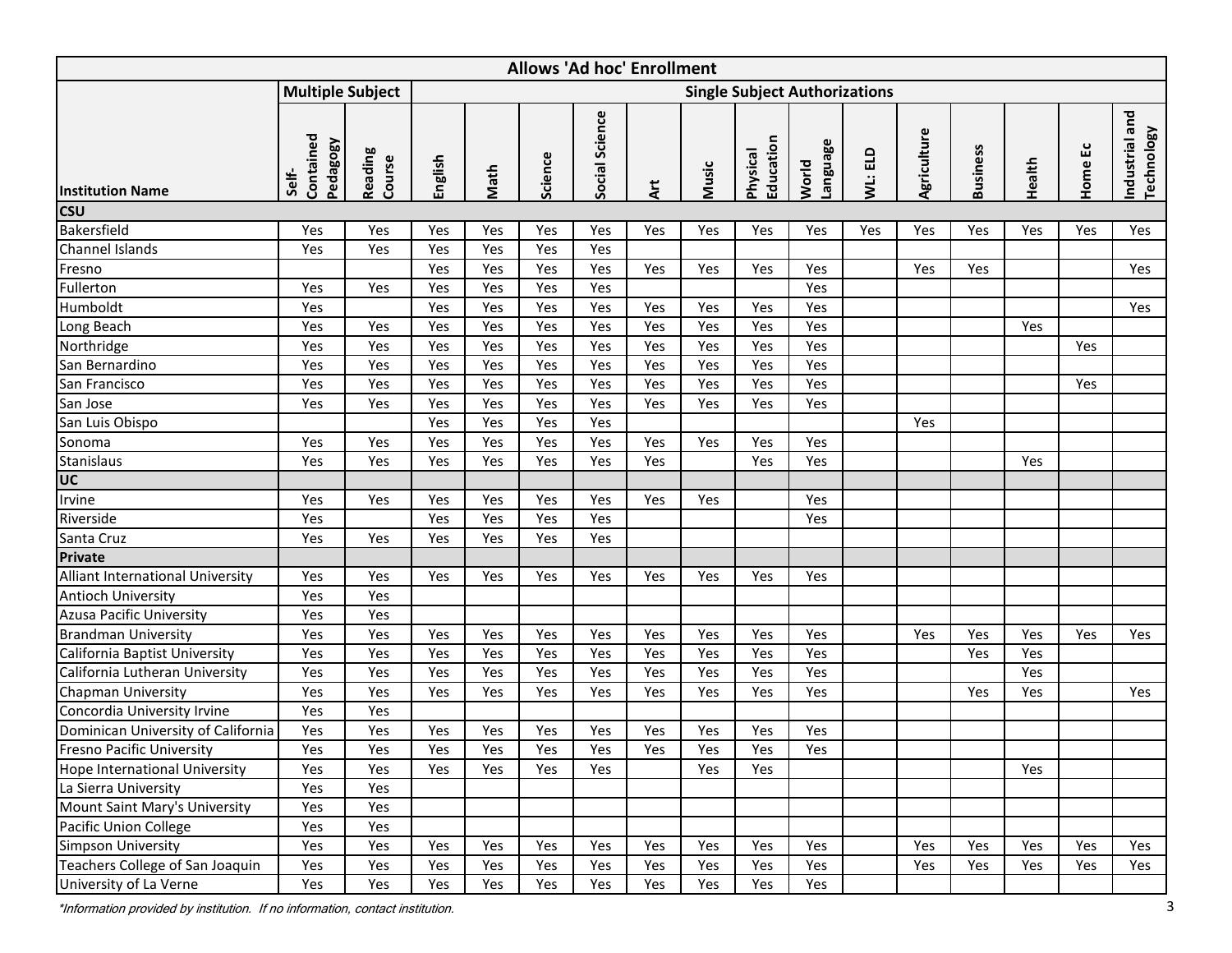| Allows 'Ad hoc' Enrollment | | | | | | | | | | | | | | | | | |
|---|---|---|---|---|---|---|---|---|---|---|---|---|---|---|---|---|---|
| | Multiple Subject | | Single Subject Authorizations | | | | | | | | | | | | | | |
| Institution Name | Self-Contained Pedagogy | Reading Course | English | Math | Science | Social Science | Art | Music | Physical Education | World Language | WL: ELD | Agriculture | Business | Health | Home Ec | Industrial and Technology |
| **CSU** | | | | | | | | | | | | | | | | | |
| Bakersfield | Yes | Yes | Yes | Yes | Yes | Yes | Yes | Yes | Yes | Yes | Yes | Yes | Yes | Yes | Yes | Yes |
| Channel Islands | Yes | Yes | Yes | Yes | Yes | Yes | | | | | | | | | | |
| Fresno | | | Yes | Yes | Yes | Yes | Yes | Yes | Yes | Yes | | Yes | Yes | | | Yes |
| Fullerton | Yes | Yes | Yes | Yes | Yes | Yes | | | | Yes | | | | | | |
| Humboldt | Yes | | Yes | Yes | Yes | Yes | Yes | Yes | Yes | Yes | | | | | | Yes |
| Long Beach | Yes | Yes | Yes | Yes | Yes | Yes | Yes | Yes | Yes | Yes | | | | Yes | | |
| Northridge | Yes | Yes | Yes | Yes | Yes | Yes | Yes | Yes | Yes | Yes | | | | | Yes | |
| San Bernardino | Yes | Yes | Yes | Yes | Yes | Yes | Yes | Yes | Yes | Yes | | | | | | |
| San Francisco | Yes | Yes | Yes | Yes | Yes | Yes | Yes | Yes | Yes | Yes | | | | | Yes | |
| San Jose | Yes | Yes | Yes | Yes | Yes | Yes | Yes | Yes | Yes | Yes | | | | | | |
| San Luis Obispo | | | Yes | Yes | Yes | Yes | | | | | | Yes | | | | |
| Sonoma | Yes | Yes | Yes | Yes | Yes | Yes | Yes | Yes | Yes | Yes | | | | | | |
| Stanislaus | Yes | Yes | Yes | Yes | Yes | Yes | Yes | | Yes | Yes | | | | Yes | | |
| **UC** | | | | | | | | | | | | | | | | | |
| Irvine | Yes | Yes | Yes | Yes | Yes | Yes | Yes | Yes | | Yes | | | | | | |
| Riverside | Yes | | Yes | Yes | Yes | Yes | | | | Yes | | | | | | |
| Santa Cruz | Yes | Yes | Yes | Yes | Yes | Yes | | | | | | | | | | |
| **Private** | | | | | | | | | | | | | | | | | |
| Alliant International University | Yes | Yes | Yes | Yes | Yes | Yes | Yes | Yes | Yes | Yes | | | | | | |
| Antioch University | Yes | Yes | | | | | | | | | | | | | | |
| Azusa Pacific University | Yes | Yes | | | | | | | | | | | | | | |
| Brandman University | Yes | Yes | Yes | Yes | Yes | Yes | Yes | Yes | Yes | Yes | | Yes | Yes | Yes | Yes | Yes |
| California Baptist University | Yes | Yes | Yes | Yes | Yes | Yes | Yes | Yes | Yes | Yes | | | Yes | Yes | | |
| California Lutheran University | Yes | Yes | Yes | Yes | Yes | Yes | Yes | Yes | Yes | Yes | | | | Yes | | |
| Chapman University | Yes | Yes | Yes | Yes | Yes | Yes | Yes | Yes | Yes | Yes | | | Yes | Yes | | Yes |
| Concordia University Irvine | Yes | Yes | | | | | | | | | | | | | | |
| Dominican University of California | Yes | Yes | Yes | Yes | Yes | Yes | Yes | Yes | Yes | Yes | | | | | | |
| Fresno Pacific University | Yes | Yes | Yes | Yes | Yes | Yes | Yes | Yes | Yes | Yes | | | | | | |
| Hope International University | Yes | Yes | Yes | Yes | Yes | Yes | | Yes | Yes | | | | | Yes | | |
| La Sierra University | Yes | Yes | | | | | | | | | | | | | | |
| Mount Saint Mary's University | Yes | Yes | | | | | | | | | | | | | | |
| Pacific Union College | Yes | Yes | | | | | | | | | | | | | | |
| Simpson University | Yes | Yes | Yes | Yes | Yes | Yes | Yes | Yes | Yes | Yes | | Yes | Yes | Yes | Yes | Yes |
| Teachers College of San Joaquin | Yes | Yes | Yes | Yes | Yes | Yes | Yes | Yes | Yes | Yes | | Yes | Yes | Yes | Yes | Yes |
| University of La Verne | Yes | Yes | Yes | Yes | Yes | Yes | Yes | Yes | Yes | Yes | | | | | | |

*\*Information provided by institution. If no information, contact institution.*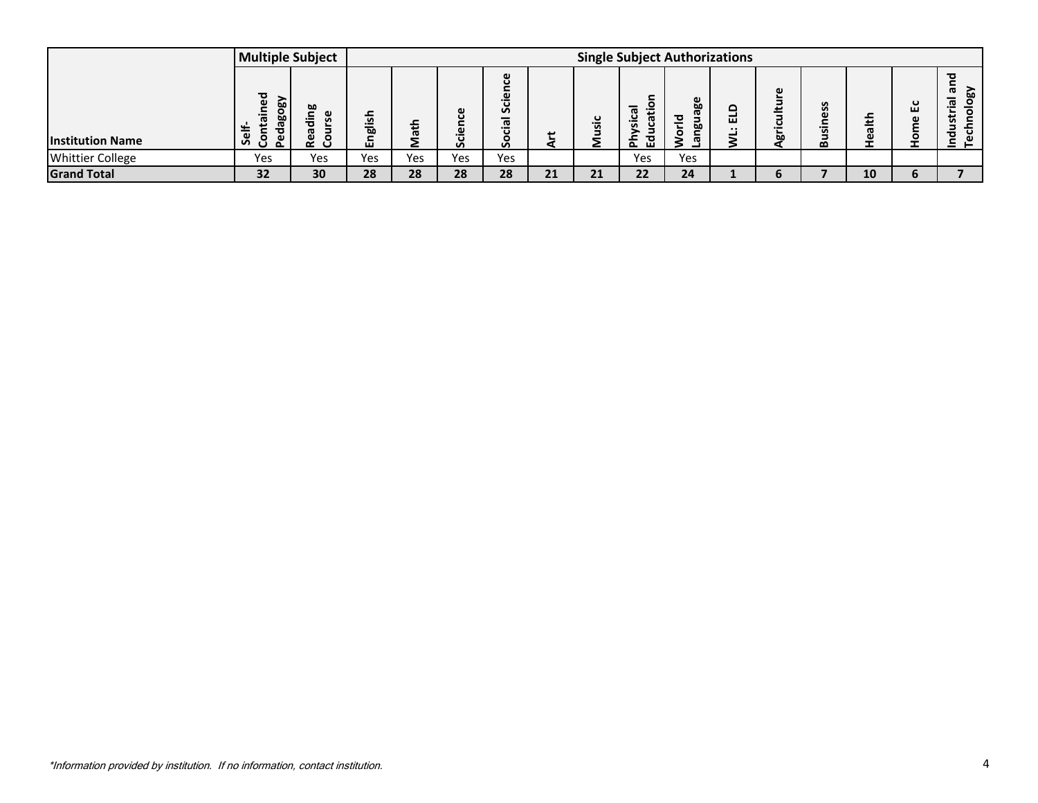| Institution Name | Multiple Subject | | Single Subject Authorizations | | | | | | | | | | | | | |
|---|---|---|---|---|---|---|---|---|---|---|---|---|---|---|---|---|
| | Self-Contained Pedagogy | Reading Course | English | Math | Science | Social Science | Art | Music | Physical Education | World Language | WL: ELD | Agriculture | Business | Health | Home Ec | Industrial and Technology |
| Whittier College | Yes | Yes | Yes | Yes | Yes | Yes | | | Yes | Yes | | | | | | |
| **Grand Total** | **32** | **30** | **28** | **28** | **28** | **28** | **21** | **21** | **22** | **24** | **1** | **6** | **7** | **10** | **6** | **7** |

*\*Information provided by institution. If no information, contact institution.*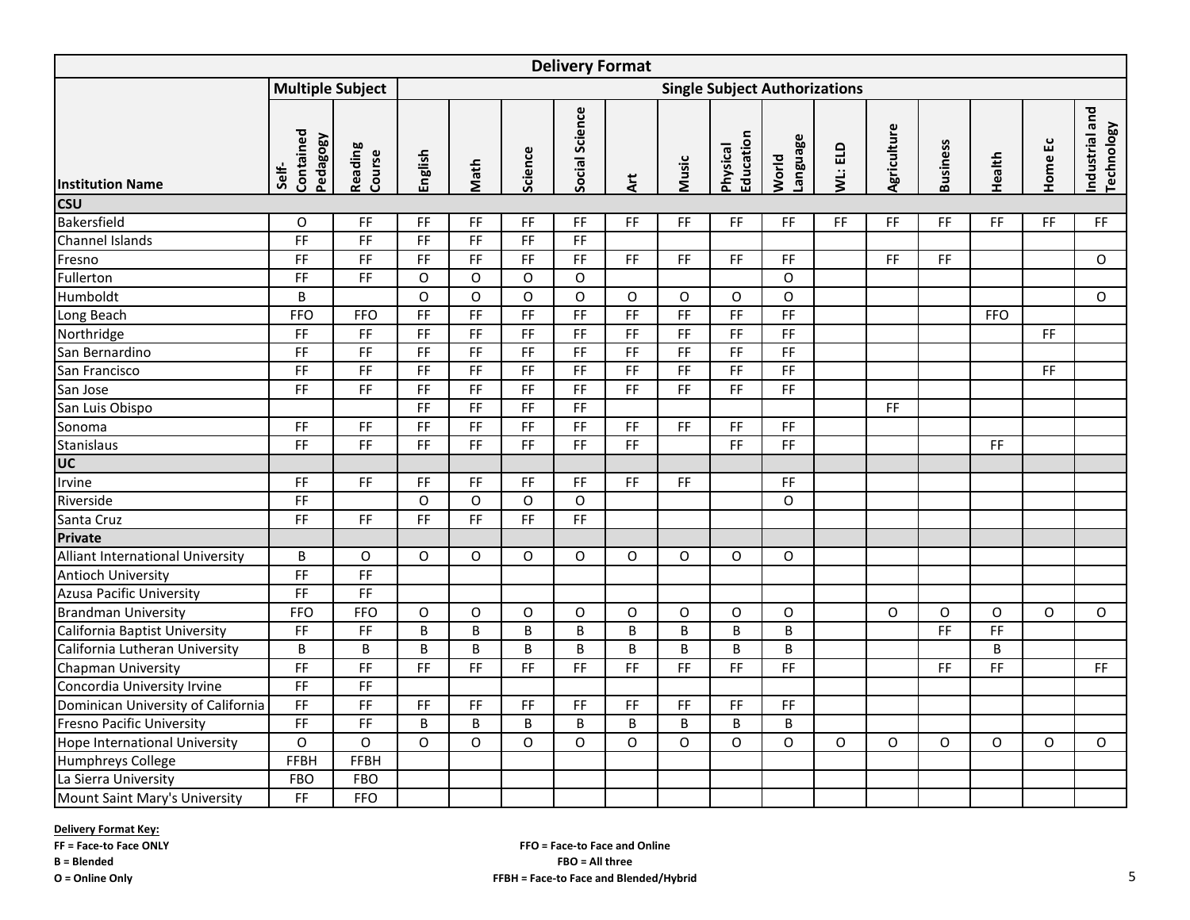| Delivery Format | | | | | | | | | | | | | | | | | |
|---|---|---|---|---|---|---|---|---|---|---|---|---|---|---|---|---|---|
| | Multiple Subject | | Single Subject Authorizations | | | | | | | | | | | | | | |
| Institution Name | Self-Contained Pedagogy | Reading Course | English | Math | Science | Social Science | Art | Music | Physical Education | World Language | WL: ELD | Agriculture | Business | Health | Home Ec | Industrial and Technology |
| **CSU** | | | | | | | | | | | | | | | | | |
| Bakersfield | O | FF | FF | FF | FF | FF | FF | FF | FF | FF | FF | FF | FF | FF | FF | FF |
| Channel Islands | FF | FF | FF | FF | FF | FF | | | | | | | | | | |
| Fresno | FF | FF | FF | FF | FF | FF | FF | FF | FF | FF | | FF | FF | | | O |
| Fullerton | FF | FF | O | O | O | O | | | | O | | | | | | |
| Humboldt | B | | O | O | O | O | O | O | O | O | | | | | | O |
| Long Beach | FFO | FFO | FF | FF | FF | FF | FF | FF | FF | FF | | | | FFO | | |
| Northridge | FF | FF | FF | FF | FF | FF | FF | FF | FF | FF | | | | | FF | |
| San Bernardino | FF | FF | FF | FF | FF | FF | FF | FF | FF | FF | | | | | | |
| San Francisco | FF | FF | FF | FF | FF | FF | FF | FF | FF | FF | | | | | FF | |
| San Jose | FF | FF | FF | FF | FF | FF | FF | FF | FF | FF | | | | | | |
| San Luis Obispo | | | FF | FF | FF | FF | | | | | | FF | | | | |
| Sonoma | FF | FF | FF | FF | FF | FF | FF | FF | FF | FF | | | | | | |
| Stanislaus | FF | FF | FF | FF | FF | FF | FF | | FF | FF | | | | FF | | |
| **UC** | | | | | | | | | | | | | | | | |
| Irvine | FF | FF | FF | FF | FF | FF | FF | FF | | FF | | | | | | |
| Riverside | FF | | O | O | O | O | | | | O | | | | | | |
| Santa Cruz | FF | FF | FF | FF | FF | FF | | | | | | | | | | |
| **Private** | | | | | | | | | | | | | | | | |
| Alliant International University | B | O | O | O | O | O | O | O | O | O | | | | | | |
| Antioch University | FF | FF | | | | | | | | | | | | | | |
| Azusa Pacific University | FF | FF | | | | | | | | | | | | | | |
| Brandman University | FFO | FFO | O | O | O | O | O | O | O | O | | O | O | O | O | O |
| California Baptist University | FF | FF | B | B | B | B | B | B | B | B | | | FF | FF | | |
| California Lutheran University | B | B | B | B | B | B | B | B | B | B | | | | B | | |
| Chapman University | FF | FF | FF | FF | FF | FF | FF | FF | FF | FF | | | FF | FF | | FF |
| Concordia University Irvine | FF | FF | | | | | | | | | | | | | | |
| Dominican University of California | FF | FF | FF | FF | FF | FF | FF | FF | FF | FF | | | | | | |
| Fresno Pacific University | FF | FF | B | B | B | B | B | B | B | B | | | | | | |
| Hope International University | O | O | O | O | O | O | O | O | O | O | O | O | O | O | O | O |
| Humphreys College | FFBH | FFBH | | | | | | | | | | | | | | |
| La Sierra University | FBO | FBO | | | | | | | | | | | | | | |
| Mount Saint Mary's University | FF | FFO | | | | | | | | | | | | | | |

**Delivery Format Key:**

**FF = Face-to Face ONLY**
**B = Blended**
**O = Online Only**
**FFO = Face-to Face and Online**
**FBO = All three**
**FFBH = Face-to Face and Blended/Hybrid**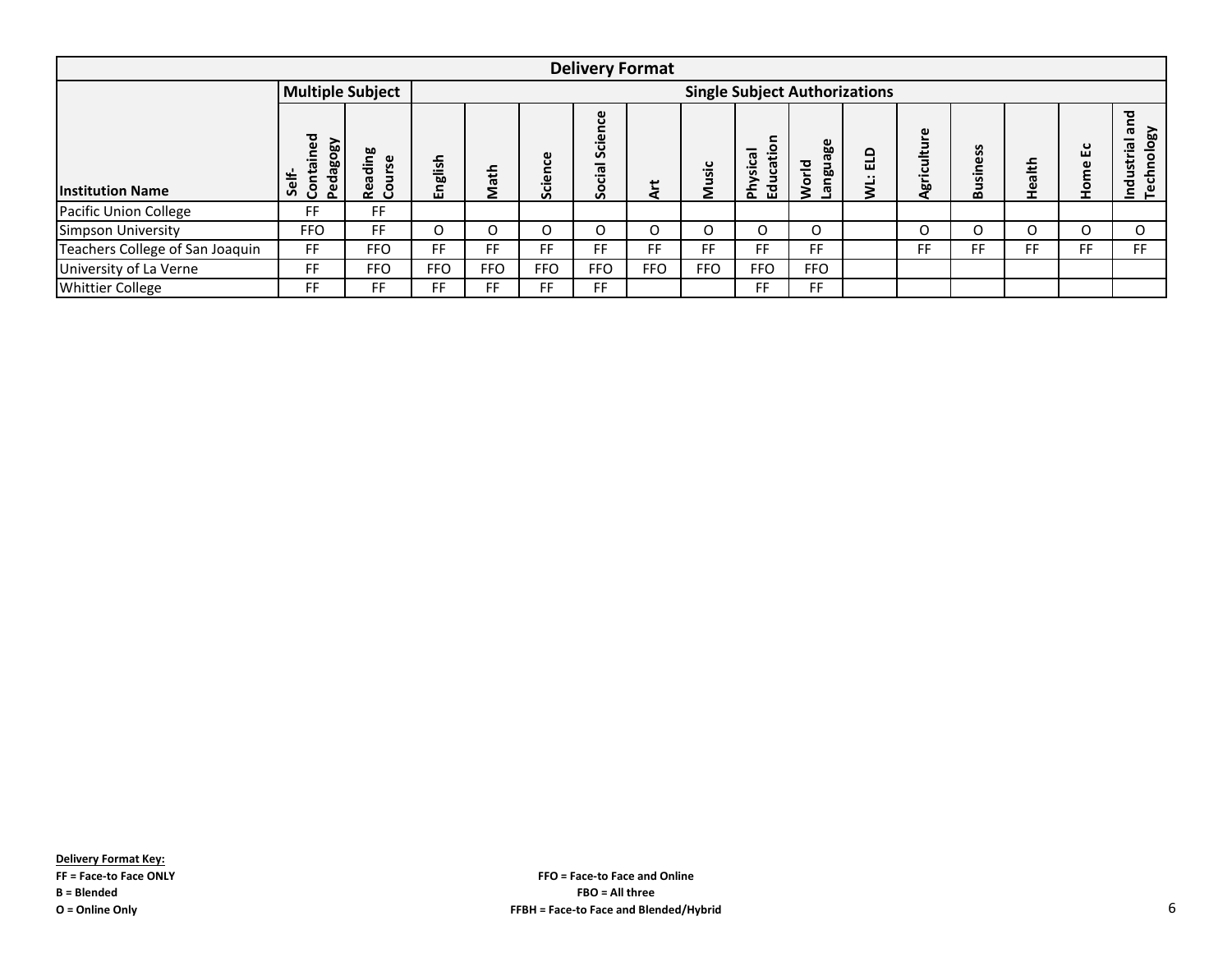| Delivery Format | | | | | | | | | | | | | | | | | |
|---|---|---|---|---|---|---|---|---|---|---|---|---|---|---|---|---|---|
| | Multiple Subject | | Single Subject Authorizations | | | | | | | | | | | | | | |
| Institution Name | Self-Contained Pedagogy | Reading Course | English | Math | Science | Social Science | Art | Music | Physical Education | World Language | WL: ELD | Agriculture | Business | Health | Home Ec | Industrial and Technology |
| Pacific Union College | FF | FF | | | | | | | | | | | | | | |
| Simpson University | FFO | FF | O | O | O | O | O | O | O | O | | O | O | O | O | O |
| Teachers College of San Joaquin | FF | FFO | FF | FF | FF | FF | FF | FF | FF | FF | | FF | FF | FF | FF | FF |
| University of La Verne | FF | FFO | FFO | FFO | FFO | FFO | FFO | FFO | FFO | FFO | | | | | | |
| Whittier College | FF | FF | FF | FF | FF | FF | | | FF | FF | | | | | | |

**Delivery Format Key:**
**FF = Face-to Face ONLY**
**B = Blended**
**O = Online Only**
**FFO = Face-to Face and Online**
**FBO = All three**
**FFBH = Face-to Face and Blended/Hybrid**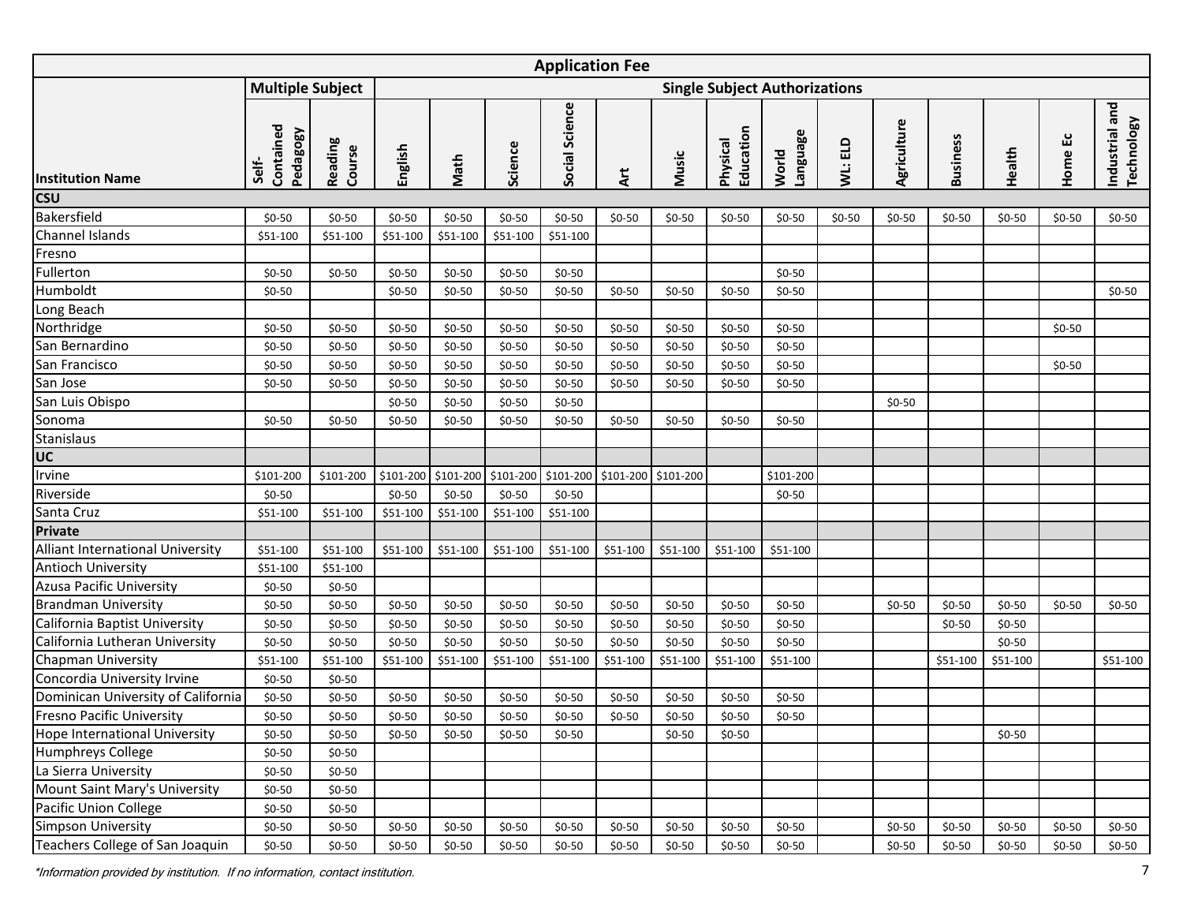| Application Fee | | | | | | | | | | | | | | | | |
|---|---|---|---|---|---|---|---|---|---|---|---|---|---|---|---|---|
| | **Multiple Subject** | | **Single Subject Authorizations** | | | | | | | | | | | | | |
| **Institution Name** | Self-Contained Pedagogy | Reading Course | English | Math | Science | Social Science | Art | Music | Physical Education | World Language | WL: ELD | Agriculture | Business | Health | Home Ec | Industrial and Technology |
| **CSU** | | | | | | | | | | | | | | | | |
| Bakersfield | $0-50 | $0-50 | $0-50 | $0-50 | $0-50 | $0-50 | $0-50 | $0-50 | $0-50 | $0-50 | $0-50 | $0-50 | $0-50 | $0-50 | $0-50 | $0-50 |
| Channel Islands | $51-100 | $51-100 | $51-100 | $51-100 | $51-100 | $51-100 | | | | | | | | | | |
| Fresno | | | | | | | | | | | | | | | | |
| Fullerton | $0-50 | $0-50 | $0-50 | $0-50 | $0-50 | $0-50 | | | | $0-50 | | | | | | |
| Humboldt | $0-50 | | $0-50 | $0-50 | $0-50 | $0-50 | $0-50 | $0-50 | $0-50 | $0-50 | | | | | | $0-50 |
| Long Beach | | | | | | | | | | | | | | | | |
| Northridge | $0-50 | $0-50 | $0-50 | $0-50 | $0-50 | $0-50 | $0-50 | $0-50 | $0-50 | $0-50 | | | | | $0-50 | |
| San Bernardino | $0-50 | $0-50 | $0-50 | $0-50 | $0-50 | $0-50 | $0-50 | $0-50 | $0-50 | $0-50 | | | | | | |
| San Francisco | $0-50 | $0-50 | $0-50 | $0-50 | $0-50 | $0-50 | $0-50 | $0-50 | $0-50 | $0-50 | | | | | $0-50 | |
| San Jose | $0-50 | $0-50 | $0-50 | $0-50 | $0-50 | $0-50 | $0-50 | $0-50 | $0-50 | $0-50 | | | | | | |
| San Luis Obispo | | | $0-50 | $0-50 | $0-50 | $0-50 | | | | | | $0-50 | | | | |
| Sonoma | $0-50 | $0-50 | $0-50 | $0-50 | $0-50 | $0-50 | $0-50 | $0-50 | $0-50 | $0-50 | | | | | | |
| Stanislaus | | | | | | | | | | | | | | | | |
| **UC** | | | | | | | | | | | | | | | | |
| Irvine | $101-200 | $101-200 | $101-200 | $101-200 | $101-200 | $101-200 | $101-200 | $101-200 | | $101-200 | | | | | | |
| Riverside | $0-50 | | $0-50 | $0-50 | $0-50 | $0-50 | | | | $0-50 | | | | | | |
| Santa Cruz | $51-100 | $51-100 | $51-100 | $51-100 | $51-100 | $51-100 | | | | | | | | | | |
| **Private** | | | | | | | | | | | | | | | | |
| Alliant International University | $51-100 | $51-100 | $51-100 | $51-100 | $51-100 | $51-100 | $51-100 | $51-100 | $51-100 | $51-100 | | | | | | |
| Antioch University | $51-100 | $51-100 | | | | | | | | | | | | | | |
| Azusa Pacific University | $0-50 | $0-50 | | | | | | | | | | | | | | |
| Brandman University | $0-50 | $0-50 | $0-50 | $0-50 | $0-50 | $0-50 | $0-50 | $0-50 | $0-50 | $0-50 | | $0-50 | $0-50 | $0-50 | $0-50 | $0-50 |
| California Baptist University | $0-50 | $0-50 | $0-50 | $0-50 | $0-50 | $0-50 | $0-50 | $0-50 | $0-50 | $0-50 | | | $0-50 | $0-50 | | |
| California Lutheran University | $0-50 | $0-50 | $0-50 | $0-50 | $0-50 | $0-50 | $0-50 | $0-50 | $0-50 | $0-50 | | | | $0-50 | | |
| Chapman University | $51-100 | $51-100 | $51-100 | $51-100 | $51-100 | $51-100 | $51-100 | $51-100 | $51-100 | $51-100 | | | $51-100 | $51-100 | | $51-100 |
| Concordia University Irvine | $0-50 | $0-50 | | | | | | | | | | | | | | |
| Dominican University of California | $0-50 | $0-50 | $0-50 | $0-50 | $0-50 | $0-50 | $0-50 | $0-50 | $0-50 | $0-50 | | | | | | |
| Fresno Pacific University | $0-50 | $0-50 | $0-50 | $0-50 | $0-50 | $0-50 | $0-50 | $0-50 | $0-50 | $0-50 | | | | | | |
| Hope International University | $0-50 | $0-50 | $0-50 | $0-50 | $0-50 | $0-50 | | $0-50 | $0-50 | | | | | $0-50 | | |
| Humphreys College | $0-50 | $0-50 | | | | | | | | | | | | | | |
| La Sierra University | $0-50 | $0-50 | | | | | | | | | | | | | | |
| Mount Saint Mary's University | $0-50 | $0-50 | | | | | | | | | | | | | | |
| Pacific Union College | $0-50 | $0-50 | | | | | | | | | | | | | | |
| Simpson University | $0-50 | $0-50 | $0-50 | $0-50 | $0-50 | $0-50 | $0-50 | $0-50 | $0-50 | $0-50 | | $0-50 | $0-50 | $0-50 | $0-50 | $0-50 |
| Teachers College of San Joaquin | $0-50 | $0-50 | $0-50 | $0-50 | $0-50 | $0-50 | $0-50 | $0-50 | $0-50 | $0-50 | | $0-50 | $0-50 | $0-50 | $0-50 | $0-50 |

*\*Information provided by institution. If no information, contact institution.*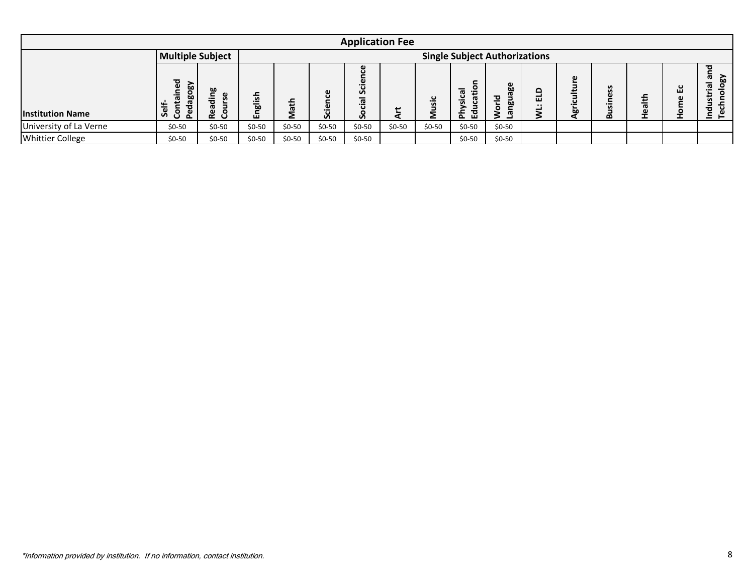| Application Fee | | | | | | | | | | | | | | | | | |
|---|---|---|---|---|---|---|---|---|---|---|---|---|---|---|---|---|---|
| | Multiple Subject | | Single Subject Authorizations | | | | | | | | | | | | | | |
| Institution Name | Self-Contained Pedagogy | Reading Course | English | Math | Science | Social Science | Art | Music | Physical Education | World Language | WL: ELD | Agriculture | Business | Health | Home Ec | Industrial and Technology |
| University of La Verne | $0-50 | $0-50 | $0-50 | $0-50 | $0-50 | $0-50 | $0-50 | $0-50 | $0-50 | $0-50 | | | | | | |
| Whittier College | $0-50 | $0-50 | $0-50 | $0-50 | $0-50 | $0-50 | | | $0-50 | $0-50 | | | | | | |

*\*Information provided by institution. If no information, contact institution.*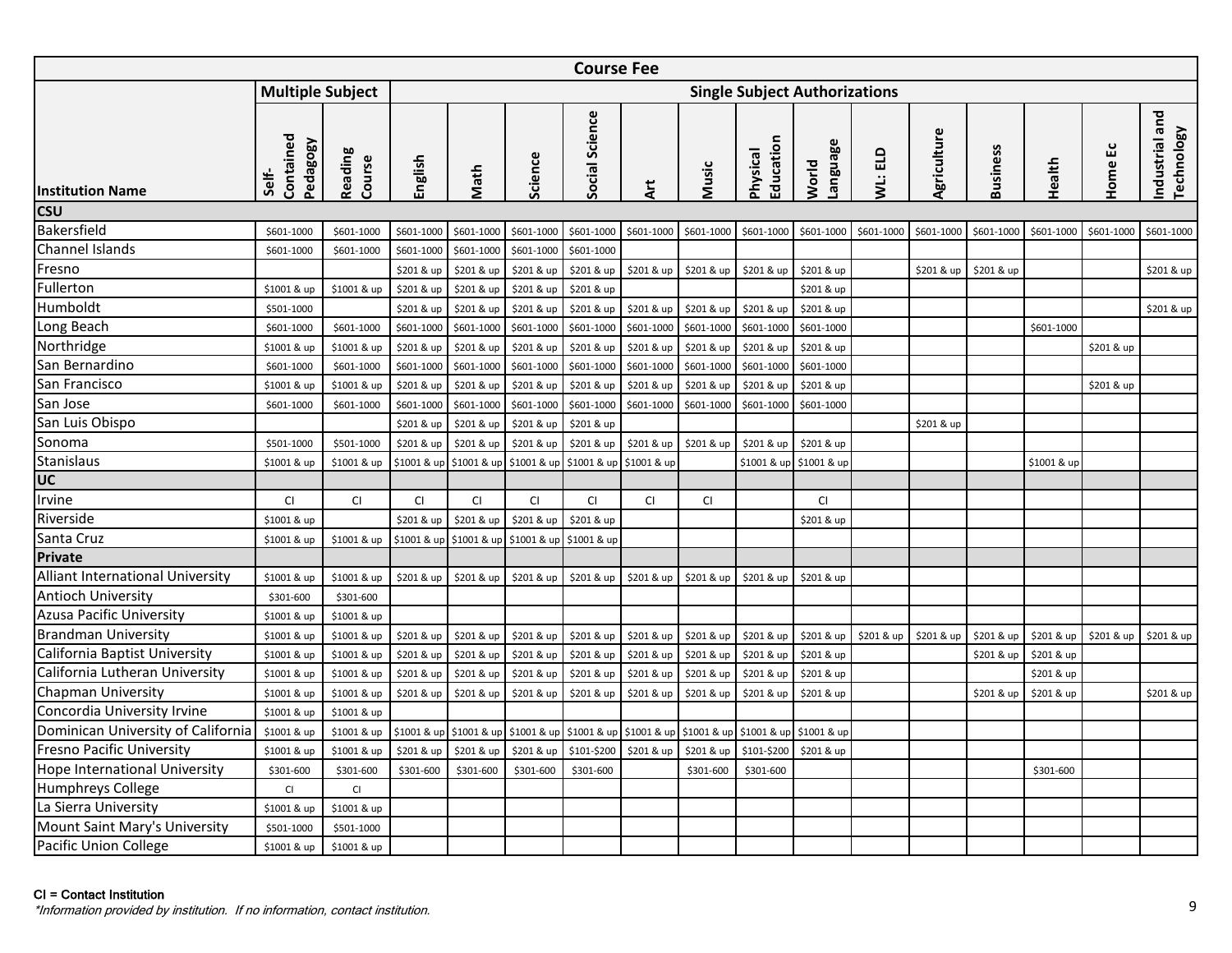| Course Fee | | | | | | | | | | | | | | | | |
|---|---|---|---|---|---|---|---|---|---|---|---|---|---|---|---|---|
| | Multiple Subject | | Single Subject Authorizations | | | | | | | | | | | | | |
| Institution Name | Self-Contained Pedagogy | Reading Course | English | Math | Science | Social Science | Art | Music | Physical Education | World Language | WL: ELD | Agriculture | Business | Health | Home Ec | Industrial and Technology |
| **CSU** | | | | | | | | | | | | | | | | |
| Bakersfield | $601-1000 | $601-1000 | $601-1000 | $601-1000 | $601-1000 | $601-1000 | $601-1000 | $601-1000 | $601-1000 | $601-1000 | $601-1000 | $601-1000 | $601-1000 | $601-1000 | $601-1000 | $601-1000 |
| Channel Islands | $601-1000 | $601-1000 | $601-1000 | $601-1000 | $601-1000 | $601-1000 | | | | | | | | | | |
| Fresno | | | $201 & up | $201 & up | $201 & up | $201 & up | $201 & up | $201 & up | $201 & up | $201 & up | | $201 & up | $201 & up | | | $201 & up |
| Fullerton | $1001 & up | $1001 & up | $201 & up | $201 & up | $201 & up | $201 & up | | | | $201 & up | | | | | | |
| Humboldt | $501-1000 | | $201 & up | $201 & up | $201 & up | $201 & up | $201 & up | $201 & up | $201 & up | $201 & up | | | | | | $201 & up |
| Long Beach | $601-1000 | $601-1000 | $601-1000 | $601-1000 | $601-1000 | $601-1000 | $601-1000 | $601-1000 | $601-1000 | $601-1000 | | | | $601-1000 | | |
| Northridge | $1001 & up | $1001 & up | $201 & up | $201 & up | $201 & up | $201 & up | $201 & up | $201 & up | $201 & up | $201 & up | | | | | $201 & up | |
| San Bernardino | $601-1000 | $601-1000 | $601-1000 | $601-1000 | $601-1000 | $601-1000 | $601-1000 | $601-1000 | $601-1000 | $601-1000 | | | | | | |
| San Francisco | $1001 & up | $1001 & up | $201 & up | $201 & up | $201 & up | $201 & up | $201 & up | $201 & up | $201 & up | $201 & up | | | | | $201 & up | |
| San Jose | $601-1000 | $601-1000 | $601-1000 | $601-1000 | $601-1000 | $601-1000 | $601-1000 | $601-1000 | $601-1000 | $601-1000 | | | | | | |
| San Luis Obispo | | | $201 & up | $201 & up | $201 & up | $201 & up | | | | | | $201 & up | | | | |
| Sonoma | $501-1000 | $501-1000 | $201 & up | $201 & up | $201 & up | $201 & up | $201 & up | $201 & up | $201 & up | $201 & up | | | | | | |
| Stanislaus | $1001 & up | $1001 & up | $1001 & up | $1001 & up | $1001 & up | $1001 & up | $1001 & up | | $1001 & up | $1001 & up | | | | $1001 & up | | |
| **UC** | | | | | | | | | | | | | | | | |
| Irvine | CI | CI | CI | CI | CI | CI | CI | CI | | CI | | | | | | |
| Riverside | $1001 & up | | $201 & up | $201 & up | $201 & up | $201 & up | | | | $201 & up | | | | | | |
| Santa Cruz | $1001 & up | $1001 & up | $1001 & up | $1001 & up | $1001 & up | $1001 & up | | | | | | | | | | |
| **Private** | | | | | | | | | | | | | | | | |
| Alliant International University | $1001 & up | $1001 & up | $201 & up | $201 & up | $201 & up | $201 & up | $201 & up | $201 & up | $201 & up | $201 & up | | | | | | |
| Antioch University | $301-600 | $301-600 | | | | | | | | | | | | | | |
| Azusa Pacific University | $1001 & up | $1001 & up | | | | | | | | | | | | | | |
| Brandman University | $1001 & up | $1001 & up | $201 & up | $201 & up | $201 & up | $201 & up | $201 & up | $201 & up | $201 & up | $201 & up | $201 & up | $201 & up | $201 & up | $201 & up | $201 & up | $201 & up |
| California Baptist University | $1001 & up | $1001 & up | $201 & up | $201 & up | $201 & up | $201 & up | $201 & up | $201 & up | $201 & up | $201 & up | | | $201 & up | $201 & up | | |
| California Lutheran University | $1001 & up | $1001 & up | $201 & up | $201 & up | $201 & up | $201 & up | $201 & up | $201 & up | $201 & up | $201 & up | | | | $201 & up | | |
| Chapman University | $1001 & up | $1001 & up | $201 & up | $201 & up | $201 & up | $201 & up | $201 & up | $201 & up | $201 & up | $201 & up | | | $201 & up | $201 & up | | $201 & up |
| Concordia University Irvine | $1001 & up | $1001 & up | | | | | | | | | | | | | | |
| Dominican University of California | $1001 & up | $1001 & up | $1001 & up | $1001 & up | $1001 & up | $1001 & up | $1001 & up | $1001 & up | $1001 & up | $1001 & up | | | | | | |
| Fresno Pacific University | $1001 & up | $1001 & up | $201 & up | $201 & up | $201 & up | $101-$200 | $201 & up | $201 & up | $101-$200 | $201 & up | | | | | | |
| Hope International University | $301-600 | $301-600 | $301-600 | $301-600 | $301-600 | $301-600 | | $301-600 | $301-600 | | | | | $301-600 | | |
| Humphreys College | CI | CI | | | | | | | | | | | | | | |
| La Sierra University | $1001 & up | $1001 & up | | | | | | | | | | | | | | |
| Mount Saint Mary's University | $501-1000 | $501-1000 | | | | | | | | | | | | | | |
| Pacific Union College | $1001 & up | $1001 & up | | | | | | | | | | | | | | |

CI = Contact Institution

*Information provided by institution. If no information, contact institution.*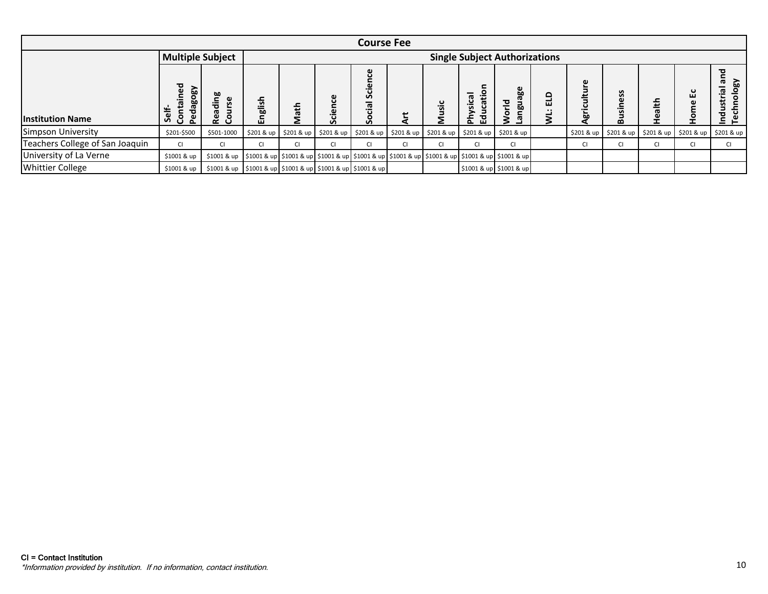| Course Fee | | | | | | | | | | | | | | | | | |
|---|---|---|---|---|---|---|---|---|---|---|---|---|---|---|---|---|---|
| | Multiple Subject | | Single Subject Authorizations | | | | | | | | | | | | | | |
| Institution Name | Self-Contained Pedagogy | Reading Course | English | Math | Science | Social Science | Art | Music | Physical Education | World Language | WL: ELD | Agriculture | Business | Health | Home Ec | Industrial and Technology |
| Simpson University | $201-$500 | $501-1000 | $201 & up | $201 & up | $201 & up | $201 & up | $201 & up | $201 & up | $201 & up | $201 & up | | $201 & up | $201 & up | $201 & up | $201 & up | $201 & up |
| Teachers College of San Joaquin | CI | CI | CI | CI | CI | CI | CI | CI | CI | CI | | CI | CI | CI | CI | CI |
| University of La Verne | $1001 & up | $1001 & up | $1001 & up | $1001 & up | $1001 & up | $1001 & up | $1001 & up | $1001 & up | $1001 & up | $1001 & up | | | | | | |
| Whittier College | $1001 & up | $1001 & up | $1001 & up | $1001 & up | $1001 & up | $1001 & up | | | $1001 & up | $1001 & up | | | | | | |

**CI = Contact Institution**

*Information provided by institution. If no information, contact institution.*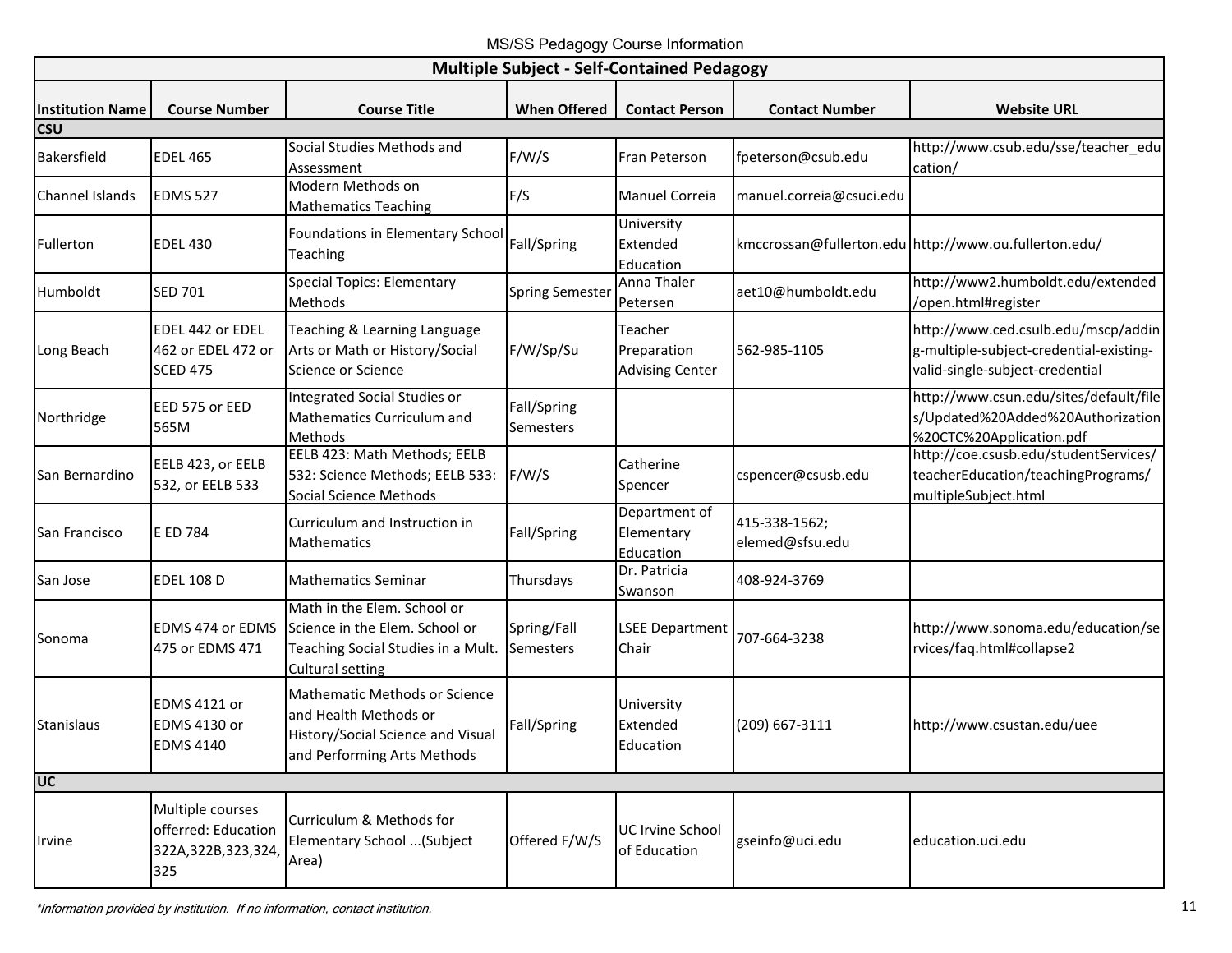MS/SS Pedagogy Course Information

| Multiple Subject - Self-Contained Pedagogy | | | | | | |
|---|---|---|---|---|---|---|
| **Institution Name** | **Course Number** | **Course Title** | **When Offered** | **Contact Person** | **Contact Number** | **Website URL** |
| **CSU** | | | | | | |
| Bakersfield | EDEL 465 | Social Studies Methods and Assessment | F/W/S | Fran Peterson | fpeterson@csub.edu | http://www.csub.edu/sse/teacher_education/ |
| Channel Islands | EDMS 527 | Modern Methods on Mathematics Teaching | F/S | Manuel Correia | manuel.correia@csuci.edu | |
| Fullerton | EDEL 430 | Foundations in Elementary School Teaching | Fall/Spring | University Extended Education | kmccrossan@fullerton.edu | http://www.ou.fullerton.edu/ |
| Humboldt | SED 701 | Special Topics: Elementary Methods | Spring Semester | Anna Thaler Petersen | aet10@humboldt.edu | http://www2.humboldt.edu/extended/open.html#register |
| Long Beach | EDEL 442 or EDEL 462 or EDEL 472 or SCED 475 | Teaching & Learning Language Arts or Math or History/Social Science or Science | F/W/Sp/Su | Teacher Preparation Advising Center | 562-985-1105 | http://www.ced.csulb.edu/mscp/adding-multiple-subject-credential-existing-valid-single-subject-credential |
| Northridge | EED 575 or EED 565M | Integrated Social Studies or Mathematics Curriculum and Methods | Fall/Spring Semesters | | | http://www.csun.edu/sites/default/files/Updated%20Added%20Authorization%20CTC%20Application.pdf |
| San Bernardino | EELB 423, or EELB 532, or EELB 533 | EELB 423: Math Methods; EELB 532: Science Methods; EELB 533: Social Science Methods | F/W/S | Catherine Spencer | cspencer@csusb.edu | http://coe.csusb.edu/studentServices/teacherEducation/teachingPrograms/multipleSubject.html |
| San Francisco | E ED 784 | Curriculum and Instruction in Mathematics | Fall/Spring | Department of Elementary Education | 415-338-1562; elemed@sfsu.edu | |
| San Jose | EDEL 108 D | Mathematics Seminar | Thursdays | Dr. Patricia Swanson | 408-924-3769 | |
| Sonoma | EDMS 474 or EDMS 475 or EDMS 471 | Math in the Elem. School or Science in the Elem. School or Teaching Social Studies in a Mult. Cultural setting | Spring/Fall Semesters | LSEE Department Chair | 707-664-3238 | http://www.sonoma.edu/education/services/faq.html#collapse2 |
| Stanislaus | EDMS 4121 or EDMS 4130 or EDMS 4140 | Mathematic Methods or Science and Health Methods or History/Social Science and Visual and Performing Arts Methods | Fall/Spring | University Extended Education | (209) 667-3111 | http://www.csustan.edu/uee |
| **UC** | | | | | | |
| Irvine | Multiple courses offerred: Education 322A,322B,323,324, 325 | Curriculum & Methods for Elementary School ...(Subject Area) | Offered F/W/S | UC Irvine School of Education | gseinfo@uci.edu | education.uci.edu |

*\*Information provided by institution. If no information, contact institution.*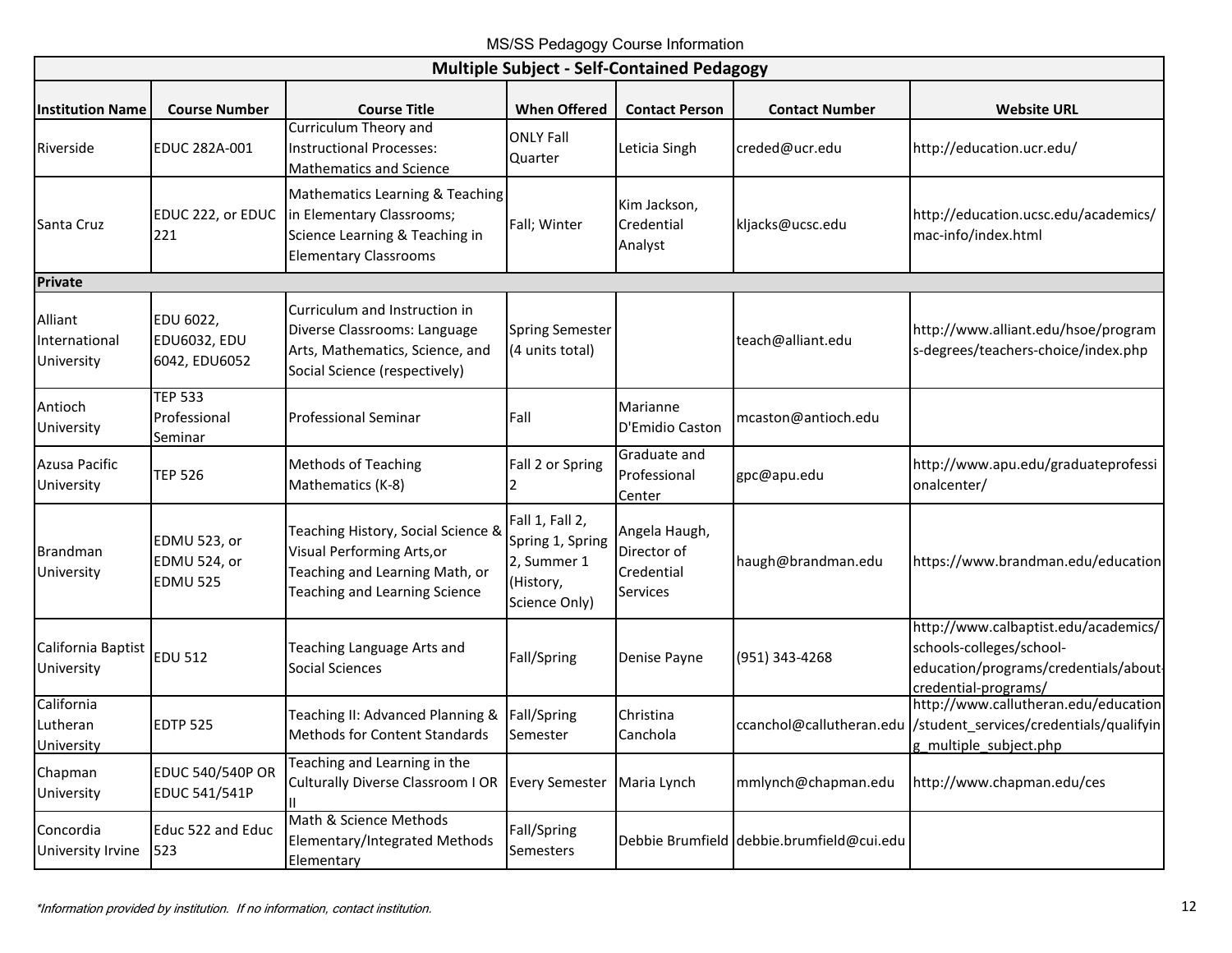MS/SS Pedagogy Course Information

| Multiple Subject - Self-Contained Pedagogy | | | | | | |
|---|---|---|---|---|---|---|
| **Institution Name** | **Course Number** | **Course Title** | **When Offered** | **Contact Person** | **Contact Number** | **Website URL** |
| Riverside | EDUC 282A-001 | Curriculum Theory and Instructional Processes: Mathematics and Science | ONLY Fall Quarter | Leticia Singh | creded@ucr.edu | http://education.ucr.edu/ |
| Santa Cruz | EDUC 222, or EDUC 221 | Mathematics Learning & Teaching in Elementary Classrooms; Science Learning & Teaching in Elementary Classrooms | Fall; Winter | Kim Jackson, Credential Analyst | kljacks@ucsc.edu | http://education.ucsc.edu/academics/mac-info/index.html |
| **Private** | | | | | | |
| Alliant International University | EDU 6022, EDU6032, EDU 6042, EDU6052 | Curriculum and Instruction in Diverse Classrooms: Language Arts, Mathematics, Science, and Social Science (respectively) | Spring Semester (4 units total) | | teach@alliant.edu | http://www.alliant.edu/hsoe/programs-degrees/teachers-choice/index.php |
| Antioch University | TEP 533 Professional Seminar | Professional Seminar | Fall | Marianne D'Emidio Caston | mcaston@antioch.edu | |
| Azusa Pacific University | TEP 526 | Methods of Teaching Mathematics (K-8) | Fall 2 or Spring 2 | Graduate and Professional Center | gpc@apu.edu | http://www.apu.edu/graduateprofessionalcenter/ |
| Brandman University | EDMU 523, or EDMU 524, or EDMU 525 | Teaching History, Social Science & Visual Performing Arts,or Teaching and Learning Math, or Teaching and Learning Science | Fall 1, Fall 2, Spring 1, Spring 2, Summer 1 (History, Science Only) | Angela Haugh, Director of Credential Services | haugh@brandman.edu | https://www.brandman.edu/education |
| California Baptist University | EDU 512 | Teaching Language Arts and Social Sciences | Fall/Spring | Denise Payne | (951) 343-4268 | http://www.calbaptist.edu/academics/schools-colleges/school-education/programs/credentials/about-credential-programs/ |
| California Lutheran University | EDTP 525 | Teaching II: Advanced Planning & Methods for Content Standards | Fall/Spring Semester | Christina Canchola | ccanchol@callutheran.edu | http://www.callutheran.edu/education/student_services/credentials/qualifying_multiple_subject.php |
| Chapman University | EDUC 540/540P OR EDUC 541/541P | Teaching and Learning in the Culturally Diverse Classroom I OR II | Every Semester | Maria Lynch | mmlynch@chapman.edu | http://www.chapman.edu/ces |
| Concordia University Irvine | Educ 522 and Educ 523 | Math & Science Methods Elementary/Integrated Methods Elementary | Fall/Spring Semesters | Debbie Brumfield | debbie.brumfield@cui.edu | |

*\*Information provided by institution. If no information, contact institution.*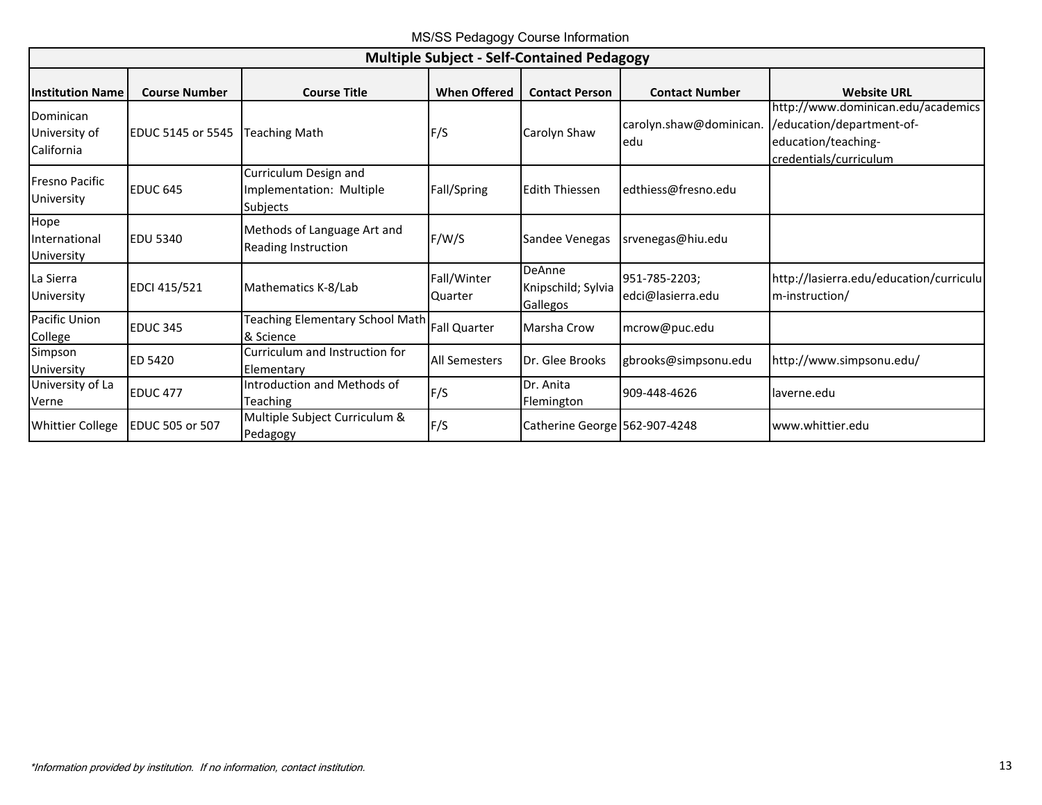MS/SS Pedagogy Course Information

| Multiple Subject - Self-Contained Pedagogy | | | | | | |
|---|---|---|---|---|---|---|
| **Institution Name** | **Course Number** | **Course Title** | **When Offered** | **Contact Person** | **Contact Number** | **Website URL** |
| Dominican University of California | EDUC 5145 or 5545 | Teaching Math | F/S | Carolyn Shaw | carolyn.shaw@dominican.edu | http://www.dominican.edu/academics/education/department-of-education/teaching-credentials/curriculum |
| Fresno Pacific University | EDUC 645 | Curriculum Design and Implementation: Multiple Subjects | Fall/Spring | Edith Thiessen | edthiess@fresno.edu | |
| Hope International University | EDU 5340 | Methods of Language Art and Reading Instruction | F/W/S | Sandee Venegas | srvenegas@hiu.edu | |
| La Sierra University | EDCI 415/521 | Mathematics K-8/Lab | Fall/Winter Quarter | DeAnne Knipschild; Sylvia Gallegos | 951-785-2203; edci@lasierra.edu | http://lasierra.edu/education/curriculum-instruction/ |
| Pacific Union College | EDUC 345 | Teaching Elementary School Math & Science | Fall Quarter | Marsha Crow | mcrow@puc.edu | |
| Simpson University | ED 5420 | Curriculum and Instruction for Elementary | All Semesters | Dr. Glee Brooks | gbrooks@simpsonu.edu | http://www.simpsonu.edu/ |
| University of La Verne | EDUC 477 | Introduction and Methods of Teaching | F/S | Dr. Anita Flemington | 909-448-4626 | laverne.edu |
| Whittier College | EDUC 505 or 507 | Multiple Subject Curriculum & Pedagogy | F/S | Catherine George | 562-907-4248 | www.whittier.edu |

*\*Information provided by institution. If no information, contact institution.*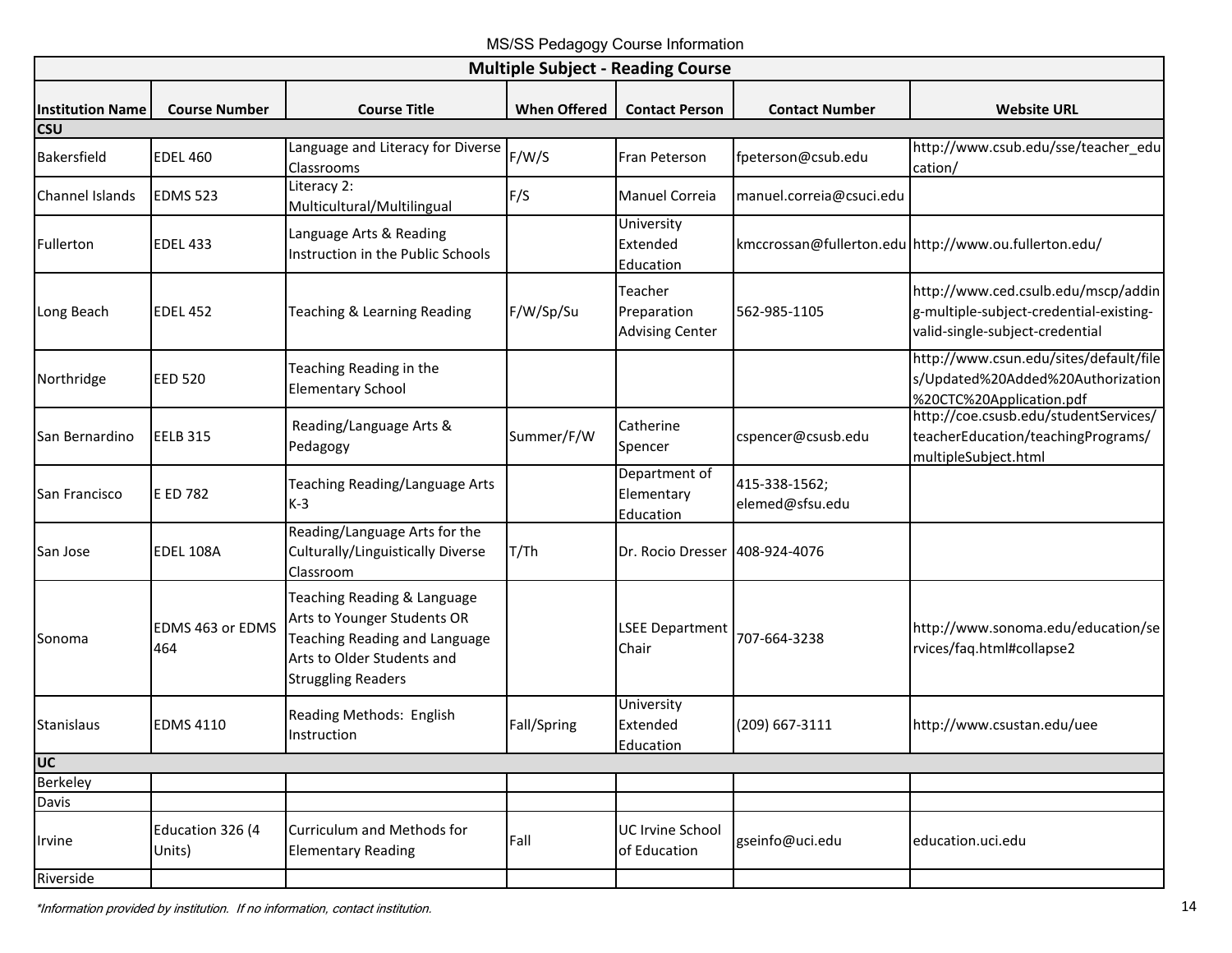MS/SS Pedagogy Course Information

| Multiple Subject - Reading Course | | | | | | |
|---|---|---|---|---|---|---|
| **Institution Name** | **Course Number** | **Course Title** | **When Offered** | **Contact Person** | **Contact Number** | **Website URL** |
| **CSU** | | | | | | |
| Bakersfield | EDEL 460 | Language and Literacy for Diverse Classrooms | F/W/S | Fran Peterson | fpeterson@csub.edu | http://www.csub.edu/sse/teacher_education/ |
| Channel Islands | EDMS 523 | Literacy 2: Multicultural/Multilingual | F/S | Manuel Correia | manuel.correia@csuci.edu | |
| Fullerton | EDEL 433 | Language Arts & Reading Instruction in the Public Schools | | University Extended Education | kmccrossan@fullerton.edu | http://www.ou.fullerton.edu/ |
| Long Beach | EDEL 452 | Teaching & Learning Reading | F/W/Sp/Su | Teacher Preparation Advising Center | 562-985-1105 | http://www.ced.csulb.edu/mscp/adding-multiple-subject-credential-existing-valid-single-subject-credential |
| Northridge | EED 520 | Teaching Reading in the Elementary School | | | | http://www.csun.edu/sites/default/files/Updated%20Added%20Authorization%20CTC%20Application.pdf |
| San Bernardino | EELB 315 | Reading/Language Arts & Pedagogy | Summer/F/W | Catherine Spencer | cspencer@csusb.edu | http://coe.csusb.edu/studentServices/teacherEducation/teachingPrograms/multipleSubject.html |
| San Francisco | E ED 782 | Teaching Reading/Language Arts K-3 | | Department of Elementary Education | 415-338-1562; elemed@sfsu.edu | |
| San Jose | EDEL 108A | Reading/Language Arts for the Culturally/Linguistically Diverse Classroom | T/Th | Dr. Rocio Dresser | 408-924-4076 | |
| Sonoma | EDMS 463 or EDMS 464 | Teaching Reading & Language Arts to Younger Students OR Teaching Reading and Language Arts to Older Students and Struggling Readers | | LSEE Department Chair | 707-664-3238 | http://www.sonoma.edu/education/services/faq.html#collapse2 |
| Stanislaus | EDMS 4110 | Reading Methods: English Instruction | Fall/Spring | University Extended Education | (209) 667-3111 | http://www.csustan.edu/uee |
| **UC** | | | | | | |
| Berkeley | | | | | | |
| Davis | | | | | | |
| Irvine | Education 326 (4 Units) | Curriculum and Methods for Elementary Reading | Fall | UC Irvine School of Education | gseinfo@uci.edu | education.uci.edu |
| Riverside | | | | | | |

*\*Information provided by institution. If no information, contact institution.*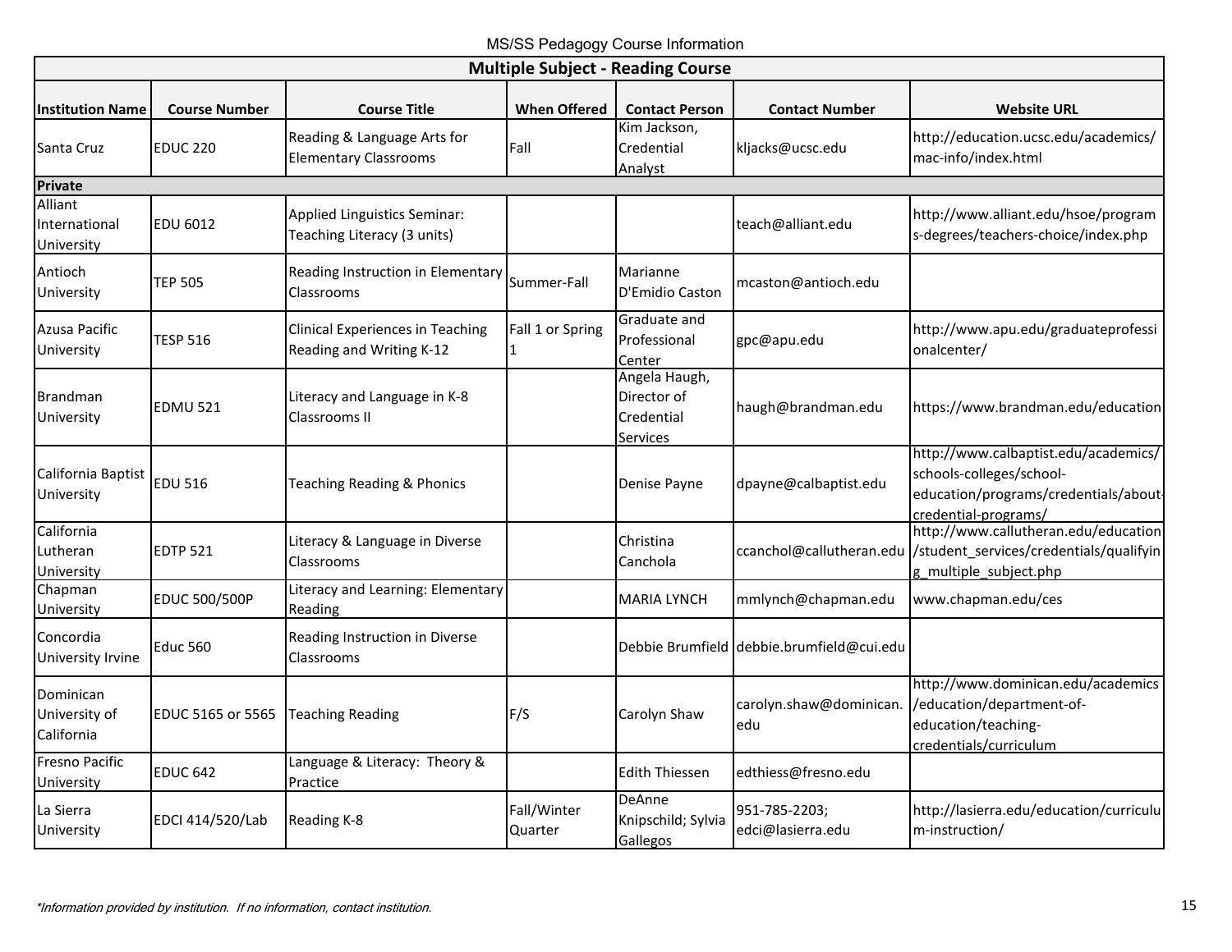MS/SS Pedagogy Course Information

| Multiple Subject - Reading Course | | | | | | |
|---|---|---|---|---|---|---|
| **Institution Name** | **Course Number** | **Course Title** | **When Offered** | **Contact Person** | **Contact Number** | **Website URL** |
| Santa Cruz | EDUC 220 | Reading & Language Arts for Elementary Classrooms | Fall | Kim Jackson, Credential Analyst | kljacks@ucsc.edu | http://education.ucsc.edu/academics/mac-info/index.html |
| **Private** | | | | | | |
| Alliant International University | EDU 6012 | Applied Linguistics Seminar: Teaching Literacy (3 units) | | | teach@alliant.edu | http://www.alliant.edu/hsoe/programs-degrees/teachers-choice/index.php |
| Antioch University | TEP 505 | Reading Instruction in Elementary Classrooms | Summer-Fall | Marianne D'Emidio Caston | mcaston@antioch.edu | |
| Azusa Pacific University | TESP 516 | Clinical Experiences in Teaching Reading and Writing K-12 | Fall 1 or Spring 1 | Graduate and Professional Center | gpc@apu.edu | http://www.apu.edu/graduateprofessionalcenter/ |
| Brandman University | EDMU 521 | Literacy and Language in K-8 Classrooms II | | Angela Haugh, Director of Credential Services | haugh@brandman.edu | https://www.brandman.edu/education |
| California Baptist University | EDU 516 | Teaching Reading & Phonics | | Denise Payne | dpayne@calbaptist.edu | http://www.calbaptist.edu/academics/schools-colleges/school-education/programs/credentials/about-credential-programs/ |
| California Lutheran University | EDTP 521 | Literacy & Language in Diverse Classrooms | | Christina Canchola | ccanchol@callutheran.edu | http://www.callutheran.edu/education/student_services/credentials/qualifying_multiple_subject.php |
| Chapman University | EDUC 500/500P | Literacy and Learning: Elementary Reading | | MARIA LYNCH | mmlynch@chapman.edu | www.chapman.edu/ces |
| Concordia University Irvine | Educ 560 | Reading Instruction in Diverse Classrooms | | Debbie Brumfield | debbie.brumfield@cui.edu | |
| Dominican University of California | EDUC 5165 or 5565 | Teaching Reading | F/S | Carolyn Shaw | carolyn.shaw@dominican.edu | http://www.dominican.edu/academics/education/department-of-education/teaching-credentials/curriculum |
| Fresno Pacific University | EDUC 642 | Language & Literacy: Theory & Practice | | Edith Thiessen | edthiess@fresno.edu | |
| La Sierra University | EDCI 414/520/Lab | Reading K-8 | Fall/Winter Quarter | DeAnne Knipschild; Sylvia Gallegos | 951-785-2203; edci@lasierra.edu | http://lasierra.edu/education/curriculum-instruction/ |

*\*Information provided by institution. If no information, contact institution.*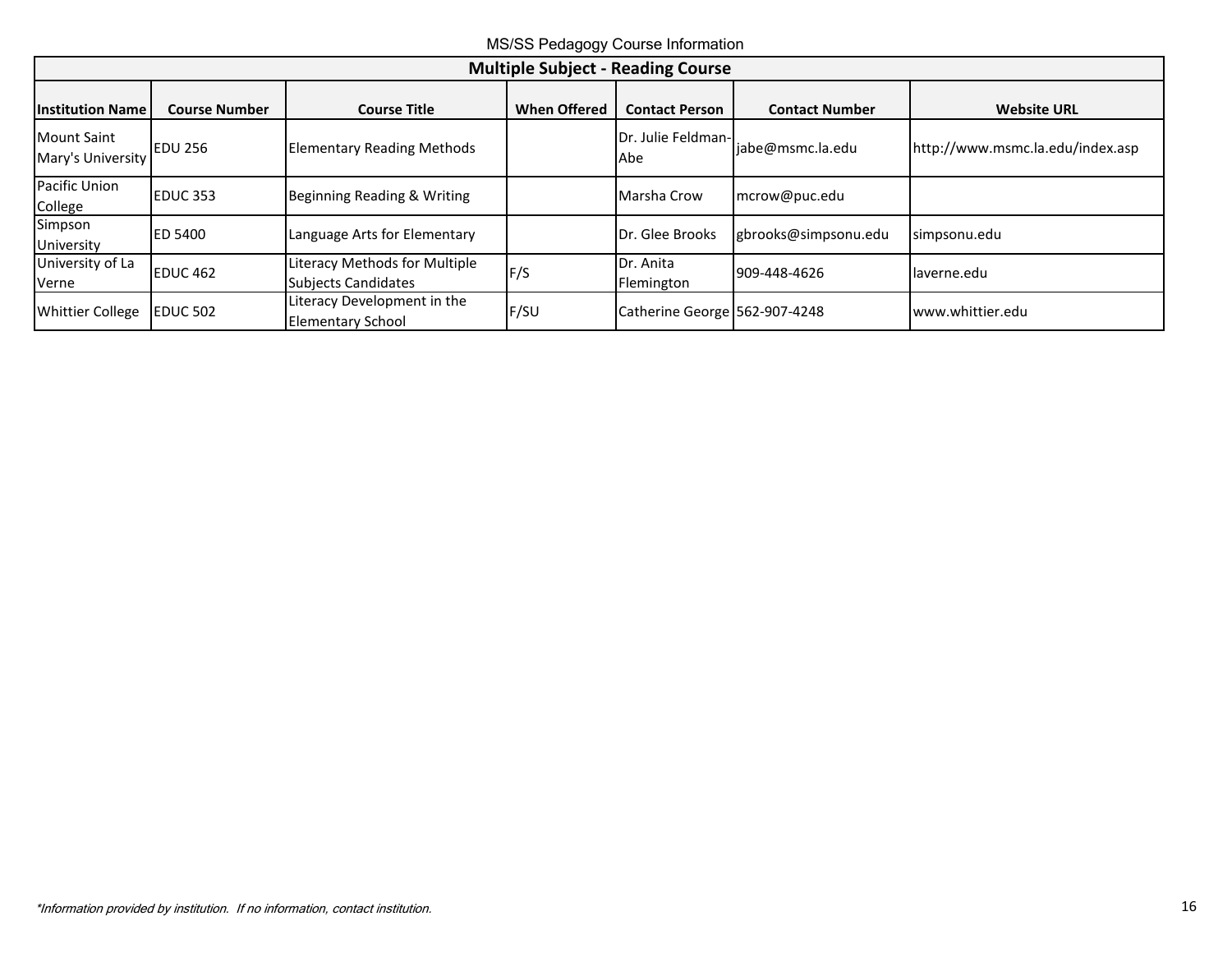MS/SS Pedagogy Course Information

## Multiple Subject - Reading Course

| Institution Name | Course Number | Course Title | When Offered | Contact Person | Contact Number | Website URL |
|---|---|---|---|---|---|---|
| Mount Saint Mary's University | EDU 256 | Elementary Reading Methods | | Dr. Julie Feldman-Abe | jabe@msmc.la.edu | http://www.msmc.la.edu/index.asp |
| Pacific Union College | EDUC 353 | Beginning Reading & Writing | | Marsha Crow | mcrow@puc.edu | |
| Simpson University | ED 5400 | Language Arts for Elementary | | Dr. Glee Brooks | gbrooks@simpsonu.edu | simpsonu.edu |
| University of La Verne | EDUC 462 | Literacy Methods for Multiple Subjects Candidates | F/S | Dr. Anita Flemington | 909-448-4626 | laverne.edu |
| Whittier College | EDUC 502 | Literacy Development in the Elementary School | F/SU | Catherine George | 562-907-4248 | www.whittier.edu |

*\*Information provided by institution. If no information, contact institution.*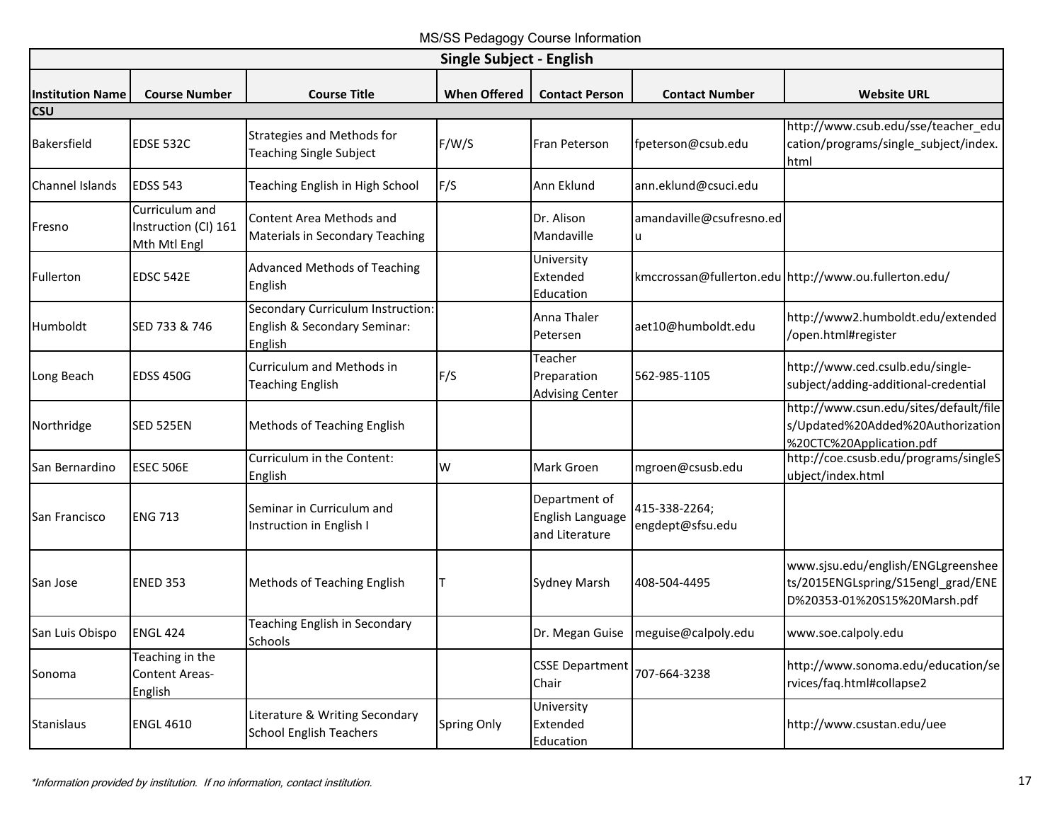MS/SS Pedagogy Course Information

| Single Subject - English | | | | | | |
|---|---|---|---|---|---|---|
| **Institution Name** | **Course Number** | **Course Title** | **When Offered** | **Contact Person** | **Contact Number** | **Website URL** |
| **CSU** | | | | | | |
| Bakersfield | EDSE 532C | Strategies and Methods for Teaching Single Subject | F/W/S | Fran Peterson | fpeterson@csub.edu | http://www.csub.edu/sse/teacher_education/programs/single_subject/index.html |
| Channel Islands | EDSS 543 | Teaching English in High School | F/S | Ann Eklund | ann.eklund@csuci.edu | |
| Fresno | Curriculum and Instruction (CI) 161 Mth Mtl Engl | Content Area Methods and Materials in Secondary Teaching | | Dr. Alison Mandaville | amandaville@csufresno.edu | |
| Fullerton | EDSC 542E | Advanced Methods of Teaching English | | University Extended Education | kmccrossan@fullerton.edu | http://www.ou.fullerton.edu/ |
| Humboldt | SED 733 & 746 | Secondary Curriculum Instruction: English & Secondary Seminar: English | | Anna Thaler Petersen | aet10@humboldt.edu | http://www2.humboldt.edu/extended/open.html#register |
| Long Beach | EDSS 450G | Curriculum and Methods in Teaching English | F/S | Teacher Preparation Advising Center | 562-985-1105 | http://www.ced.csulb.edu/single-subject/adding-additional-credential |
| Northridge | SED 525EN | Methods of Teaching English | | | | http://www.csun.edu/sites/default/files/Updated%20Added%20Authorization%20CTC%20Application.pdf |
| San Bernardino | ESEC 506E | Curriculum in the Content: English | W | Mark Groen | mgroen@csusb.edu | http://coe.csusb.edu/programs/singleSubject/index.html |
| San Francisco | ENG 713 | Seminar in Curriculum and Instruction in English I | | Department of English Language and Literature | 415-338-2264; engdept@sfsu.edu | |
| San Jose | ENED 353 | Methods of Teaching English | T | Sydney Marsh | 408-504-4495 | www.sjsu.edu/english/ENGLgreensheets/2015ENGLspring/S15engl_grad/ENED%20353-01%20S15%20Marsh.pdf |
| San Luis Obispo | ENGL 424 | Teaching English in Secondary Schools | | Dr. Megan Guise | meguise@calpoly.edu | www.soe.calpoly.edu |
| Sonoma | Teaching in the Content Areas-English | | | CSSE Department Chair | 707-664-3238 | http://www.sonoma.edu/education/services/faq.html#collapse2 |
| Stanislaus | ENGL 4610 | Literature & Writing Secondary School English Teachers | Spring Only | University Extended Education | | http://www.csustan.edu/uee |

*\*Information provided by institution. If no information, contact institution.*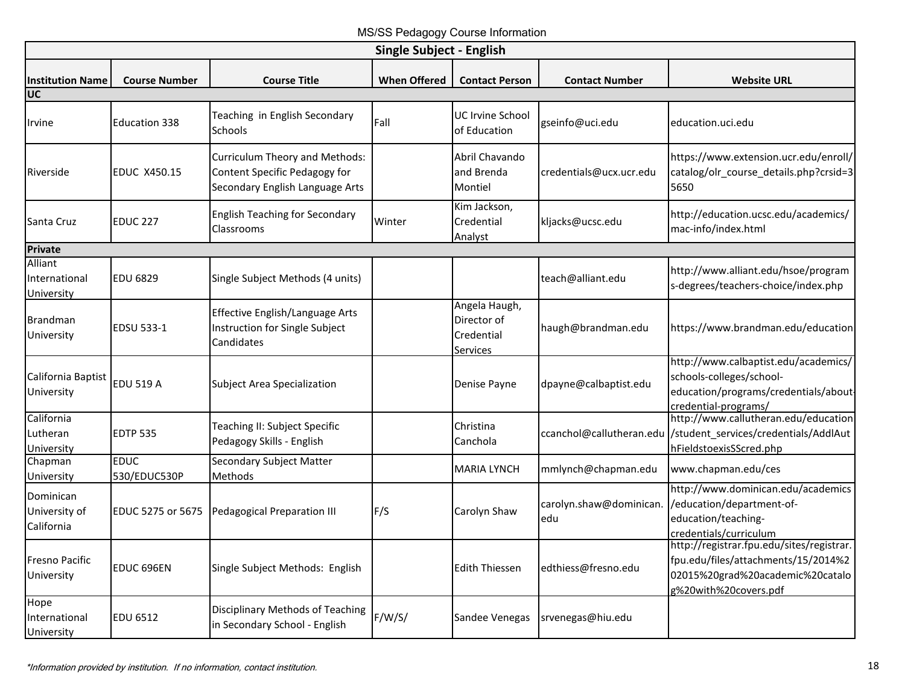MS/SS Pedagogy Course Information

| Single Subject - English | | | | | | |
|---|---|---|---|---|---|---|
| **Institution Name** | **Course Number** | **Course Title** | **When Offered** | **Contact Person** | **Contact Number** | **Website URL** |
| **UC** | | | | | | |
| Irvine | Education 338 | Teaching in English Secondary Schools | Fall | UC Irvine School of Education | gseinfo@uci.edu | education.uci.edu |
| Riverside | EDUC X450.15 | Curriculum Theory and Methods: Content Specific Pedagogy for Secondary English Language Arts | | Abril Chavando and Brenda Montiel | credentials@ucx.ucr.edu | https://www.extension.ucr.edu/enroll/catalog/olr_course_details.php?crsid=35650 |
| Santa Cruz | EDUC 227 | English Teaching for Secondary Classrooms | Winter | Kim Jackson, Credential Analyst | kljacks@ucsc.edu | http://education.ucsc.edu/academics/mac-info/index.html |
| **Private** | | | | | | |
| Alliant International University | EDU 6829 | Single Subject Methods (4 units) | | | teach@alliant.edu | http://www.alliant.edu/hsoe/programs-degrees/teachers-choice/index.php |
| Brandman University | EDSU 533-1 | Effective English/Language Arts Instruction for Single Subject Candidates | | Angela Haugh, Director of Credential Services | haugh@brandman.edu | https://www.brandman.edu/education |
| California Baptist University | EDU 519 A | Subject Area Specialization | | Denise Payne | dpayne@calbaptist.edu | http://www.calbaptist.edu/academics/schools-colleges/school-education/programs/credentials/about-credential-programs/ |
| California Lutheran University | EDTP 535 | Teaching II: Subject Specific Pedagogy Skills - English | | Christina Canchola | ccanchol@callutheran.edu | http://www.callutheran.edu/education/student_services/credentials/AddlAuthFieldstoexisSScred.php |
| Chapman University | EDUC 530/EDUC530P | Secondary Subject Matter Methods | | MARIA LYNCH | mmlynch@chapman.edu | www.chapman.edu/ces |
| Dominican University of California | EDUC 5275 or 5675 | Pedagogical Preparation III | F/S | Carolyn Shaw | carolyn.shaw@dominican.edu | http://www.dominican.edu/academics/education/department-of-education/teaching-credentials/curriculum |
| Fresno Pacific University | EDUC 696EN | Single Subject Methods: English | | Edith Thiessen | edthiess@fresno.edu | http://registrar.fpu.edu/sites/registrar.fpu.edu/files/attachments/15/2014%202015%20grad%20academic%20catalog%20with%20covers.pdf |
| Hope International University | EDU 6512 | Disciplinary Methods of Teaching in Secondary School - English | F/W/S/ | Sandee Venegas | srvenegas@hiu.edu | |

*Information provided by institution. If no information, contact institution.*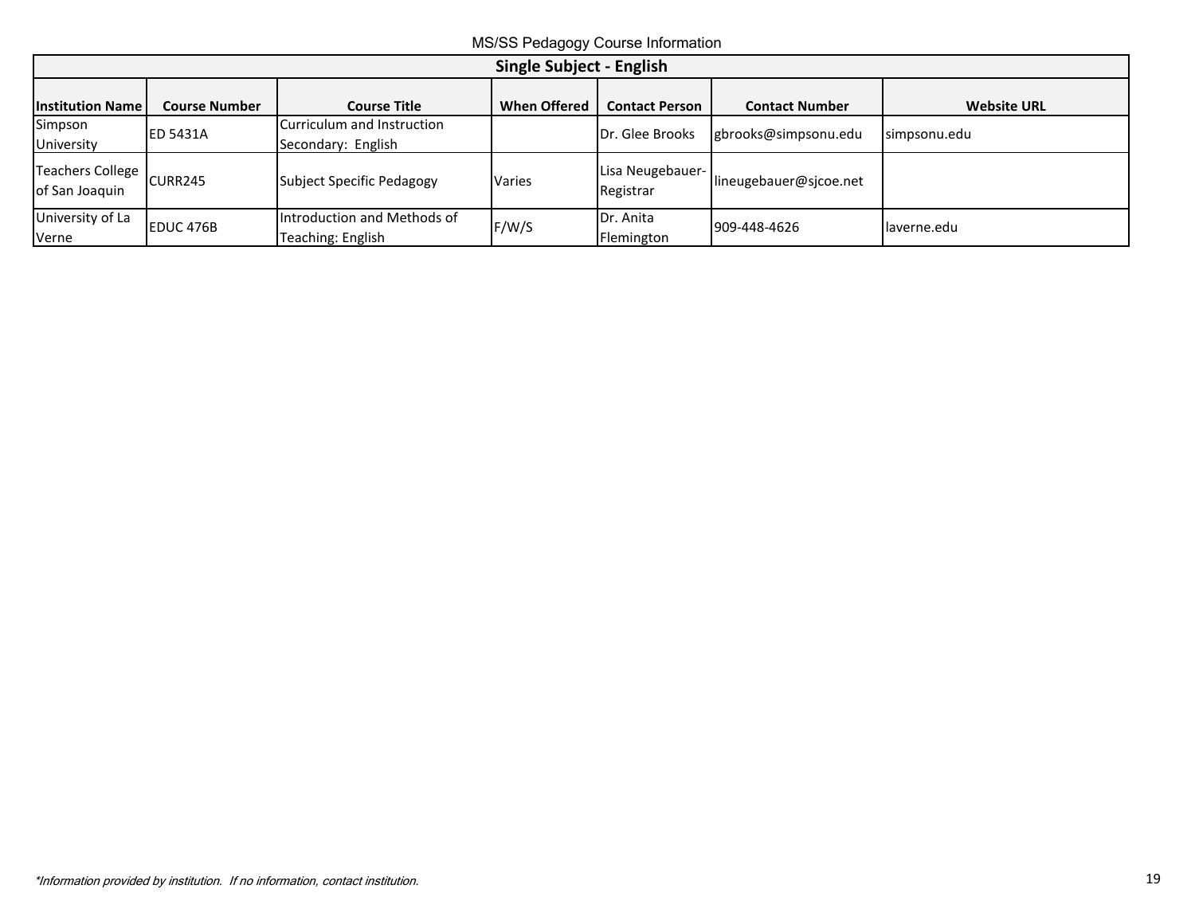MS/SS Pedagogy Course Information

| Single Subject - English | | | | | | |
|---|---|---|---|---|---|---|
| **Institution Name** | **Course Number** | **Course Title** | **When Offered** | **Contact Person** | **Contact Number** | **Website URL** |
| Simpson University | ED 5431A | Curriculum and Instruction Secondary: English | | Dr. Glee Brooks | gbrooks@simpsonu.edu | simpsonu.edu |
| Teachers College of San Joaquin | CURR245 | Subject Specific Pedagogy | Varies | Lisa Neugebauer-Registrar | lineugebauer@sjcoe.net | |
| University of La Verne | EDUC 476B | Introduction and Methods of Teaching: English | F/W/S | Dr. Anita Flemington | 909-448-4626 | laverne.edu |

*\*Information provided by institution. If no information, contact institution.*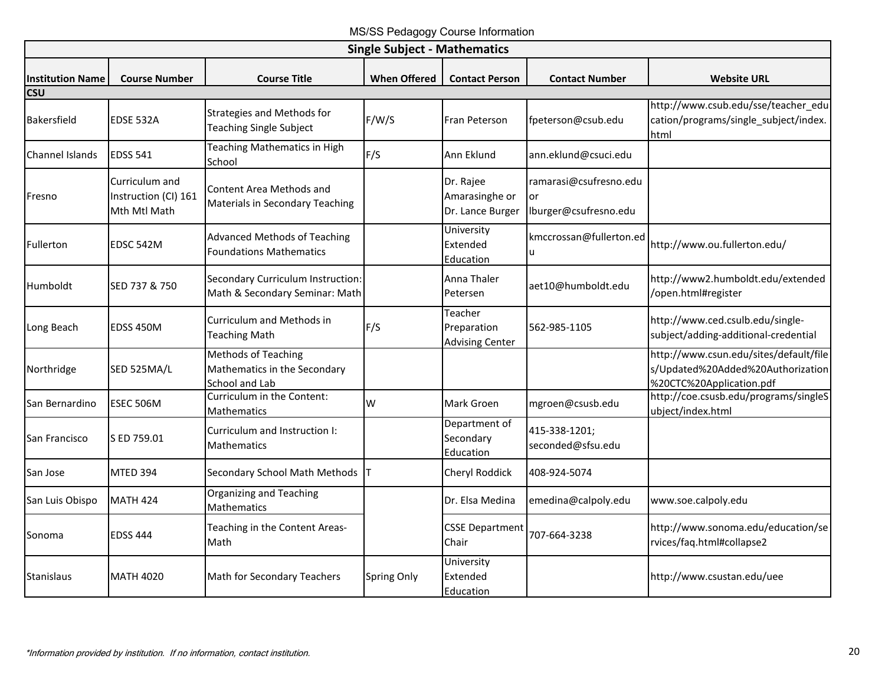MS/SS Pedagogy Course Information

| Single Subject - Mathematics | | | | | | |
|---|---|---|---|---|---|---|
| **Institution Name** | **Course Number** | **Course Title** | **When Offered** | **Contact Person** | **Contact Number** | **Website URL** |
| **CSU** | | | | | | |
| Bakersfield | EDSE 532A | Strategies and Methods for Teaching Single Subject | F/W/S | Fran Peterson | fpeterson@csub.edu | http://www.csub.edu/sse/teacher_education/programs/single_subject/index.html |
| Channel Islands | EDSS 541 | Teaching Mathematics in High School | F/S | Ann Eklund | ann.eklund@csuci.edu | |
| Fresno | Curriculum and Instruction (CI) 161 Mth Mtl Math | Content Area Methods and Materials in Secondary Teaching | | Dr. Rajee Amarasinghe or Dr. Lance Burger | ramarasi@csufresno.edu or lburger@csufresno.edu | |
| Fullerton | EDSC 542M | Advanced Methods of Teaching Foundations Mathematics | | University Extended Education | kmccrossan@fullerton.edu | http://www.ou.fullerton.edu/ |
| Humboldt | SED 737 & 750 | Secondary Curriculum Instruction: Math & Secondary Seminar: Math | | Anna Thaler Petersen | aet10@humboldt.edu | http://www2.humboldt.edu/extended/open.html#register |
| Long Beach | EDSS 450M | Curriculum and Methods in Teaching Math | F/S | Teacher Preparation Advising Center | 562-985-1105 | http://www.ced.csulb.edu/single-subject/adding-additional-credential |
| Northridge | SED 525MA/L | Methods of Teaching Mathematics in the Secondary School and Lab | | | | http://www.csun.edu/sites/default/files/Updated%20Added%20Authorization%20CTC%20Application.pdf |
| San Bernardino | ESEC 506M | Curriculum in the Content: Mathematics | W | Mark Groen | mgroen@csusb.edu | http://coe.csusb.edu/programs/singleSubject/index.html |
| San Francisco | S ED 759.01 | Curriculum and Instruction I: Mathematics | | Department of Secondary Education | 415-338-1201; seconded@sfsu.edu | |
| San Jose | MTED 394 | Secondary School Math Methods | T | Cheryl Roddick | 408-924-5074 | |
| San Luis Obispo | MATH 424 | Organizing and Teaching Mathematics | | Dr. Elsa Medina | emedina@calpoly.edu | www.soe.calpoly.edu |
| Sonoma | EDSS 444 | Teaching in the Content Areas-Math | | CSSE Department Chair | 707-664-3238 | http://www.sonoma.edu/education/services/faq.html#collapse2 |
| Stanislaus | MATH 4020 | Math for Secondary Teachers | Spring Only | University Extended Education | | http://www.csustan.edu/uee |

*\*Information provided by institution. If no information, contact institution.*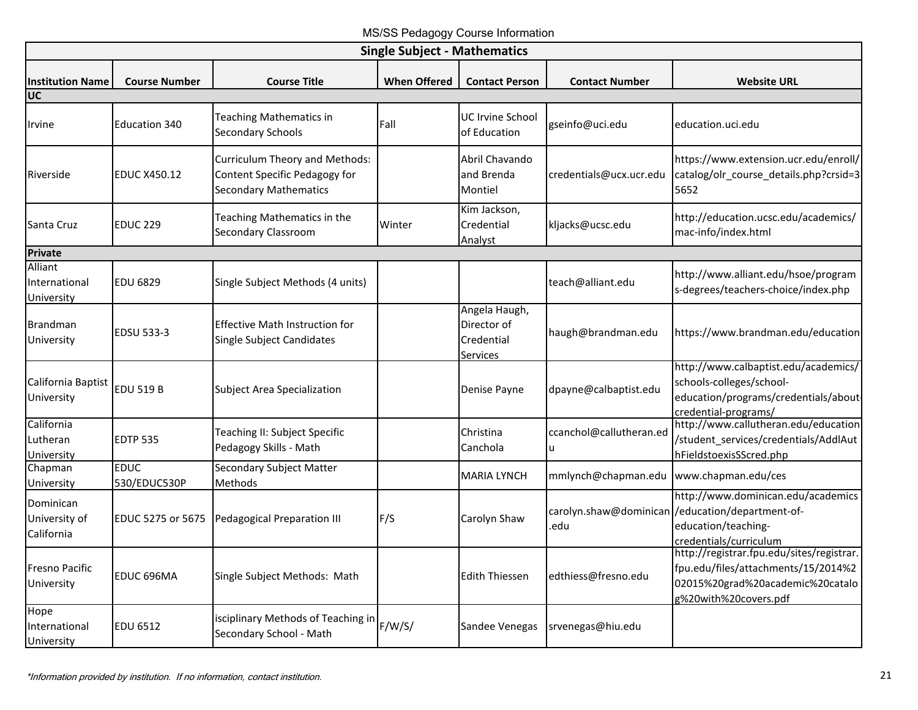MS/SS Pedagogy Course Information

| Single Subject - Mathematics | | | | | | |
|---|---|---|---|---|---|---|
| **Institution Name** | **Course Number** | **Course Title** | **When Offered** | **Contact Person** | **Contact Number** | **Website URL** |
| **UC** | | | | | | |
| Irvine | Education 340 | Teaching Mathematics in Secondary Schools | Fall | UC Irvine School of Education | gseinfo@uci.edu | education.uci.edu |
| Riverside | EDUC X450.12 | Curriculum Theory and Methods: Content Specific Pedagogy for Secondary Mathematics | | Abril Chavando and Brenda Montiel | credentials@ucx.ucr.edu | https://www.extension.ucr.edu/enroll/catalog/olr_course_details.php?crsid=35652 |
| Santa Cruz | EDUC 229 | Teaching Mathematics in the Secondary Classroom | Winter | Kim Jackson, Credential Analyst | kljacks@ucsc.edu | http://education.ucsc.edu/academics/mac-info/index.html |
| **Private** | | | | | | |
| Alliant International University | EDU 6829 | Single Subject Methods (4 units) | | | teach@alliant.edu | http://www.alliant.edu/hsoe/programs-degrees/teachers-choice/index.php |
| Brandman University | EDSU 533-3 | Effective Math Instruction for Single Subject Candidates | | Angela Haugh, Director of Credential Services | haugh@brandman.edu | https://www.brandman.edu/education |
| California Baptist University | EDU 519 B | Subject Area Specialization | | Denise Payne | dpayne@calbaptist.edu | http://www.calbaptist.edu/academics/schools-colleges/school-education/programs/credentials/about-credential-programs/ |
| California Lutheran University | EDTP 535 | Teaching II: Subject Specific Pedagogy Skills - Math | | Christina Canchola | ccanchol@callutheran.edu | http://www.callutheran.edu/education/student_services/credentials/AddlAuthFieldstoexisSScred.php |
| Chapman University | EDUC 530/EDUC530P | Secondary Subject Matter Methods | | MARIA LYNCH | mmlynch@chapman.edu | www.chapman.edu/ces |
| Dominican University of California | EDUC 5275 or 5675 | Pedagogical Preparation III | F/S | Carolyn Shaw | carolyn.shaw@dominican.edu | http://www.dominican.edu/academics/education/department-of-education/teaching-credentials/curriculum |
| Fresno Pacific University | EDUC 696MA | Single Subject Methods: Math | | Edith Thiessen | edthiess@fresno.edu | http://registrar.fpu.edu/sites/registrar.fpu.edu/files/attachments/15/2014%2002015%20grad%20academic%20catalog%20with%20covers.pdf |
| Hope International University | EDU 6512 | isciplinary Methods of Teaching in Secondary School - Math | F/W/S/ | Sandee Venegas | srvenegas@hiu.edu | |

*\*Information provided by institution. If no information, contact institution.*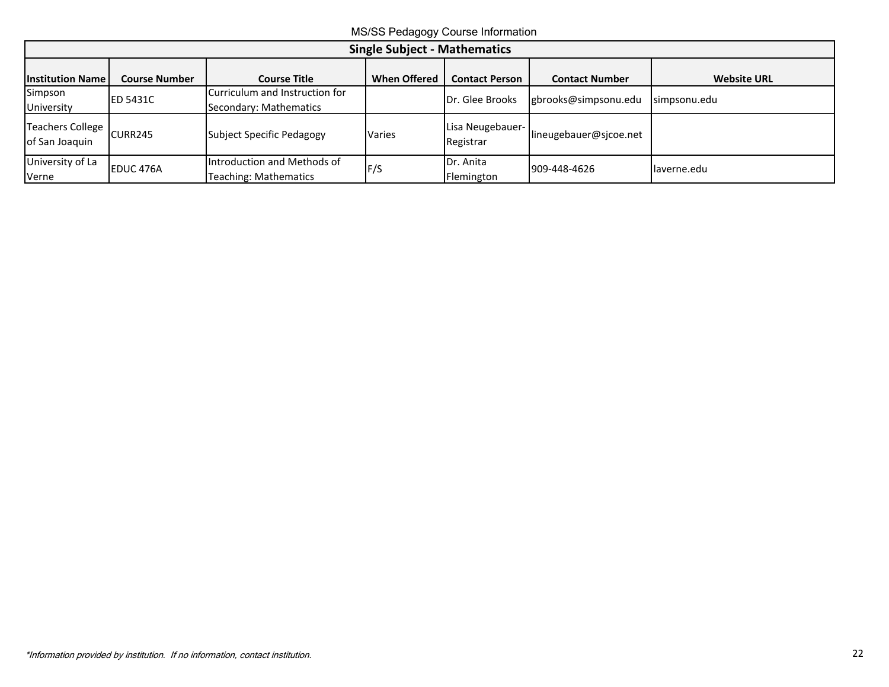MS/SS Pedagogy Course Information

| Single Subject - Mathematics | | | | | | |
|---|---|---|---|---|---|---|
| **Institution Name** | **Course Number** | **Course Title** | **When Offered** | **Contact Person** | **Contact Number** | **Website URL** |
| Simpson University | ED 5431C | Curriculum and Instruction for Secondary: Mathematics | | Dr. Glee Brooks | gbrooks@simpsonu.edu | simpsonu.edu |
| Teachers College of San Joaquin | CURR245 | Subject Specific Pedagogy | Varies | Lisa Neugebauer-Registrar | lineugebauer@sjcoe.net | |
| University of La Verne | EDUC 476A | Introduction and Methods of Teaching: Mathematics | F/S | Dr. Anita Flemington | 909-448-4626 | laverne.edu |

*\*Information provided by institution. If no information, contact institution.*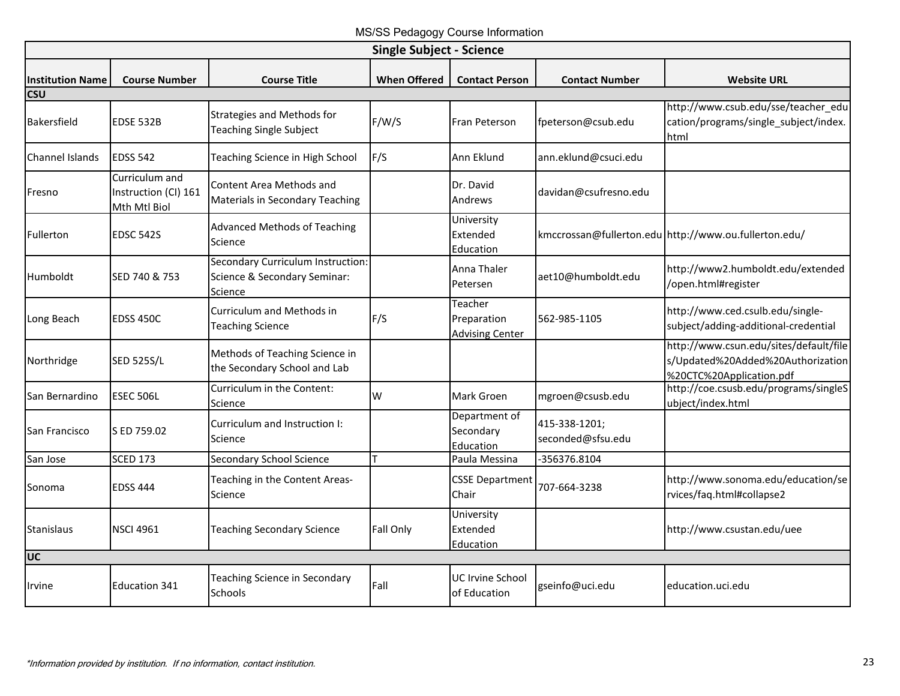MS/SS Pedagogy Course Information

## Single Subject - Science

| Institution Name | Course Number | Course Title | When Offered | Contact Person | Contact Number | Website URL |
|---|---|---|---|---|---|---|
| **CSU** | | | | | | |
| Bakersfield | EDSE 532B | Strategies and Methods for Teaching Single Subject | F/W/S | Fran Peterson | fpeterson@csub.edu | http://www.csub.edu/sse/teacher_education/programs/single_subject/index.html |
| Channel Islands | EDSS 542 | Teaching Science in High School | F/S | Ann Eklund | ann.eklund@csuci.edu | |
| Fresno | Curriculum and Instruction (CI) 161 Mth Mtl Biol | Content Area Methods and Materials in Secondary Teaching | | Dr. David Andrews | davidan@csufresno.edu | |
| Fullerton | EDSC 542S | Advanced Methods of Teaching Science | | University Extended Education | kmccrossan@fullerton.edu | http://www.ou.fullerton.edu/ |
| Humboldt | SED 740 & 753 | Secondary Curriculum Instruction: Science & Secondary Seminar: Science | | Anna Thaler Petersen | aet10@humboldt.edu | http://www2.humboldt.edu/extended/open.html#register |
| Long Beach | EDSS 450C | Curriculum and Methods in Teaching Science | F/S | Teacher Preparation Advising Center | 562-985-1105 | http://www.ced.csulb.edu/single-subject/adding-additional-credential |
| Northridge | SED 525S/L | Methods of Teaching Science in the Secondary School and Lab | | | | http://www.csun.edu/sites/default/files/Updated%20Added%20Authorization%20CTC%20Application.pdf |
| San Bernardino | ESEC 506L | Curriculum in the Content: Science | W | Mark Groen | mgroen@csusb.edu | http://coe.csusb.edu/programs/singleSubject/index.html |
| San Francisco | S ED 759.02 | Curriculum and Instruction I: Science | | Department of Secondary Education | 415-338-1201; seconded@sfsu.edu | |
| San Jose | SCED 173 | Secondary School Science | T | Paula Messina | -356376.8104 | |
| Sonoma | EDSS 444 | Teaching in the Content Areas-Science | | CSSE Department Chair | 707-664-3238 | http://www.sonoma.edu/education/services/faq.html#collapse2 |
| Stanislaus | NSCI 4961 | Teaching Secondary Science | Fall Only | University Extended Education | | http://www.csustan.edu/uee |
| **UC** | | | | | | |
| Irvine | Education 341 | Teaching Science in Secondary Schools | Fall | UC Irvine School of Education | gseinfo@uci.edu | education.uci.edu |

*\*Information provided by institution. If no information, contact institution.*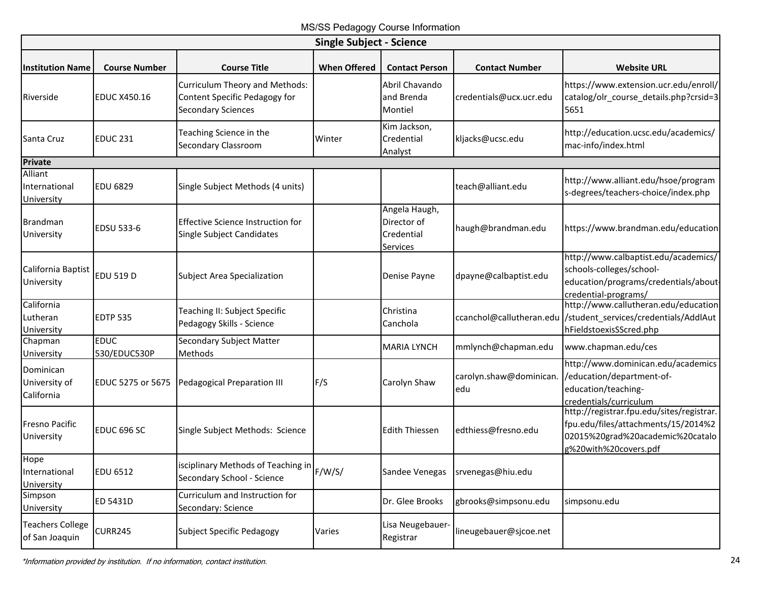MS/SS Pedagogy Course Information

| Single Subject - Science | | | | | | |
|---|---|---|---|---|---|---|
| **Institution Name** | **Course Number** | **Course Title** | **When Offered** | **Contact Person** | **Contact Number** | **Website URL** |
| Riverside | EDUC X450.16 | Curriculum Theory and Methods: Content Specific Pedagogy for Secondary Sciences | | Abril Chavando and Brenda Montiel | credentials@ucx.ucr.edu | https://www.extension.ucr.edu/enroll/catalog/olr_course_details.php?crsid=35651 |
| Santa Cruz | EDUC 231 | Teaching Science in the Secondary Classroom | Winter | Kim Jackson, Credential Analyst | kljacks@ucsc.edu | http://education.ucsc.edu/academics/mac-info/index.html |
| **Private** | | | | | | |
| Alliant International University | EDU 6829 | Single Subject Methods (4 units) | | | teach@alliant.edu | http://www.alliant.edu/hsoe/programs-degrees/teachers-choice/index.php |
| Brandman University | EDSU 533-6 | Effective Science Instruction for Single Subject Candidates | | Angela Haugh, Director of Credential Services | haugh@brandman.edu | https://www.brandman.edu/education |
| California Baptist University | EDU 519 D | Subject Area Specialization | | Denise Payne | dpayne@calbaptist.edu | http://www.calbaptist.edu/academics/schools-colleges/school-education/programs/credentials/about-credential-programs/ |
| California Lutheran University | EDTP 535 | Teaching II: Subject Specific Pedagogy Skills - Science | | Christina Canchola | ccanchol@callutheran.edu | http://www.callutheran.edu/education/student_services/credentials/AddlAuthFieldstoexisSScred.php |
| Chapman University | EDUC 530/EDUC530P | Secondary Subject Matter Methods | | MARIA LYNCH | mmlynch@chapman.edu | www.chapman.edu/ces |
| Dominican University of California | EDUC 5275 or 5675 | Pedagogical Preparation III | F/S | Carolyn Shaw | carolyn.shaw@dominican.edu | http://www.dominican.edu/academics/education/department-of-education/teaching-credentials/curriculum |
| Fresno Pacific University | EDUC 696 SC | Single Subject Methods: Science | | Edith Thiessen | edthiess@fresno.edu | http://registrar.fpu.edu/sites/registrar.fpu.edu/files/attachments/15/2014%202015%20grad%20academic%20catalog%20with%20covers.pdf |
| Hope International University | EDU 6512 | isciplinary Methods of Teaching in Secondary School - Science | F/W/S/ | Sandee Venegas | srvenegas@hiu.edu | |
| Simpson University | ED 5431D | Curriculum and Instruction for Secondary: Science | | Dr. Glee Brooks | gbrooks@simpsonu.edu | simpsonu.edu |
| Teachers College of San Joaquin | CURR245 | Subject Specific Pedagogy | Varies | Lisa Neugebauer-Registrar | lineugebauer@sjcoe.net | |

*Information provided by institution. If no information, contact institution.*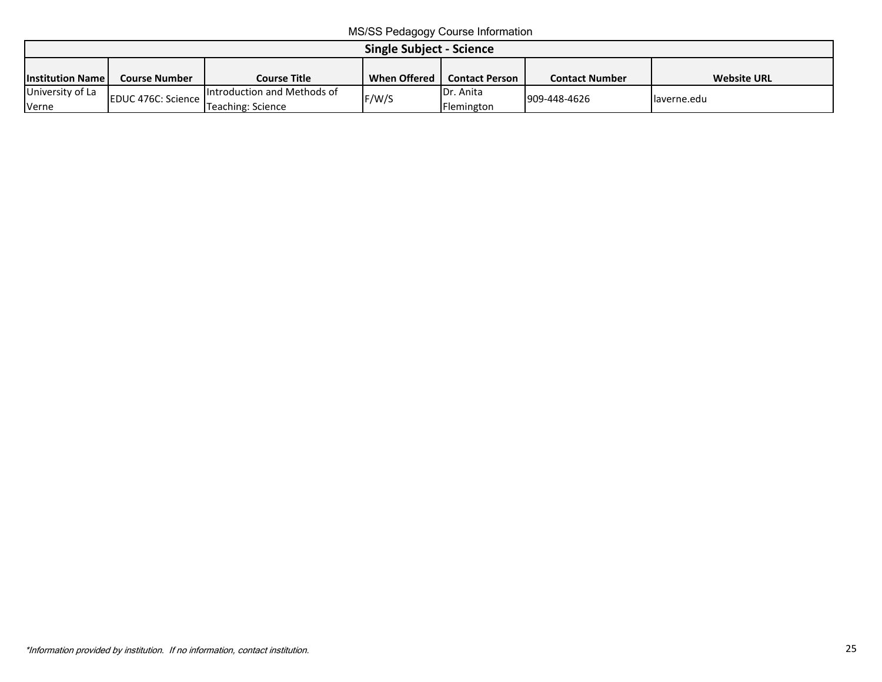MS/SS Pedagogy Course Information

| Single Subject - Science | | | | | | |
|---|---|---|---|---|---|---|
| **Institution Name** | **Course Number** | **Course Title** | **When Offered** | **Contact Person** | **Contact Number** | **Website URL** |
| University of La Verne | EDUC 476C: Science | Introduction and Methods of Teaching: Science | F/W/S | Dr. Anita Flemington | 909-448-4626 | laverne.edu |

*\*Information provided by institution. If no information, contact institution.*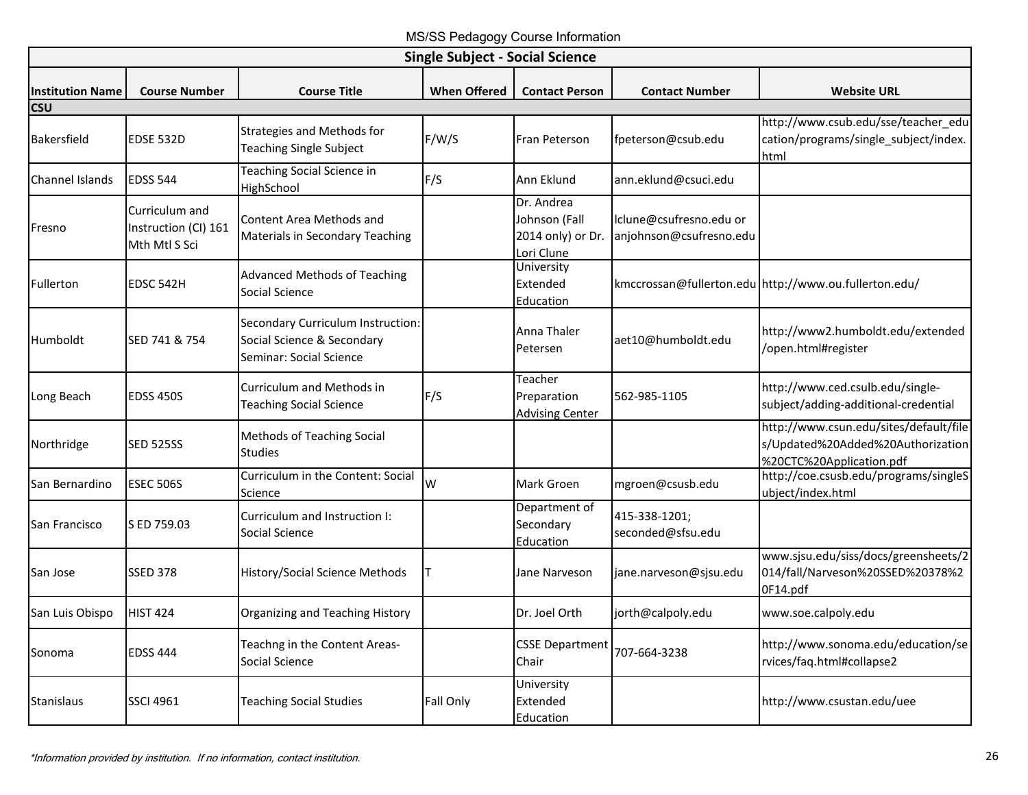MS/SS Pedagogy Course Information

| Single Subject - Social Science | | | | | | |
|---|---|---|---|---|---|---|
| **Institution Name** | **Course Number** | **Course Title** | **When Offered** | **Contact Person** | **Contact Number** | **Website URL** |
| **CSU** | | | | | | |
| Bakersfield | EDSE 532D | Strategies and Methods for Teaching Single Subject | F/W/S | Fran Peterson | fpeterson@csub.edu | http://www.csub.edu/sse/teacher_education/programs/single_subject/index.html |
| Channel Islands | EDSS 544 | Teaching Social Science in HighSchool | F/S | Ann Eklund | ann.eklund@csuci.edu | |
| Fresno | Curriculum and Instruction (CI) 161 Mth Mtl S Sci | Content Area Methods and Materials in Secondary Teaching | | Dr. Andrea Johnson (Fall 2014 only) or Dr. Lori Clune | lclune@csufresno.edu or anjohnson@csufresno.edu | |
| Fullerton | EDSC 542H | Advanced Methods of Teaching Social Science | | University Extended Education | kmccrossan@fullerton.edu | http://www.ou.fullerton.edu/ |
| Humboldt | SED 741 & 754 | Secondary Curriculum Instruction: Social Science & Secondary Seminar: Social Science | | Anna Thaler Petersen | aet10@humboldt.edu | http://www2.humboldt.edu/extended/open.html#register |
| Long Beach | EDSS 450S | Curriculum and Methods in Teaching Social Science | F/S | Teacher Preparation Advising Center | 562-985-1105 | http://www.ced.csulb.edu/single-subject/adding-additional-credential |
| Northridge | SED 525SS | Methods of Teaching Social Studies | | | | http://www.csun.edu/sites/default/files/Updated%20Added%20Authorization%20CTC%20Application.pdf |
| San Bernardino | ESEC 506S | Curriculum in the Content: Social Science | W | Mark Groen | mgroen@csusb.edu | http://coe.csusb.edu/programs/singleSubject/index.html |
| San Francisco | S ED 759.03 | Curriculum and Instruction I: Social Science | | Department of Secondary Education | 415-338-1201; seconded@sfsu.edu | |
| San Jose | SSED 378 | History/Social Science Methods | T | Jane Narveson | jane.narveson@sjsu.edu | www.sjsu.edu/siss/docs/greensheets/2014/fall/Narveson%20SSED%20378%20F14.pdf |
| San Luis Obispo | HIST 424 | Organizing and Teaching History | | Dr. Joel Orth | jorth@calpoly.edu | www.soe.calpoly.edu |
| Sonoma | EDSS 444 | Teachng in the Content Areas-Social Science | | CSSE Department Chair | 707-664-3238 | http://www.sonoma.edu/education/services/faq.html#collapse2 |
| Stanislaus | SSCI 4961 | Teaching Social Studies | Fall Only | University Extended Education | | http://www.csustan.edu/uee |

*\*Information provided by institution. If no information, contact institution.*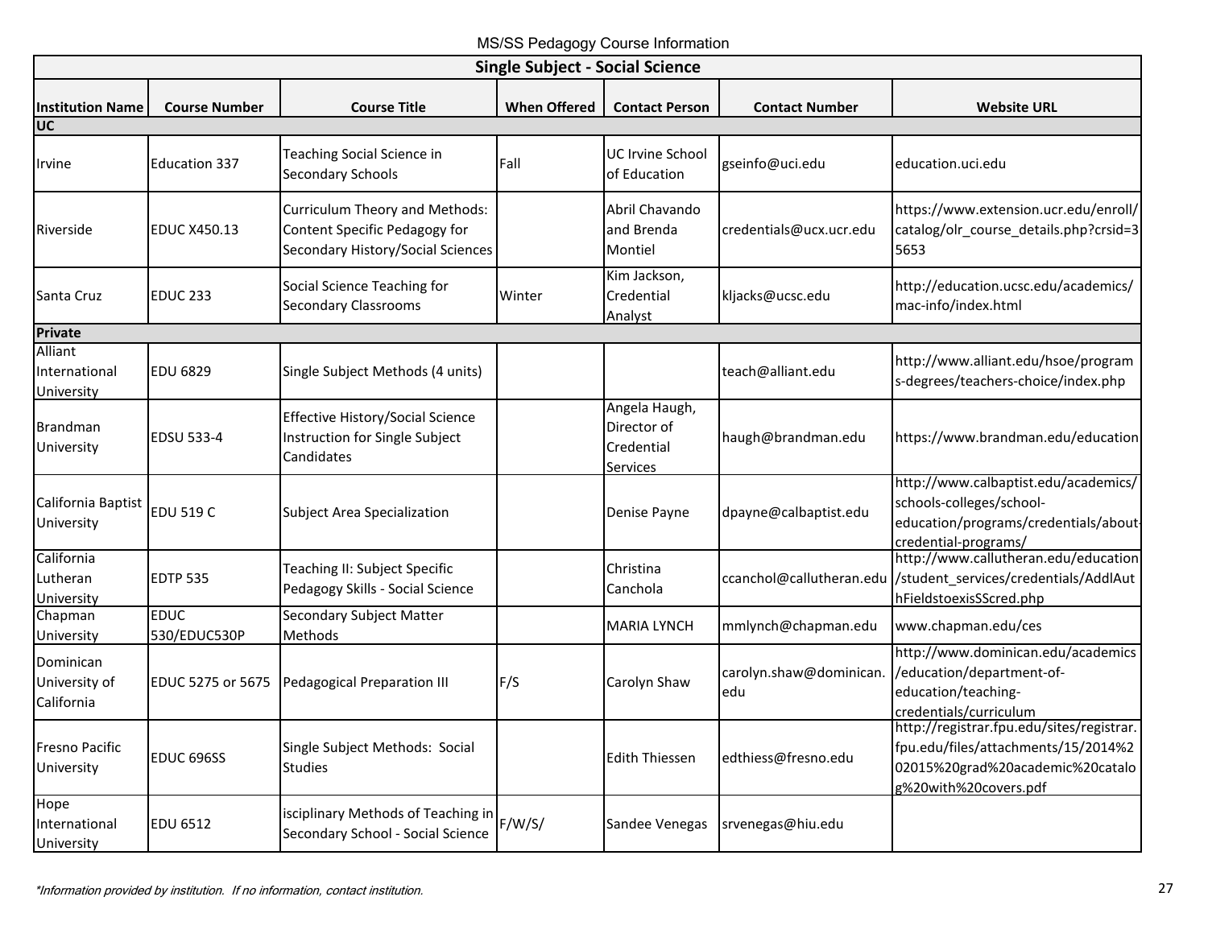MS/SS Pedagogy Course Information

| Single Subject - Social Science | | | | | | |
|---|---|---|---|---|---|---|
| **Institution Name** | **Course Number** | **Course Title** | **When Offered** | **Contact Person** | **Contact Number** | **Website URL** |
| **UC** | | | | | | |
| Irvine | Education 337 | Teaching Social Science in Secondary Schools | Fall | UC Irvine School of Education | gseinfo@uci.edu | education.uci.edu |
| Riverside | EDUC X450.13 | Curriculum Theory and Methods: Content Specific Pedagogy for Secondary History/Social Sciences | | Abril Chavando and Brenda Montiel | credentials@ucx.ucr.edu | https://www.extension.ucr.edu/enroll/catalog/olr_course_details.php?crsid=35653 |
| Santa Cruz | EDUC 233 | Social Science Teaching for Secondary Classrooms | Winter | Kim Jackson, Credential Analyst | kljacks@ucsc.edu | http://education.ucsc.edu/academics/mac-info/index.html |
| **Private** | | | | | | |
| Alliant International University | EDU 6829 | Single Subject Methods (4 units) | | | teach@alliant.edu | http://www.alliant.edu/hsoe/programs-degrees/teachers-choice/index.php |
| Brandman University | EDSU 533-4 | Effective History/Social Science Instruction for Single Subject Candidates | | Angela Haugh, Director of Credential Services | haugh@brandman.edu | https://www.brandman.edu/education |
| California Baptist University | EDU 519 C | Subject Area Specialization | | Denise Payne | dpayne@calbaptist.edu | http://www.calbaptist.edu/academics/schools-colleges/school-education/programs/credentials/about-credential-programs/ |
| California Lutheran University | EDTP 535 | Teaching II: Subject Specific Pedagogy Skills - Social Science | | Christina Canchola | ccanchol@callutheran.edu | http://www.callutheran.edu/education/student_services/credentials/AddlAuthFieldstoexisSScred.php |
| Chapman University | EDUC 530/EDUC530P | Secondary Subject Matter Methods | | MARIA LYNCH | mmlynch@chapman.edu | www.chapman.edu/ces |
| Dominican University of California | EDUC 5275 or 5675 | Pedagogical Preparation III | F/S | Carolyn Shaw | carolyn.shaw@dominican.edu | http://www.dominican.edu/academics/education/department-of-education/teaching-credentials/curriculum |
| Fresno Pacific University | EDUC 696SS | Single Subject Methods: Social Studies | | Edith Thiessen | edthiess@fresno.edu | http://registrar.fpu.edu/sites/registrar.fpu.edu/files/attachments/15/2014%202015%20grad%20academic%20catalog%20with%20covers.pdf |
| Hope International University | EDU 6512 | isciplinary Methods of Teaching in Secondary School - Social Science | F/W/S/ | Sandee Venegas | srvenegas@hiu.edu | |

*Information provided by institution. If no information, contact institution.*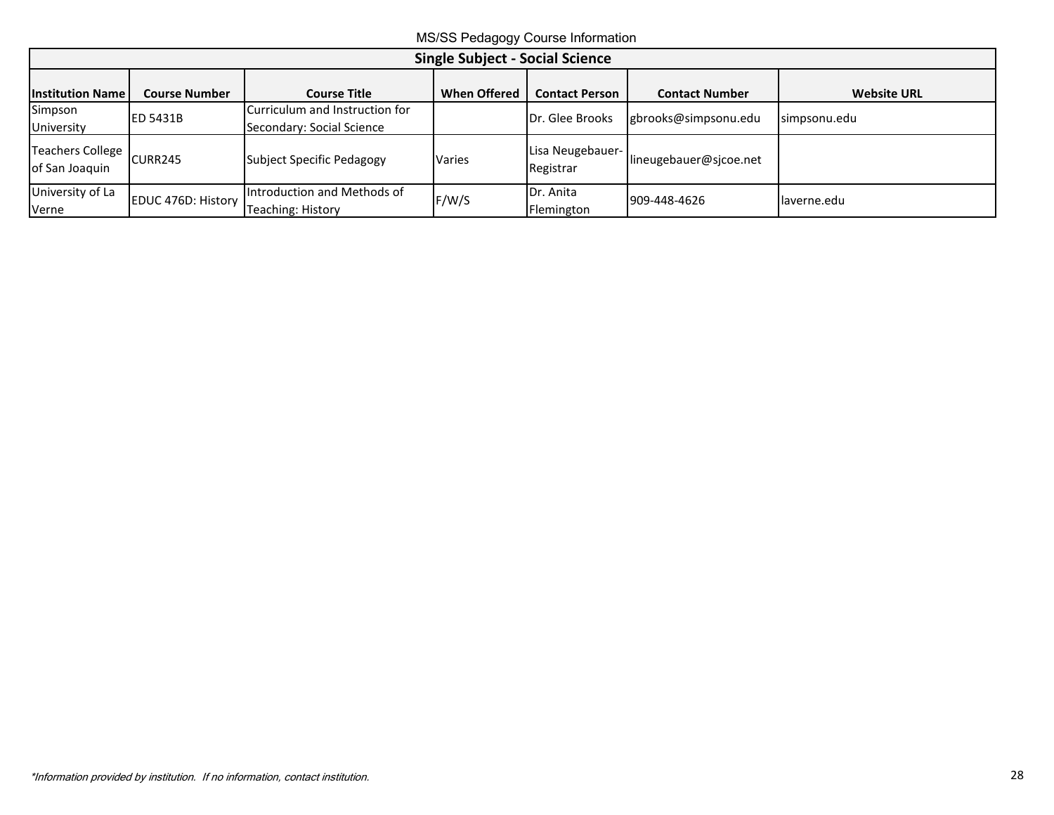MS/SS Pedagogy Course Information

| Single Subject - Social Science | | | | | | |
|---|---|---|---|---|---|---|
| **Institution Name** | **Course Number** | **Course Title** | **When Offered** | **Contact Person** | **Contact Number** | **Website URL** |
| Simpson University | ED 5431B | Curriculum and Instruction for Secondary: Social Science | | Dr. Glee Brooks | gbrooks@simpsonu.edu | simpsonu.edu |
| Teachers College of San Joaquin | CURR245 | Subject Specific Pedagogy | Varies | Lisa Neugebauer-Registrar | lineugebauer@sjcoe.net | |
| University of La Verne | EDUC 476D: History | Introduction and Methods of Teaching: History | F/W/S | Dr. Anita Flemington | 909-448-4626 | laverne.edu |

*Information provided by institution. If no information, contact institution.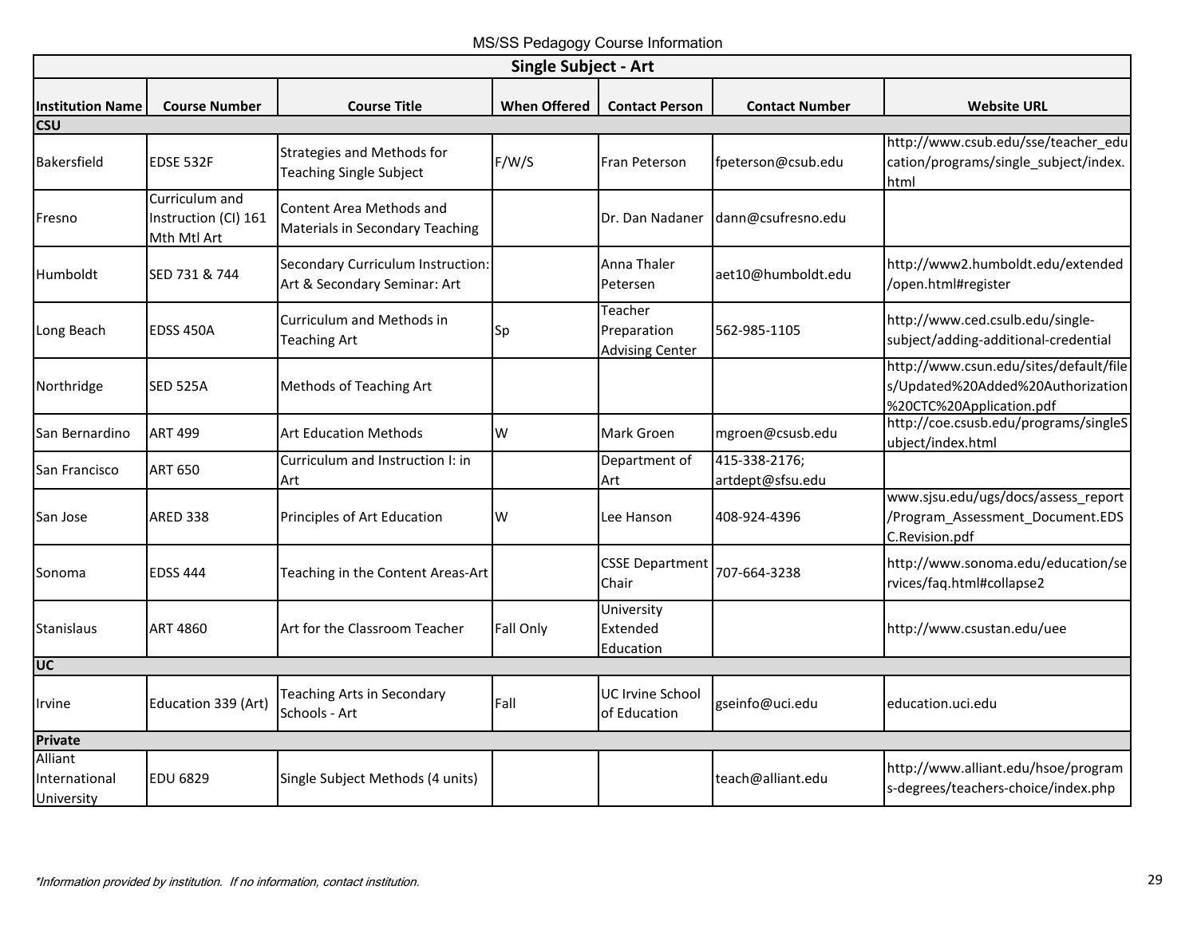MS/SS Pedagogy Course Information

| Single Subject - Art | | | | | | |
|---|---|---|---|---|---|---|
| **Institution Name** | **Course Number** | **Course Title** | **When Offered** | **Contact Person** | **Contact Number** | **Website URL** |
| **CSU** | | | | | | |
| Bakersfield | EDSE 532F | Strategies and Methods for Teaching Single Subject | F/W/S | Fran Peterson | fpeterson@csub.edu | http://www.csub.edu/sse/teacher_education/programs/single_subject/index.html |
| Fresno | Curriculum and Instruction (CI) 161 Mth Mtl Art | Content Area Methods and Materials in Secondary Teaching | | Dr. Dan Nadaner | dann@csufresno.edu | |
| Humboldt | SED 731 & 744 | Secondary Curriculum Instruction: Art & Secondary Seminar: Art | | Anna Thaler Petersen | aet10@humboldt.edu | http://www2.humboldt.edu/extended/open.html#register |
| Long Beach | EDSS 450A | Curriculum and Methods in Teaching Art | Sp | Teacher Preparation Advising Center | 562-985-1105 | http://www.ced.csulb.edu/single-subject/adding-additional-credential |
| Northridge | SED 525A | Methods of Teaching Art | | | | http://www.csun.edu/sites/default/files/Updated%20Added%20Authorization%20CTC%20Application.pdf |
| San Bernardino | ART 499 | Art Education Methods | W | Mark Groen | mgroen@csusb.edu | http://coe.csusb.edu/programs/singleSubject/index.html |
| San Francisco | ART 650 | Curriculum and Instruction I: in Art | | Department of Art | 415-338-2176; artdept@sfsu.edu | |
| San Jose | ARED 338 | Principles of Art Education | W | Lee Hanson | 408-924-4396 | www.sjsu.edu/ugs/docs/assess_report/Program_Assessment_Document.EDSC.Revision.pdf |
| Sonoma | EDSS 444 | Teaching in the Content Areas-Art | | CSSE Department Chair | 707-664-3238 | http://www.sonoma.edu/education/services/faq.html#collapse2 |
| Stanislaus | ART 4860 | Art for the Classroom Teacher | Fall Only | University Extended Education | | http://www.csustan.edu/uee |
| **UC** | | | | | | |
| Irvine | Education 339 (Art) | Teaching Arts in Secondary Schools - Art | Fall | UC Irvine School of Education | gseinfo@uci.edu | education.uci.edu |
| **Private** | | | | | | |
| Alliant International University | EDU 6829 | Single Subject Methods (4 units) | | | teach@alliant.edu | http://www.alliant.edu/hsoe/programs-degrees/teachers-choice/index.php |

*\*Information provided by institution. If no information, contact institution.*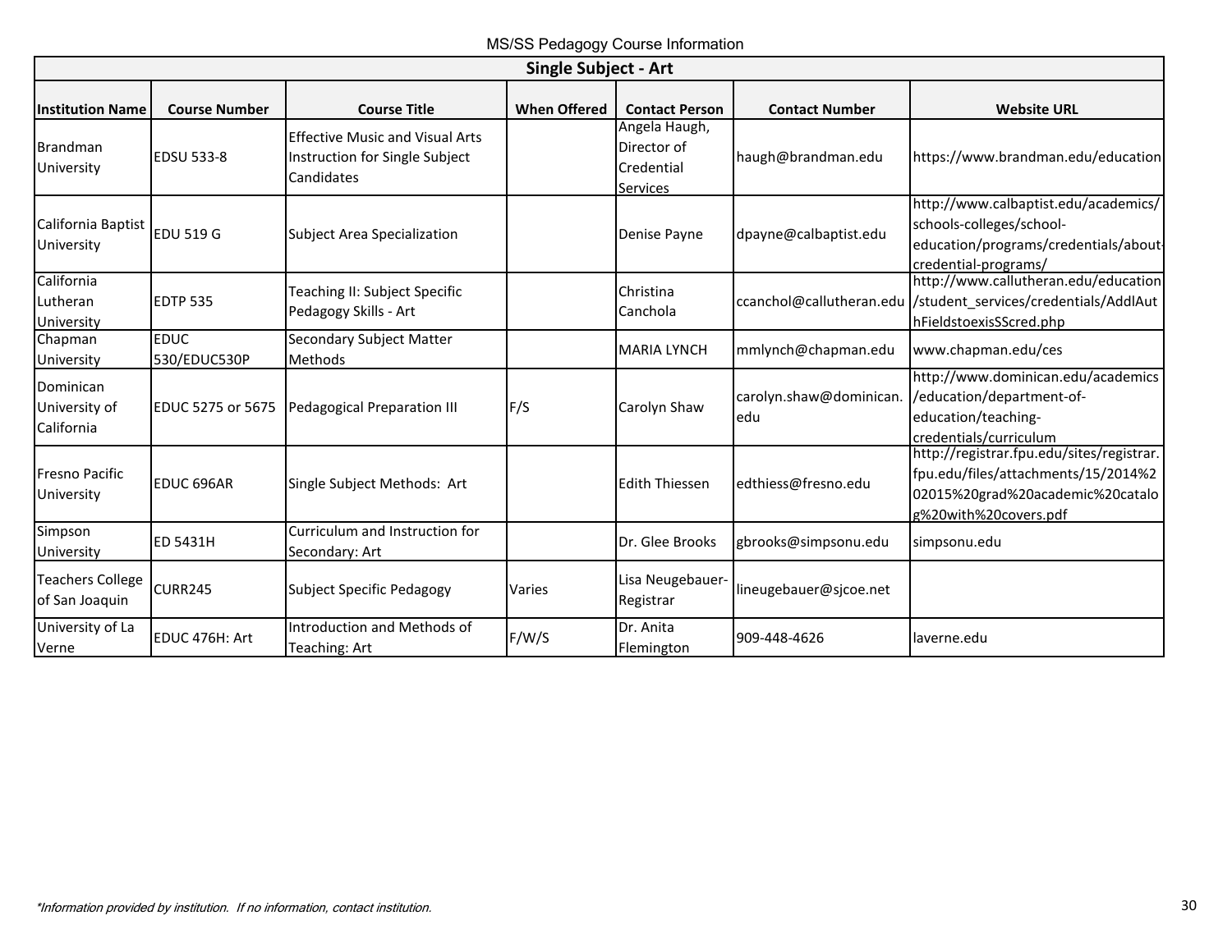## Single Subject - Art

| Institution Name | Course Number | Course Title | When Offered | Contact Person | Contact Number | Website URL |
|---|---|---|---|---|---|---|
| Brandman University | EDSU 533-8 | Effective Music and Visual Arts Instruction for Single Subject Candidates | | Angela Haugh, Director of Credential Services | haugh@brandman.edu | https://www.brandman.edu/education |
| California Baptist University | EDU 519 G | Subject Area Specialization | | Denise Payne | dpayne@calbaptist.edu | http://www.calbaptist.edu/academics/schools-colleges/school-education/programs/credentials/about-credential-programs/ |
| California Lutheran University | EDTP 535 | Teaching II: Subject Specific Pedagogy Skills - Art | | Christina Canchola | ccanchol@callutheran.edu | http://www.callutheran.edu/education/student_services/credentials/AddlAuthFieldstoexisSScred.php |
| Chapman University | EDUC 530/EDUC530P | Secondary Subject Matter Methods | | MARIA LYNCH | mmlynch@chapman.edu | www.chapman.edu/ces |
| Dominican University of California | EDUC 5275 or 5675 | Pedagogical Preparation III | F/S | Carolyn Shaw | carolyn.shaw@dominican.edu | http://www.dominican.edu/academics/education/department-of-education/teaching-credentials/curriculum |
| Fresno Pacific University | EDUC 696AR | Single Subject Methods: Art | | Edith Thiessen | edthiess@fresno.edu | http://registrar.fpu.edu/sites/registrar.fpu.edu/files/attachments/15/2014%202015%20grad%20academic%20catalog%20with%20covers.pdf |
| Simpson University | ED 5431H | Curriculum and Instruction for Secondary: Art | | Dr. Glee Brooks | gbrooks@simpsonu.edu | simpsonu.edu |
| Teachers College of San Joaquin | CURR245 | Subject Specific Pedagogy | Varies | Lisa Neugebauer-Registrar | lineugebauer@sjcoe.net | |
| University of La Verne | EDUC 476H: Art | Introduction and Methods of Teaching: Art | F/W/S | Dr. Anita Flemington | 909-448-4626 | laverne.edu |

*Information provided by institution. If no information, contact institution.*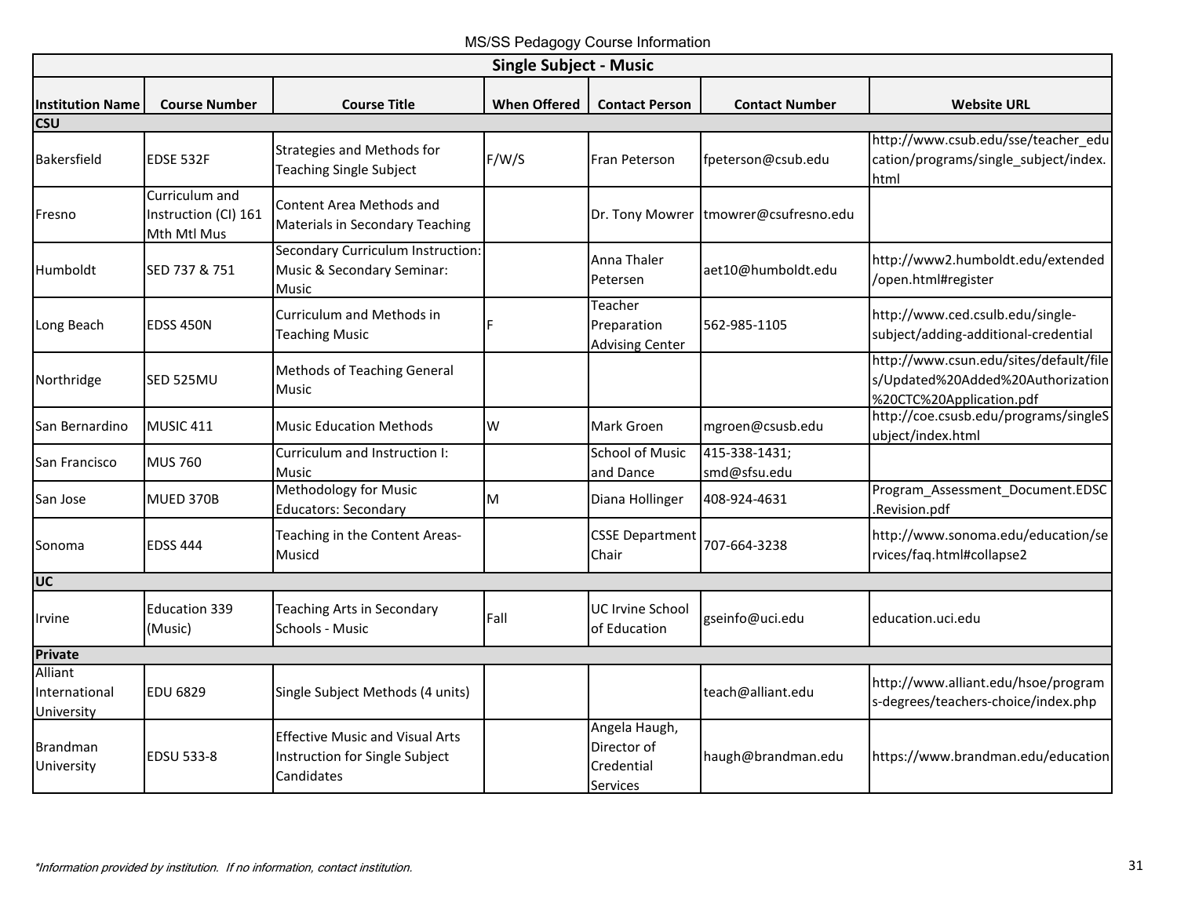MS/SS Pedagogy Course Information

| Single Subject - Music | | | | | | |
|---|---|---|---|---|---|---|
| **Institution Name** | **Course Number** | **Course Title** | **When Offered** | **Contact Person** | **Contact Number** | **Website URL** |
| **CSU** | | | | | | |
| Bakersfield | EDSE 532F | Strategies and Methods for Teaching Single Subject | F/W/S | Fran Peterson | fpeterson@csub.edu | http://www.csub.edu/sse/teacher_education/programs/single_subject/index.html |
| Fresno | Curriculum and Instruction (CI) 161 Mth Mtl Mus | Content Area Methods and Materials in Secondary Teaching | | Dr. Tony Mowrer | tmowrer@csufresno.edu | |
| Humboldt | SED 737 & 751 | Secondary Curriculum Instruction: Music & Secondary Seminar: Music | | Anna Thaler Petersen | aet10@humboldt.edu | http://www2.humboldt.edu/extended/open.html#register |
| Long Beach | EDSS 450N | Curriculum and Methods in Teaching Music | F | Teacher Preparation Advising Center | 562-985-1105 | http://www.ced.csulb.edu/single-subject/adding-additional-credential |
| Northridge | SED 525MU | Methods of Teaching General Music | | | | http://www.csun.edu/sites/default/files/Updated%20Added%20Authorization%20CTC%20Application.pdf |
| San Bernardino | MUSIC 411 | Music Education Methods | W | Mark Groen | mgroen@csusb.edu | http://coe.csusb.edu/programs/singleSubject/index.html |
| San Francisco | MUS 760 | Curriculum and Instruction I: Music | | School of Music and Dance | 415-338-1431; smd@sfsu.edu | |
| San Jose | MUED 370B | Methodology for Music Educators: Secondary | M | Diana Hollinger | 408-924-4631 | Program_Assessment_Document.EDSC.Revision.pdf |
| Sonoma | EDSS 444 | Teaching in the Content Areas-Musicd | | CSSE Department Chair | 707-664-3238 | http://www.sonoma.edu/education/services/faq.html#collapse2 |
| **UC** | | | | | | |
| Irvine | Education 339 (Music) | Teaching Arts in Secondary Schools - Music | Fall | UC Irvine School of Education | gseinfo@uci.edu | education.uci.edu |
| **Private** | | | | | | |
| Alliant International University | EDU 6829 | Single Subject Methods (4 units) | | | teach@alliant.edu | http://www.alliant.edu/hsoe/programs-degrees/teachers-choice/index.php |
| Brandman University | EDSU 533-8 | Effective Music and Visual Arts Instruction for Single Subject Candidates | | Angela Haugh, Director of Credential Services | haugh@brandman.edu | https://www.brandman.edu/education |

*\*Information provided by institution. If no information, contact institution.*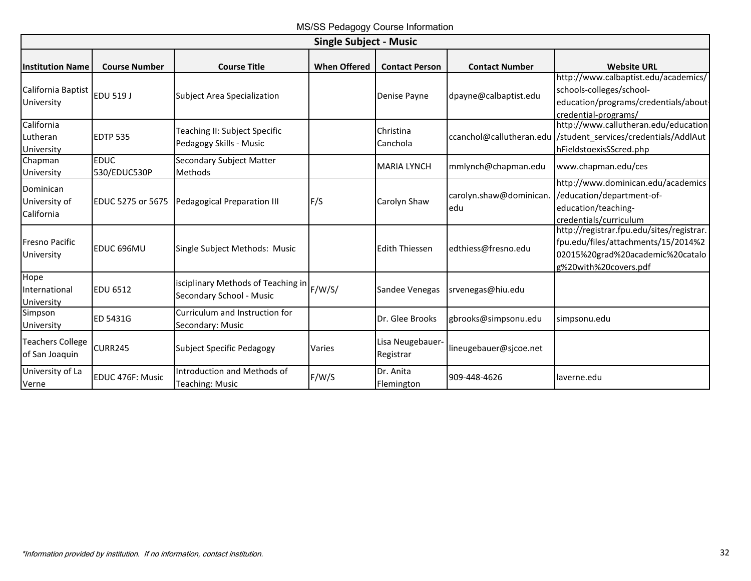MS/SS Pedagogy Course Information

| Single Subject - Music | | | | | | |
|---|---|---|---|---|---|---|
| **Institution Name** | **Course Number** | **Course Title** | **When Offered** | **Contact Person** | **Contact Number** | **Website URL** |
| California Baptist University | EDU 519 J | Subject Area Specialization | | Denise Payne | dpayne@calbaptist.edu | http://www.calbaptist.edu/academics/schools-colleges/school-education/programs/credentials/about-credential-programs/ |
| California Lutheran University | EDTP 535 | Teaching II: Subject Specific Pedagogy Skills - Music | | Christina Canchola | ccanchol@callutheran.edu | http://www.callutheran.edu/education/student_services/credentials/AddlAuthFieldstoexisSScred.php |
| Chapman University | EDUC 530/EDUC530P | Secondary Subject Matter Methods | | MARIA LYNCH | mmlynch@chapman.edu | www.chapman.edu/ces |
| Dominican University of California | EDUC 5275 or 5675 | Pedagogical Preparation III | F/S | Carolyn Shaw | carolyn.shaw@dominican.edu | http://www.dominican.edu/academics/education/department-of-education/teaching-credentials/curriculum |
| Fresno Pacific University | EDUC 696MU | Single Subject Methods: Music | | Edith Thiessen | edthiess@fresno.edu | http://registrar.fpu.edu/sites/registrar.fpu.edu/files/attachments/15/2014%202015%20grad%20academic%20catalog%20with%20covers.pdf |
| Hope International University | EDU 6512 | isciplinary Methods of Teaching in Secondary School - Music | F/W/S/ | Sandee Venegas | srvenegas@hiu.edu | |
| Simpson University | ED 5431G | Curriculum and Instruction for Secondary: Music | | Dr. Glee Brooks | gbrooks@simpsonu.edu | simpsonu.edu |
| Teachers College of San Joaquin | CURR245 | Subject Specific Pedagogy | Varies | Lisa Neugebauer-Registrar | lineugebauer@sjcoe.net | |
| University of La Verne | EDUC 476F: Music | Introduction and Methods of Teaching: Music | F/W/S | Dr. Anita Flemington | 909-448-4626 | laverne.edu |

*\*Information provided by institution. If no information, contact institution.*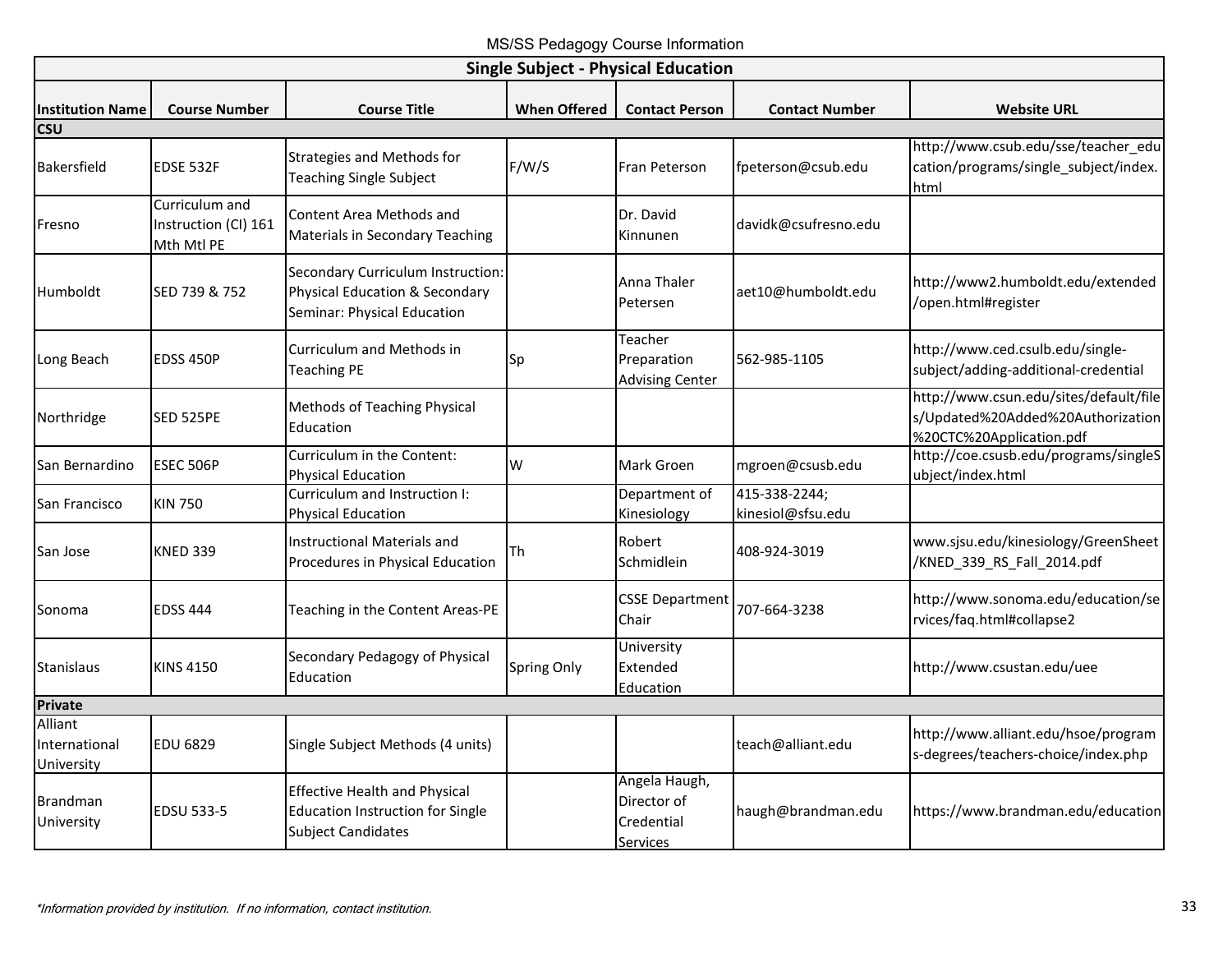MS/SS Pedagogy Course Information

| Single Subject - Physical Education | | | | | | |
|---|---|---|---|---|---|---|
| **Institution Name** | **Course Number** | **Course Title** | **When Offered** | **Contact Person** | **Contact Number** | **Website URL** |
| **CSU** | | | | | | |
| Bakersfield | EDSE 532F | Strategies and Methods for Teaching Single Subject | F/W/S | Fran Peterson | fpeterson@csub.edu | http://www.csub.edu/sse/teacher_education/programs/single_subject/index.html |
| Fresno | Curriculum and Instruction (CI) 161 Mth Mtl PE | Content Area Methods and Materials in Secondary Teaching | | Dr. David Kinnunen | davidk@csufresno.edu | |
| Humboldt | SED 739 & 752 | Secondary Curriculum Instruction: Physical Education & Secondary Seminar: Physical Education | | Anna Thaler Petersen | aet10@humboldt.edu | http://www2.humboldt.edu/extended/open.html#register |
| Long Beach | EDSS 450P | Curriculum and Methods in Teaching PE | Sp | Teacher Preparation Advising Center | 562-985-1105 | http://www.ced.csulb.edu/single-subject/adding-additional-credential |
| Northridge | SED 525PE | Methods of Teaching Physical Education | | | | http://www.csun.edu/sites/default/files/Updated%20Added%20Authorization%20CTC%20Application.pdf |
| San Bernardino | ESEC 506P | Curriculum in the Content: Physical Education | W | Mark Groen | mgroen@csusb.edu | http://coe.csusb.edu/programs/singleSubject/index.html |
| San Francisco | KIN 750 | Curriculum and Instruction I: Physical Education | | Department of Kinesiology | 415-338-2244; kinesiol@sfsu.edu | |
| San Jose | KNED 339 | Instructional Materials and Procedures in Physical Education | Th | Robert Schmidlein | 408-924-3019 | www.sjsu.edu/kinesiology/GreenSheet/KNED_339_RS_Fall_2014.pdf |
| Sonoma | EDSS 444 | Teaching in the Content Areas-PE | | CSSE Department Chair | 707-664-3238 | http://www.sonoma.edu/education/services/faq.html#collapse2 |
| Stanislaus | KINS 4150 | Secondary Pedagogy of Physical Education | Spring Only | University Extended Education | | http://www.csustan.edu/uee |
| **Private** | | | | | | |
| Alliant International University | EDU 6829 | Single Subject Methods (4 units) | | | teach@alliant.edu | http://www.alliant.edu/hsoe/programs-degrees/teachers-choice/index.php |
| Brandman University | EDSU 533-5 | Effective Health and Physical Education Instruction for Single Subject Candidates | | Angela Haugh, Director of Credential Services | haugh@brandman.edu | https://www.brandman.edu/education |

*\*Information provided by institution. If no information, contact institution.*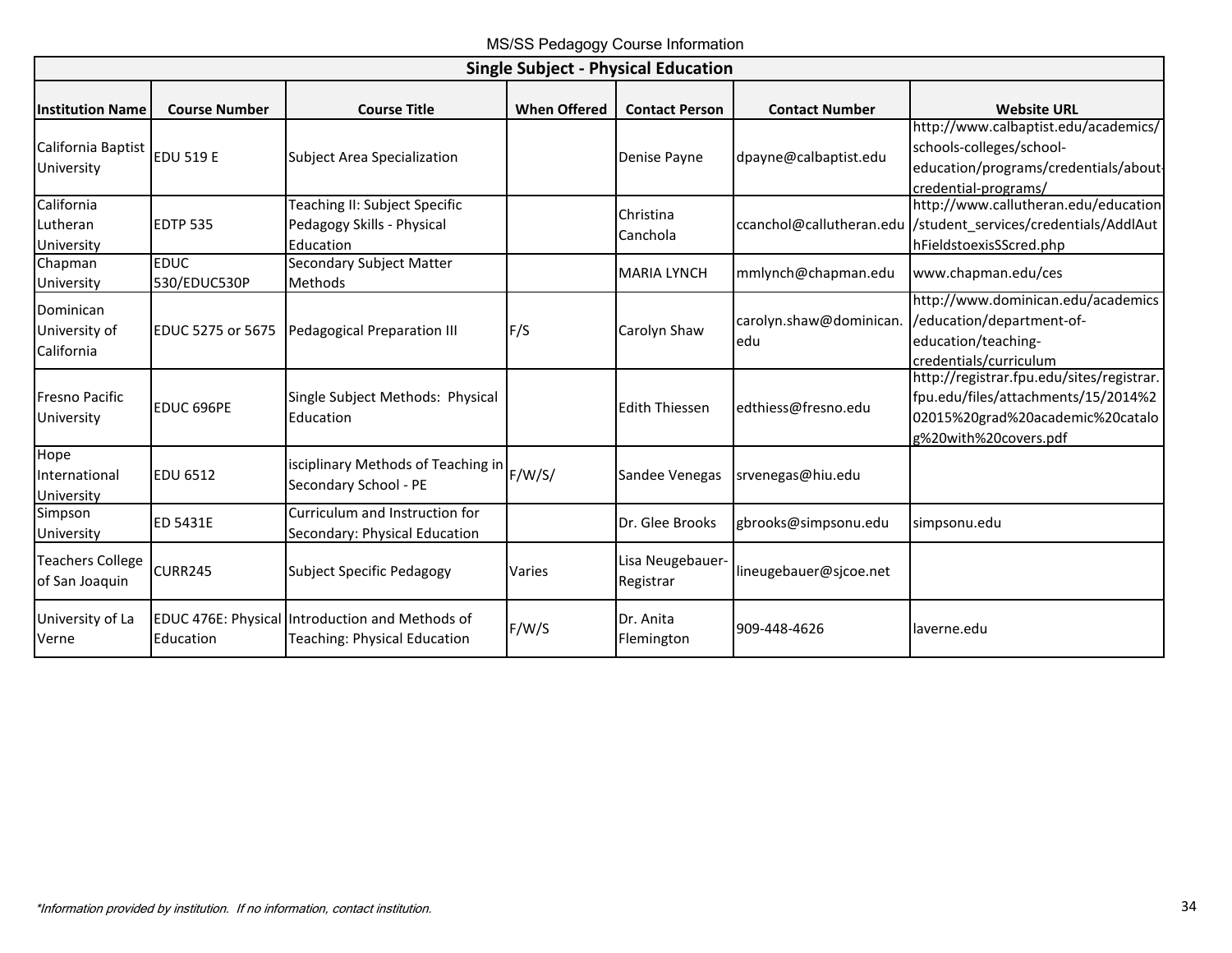MS/SS Pedagogy Course Information

| Single Subject - Physical Education | | | | | | |
|---|---|---|---|---|---|---|
| **Institution Name** | **Course Number** | **Course Title** | **When Offered** | **Contact Person** | **Contact Number** | **Website URL** |
| California Baptist University | EDU 519 E | Subject Area Specialization | | Denise Payne | dpayne@calbaptist.edu | http://www.calbaptist.edu/academics/schools-colleges/school-education/programs/credentials/about-credential-programs/ |
| California Lutheran University | EDTP 535 | Teaching II: Subject Specific Pedagogy Skills - Physical Education | | Christina Canchola | ccanchol@callutheran.edu | http://www.callutheran.edu/education/student_services/credentials/AddlAuthFieldstoexisSScred.php |
| Chapman University | EDUC 530/EDUC530P | Secondary Subject Matter Methods | | MARIA LYNCH | mmlynch@chapman.edu | www.chapman.edu/ces |
| Dominican University of California | EDUC 5275 or 5675 | Pedagogical Preparation III | F/S | Carolyn Shaw | carolyn.shaw@dominican.edu | http://www.dominican.edu/academics/education/department-of-education/teaching-credentials/curriculum |
| Fresno Pacific University | EDUC 696PE | Single Subject Methods: Physical Education | | Edith Thiessen | edthiess@fresno.edu | http://registrar.fpu.edu/sites/registrar.fpu.edu/files/attachments/15/2014%202015%20grad%20academic%20catalog%20with%20covers.pdf |
| Hope International University | EDU 6512 | isciplinary Methods of Teaching in Secondary School - PE | F/W/S/ | Sandee Venegas | srvenegas@hiu.edu | |
| Simpson University | ED 5431E | Curriculum and Instruction for Secondary: Physical Education | | Dr. Glee Brooks | gbrooks@simpsonu.edu | simpsonu.edu |
| Teachers College of San Joaquin | CURR245 | Subject Specific Pedagogy | Varies | Lisa Neugebauer-Registrar | lineugebauer@sjcoe.net | |
| University of La Verne | EDUC 476E: Physical Education | Introduction and Methods of Teaching: Physical Education | F/W/S | Dr. Anita Flemington | 909-448-4626 | laverne.edu |

*\*Information provided by institution. If no information, contact institution.*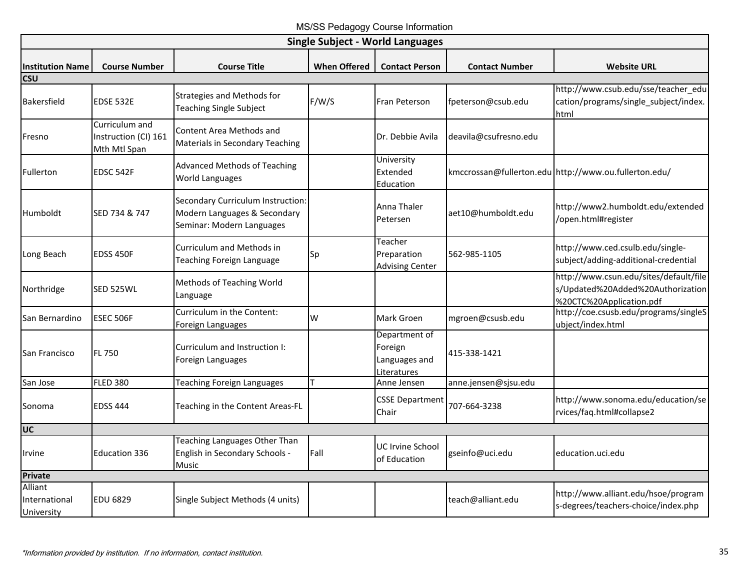## Single Subject - World Languages

| Institution Name | Course Number | Course Title | When Offered | Contact Person | Contact Number | Website URL |
|---|---|---|---|---|---|---|
| **CSU** | | | | | | |
| Bakersfield | EDSE 532E | Strategies and Methods for Teaching Single Subject | F/W/S | Fran Peterson | fpeterson@csub.edu | http://www.csub.edu/sse/teacher_education/programs/single_subject/index.html |
| Fresno | Curriculum and Instruction (CI) 161 Mth Mtl Span | Content Area Methods and Materials in Secondary Teaching | | Dr. Debbie Avila | deavila@csufresno.edu | |
| Fullerton | EDSC 542F | Advanced Methods of Teaching World Languages | | University Extended Education | kmccrossan@fullerton.edu | http://www.ou.fullerton.edu/ |
| Humboldt | SED 734 & 747 | Secondary Curriculum Instruction: Modern Languages & Secondary Seminar: Modern Languages | | Anna Thaler Petersen | aet10@humboldt.edu | http://www2.humboldt.edu/extended/open.html#register |
| Long Beach | EDSS 450F | Curriculum and Methods in Teaching Foreign Language | Sp | Teacher Preparation Advising Center | 562-985-1105 | http://www.ced.csulb.edu/single-subject/adding-additional-credential |
| Northridge | SED 525WL | Methods of Teaching World Language | | | | http://www.csun.edu/sites/default/files/Updated%20Added%20Authorization%20CTC%20Application.pdf |
| San Bernardino | ESEC 506F | Curriculum in the Content: Foreign Languages | W | Mark Groen | mgroen@csusb.edu | http://coe.csusb.edu/programs/singleSubject/index.html |
| San Francisco | FL 750 | Curriculum and Instruction I: Foreign Languages | | Department of Foreign Languages and Literatures | 415-338-1421 | |
| San Jose | FLED 380 | Teaching Foreign Languages | T | Anne Jensen | anne.jensen@sjsu.edu | |
| Sonoma | EDSS 444 | Teaching in the Content Areas-FL | | CSSE Department Chair | 707-664-3238 | http://www.sonoma.edu/education/services/faq.html#collapse2 |
| **UC** | | | | | | |
| Irvine | Education 336 | Teaching Languages Other Than English in Secondary Schools - Music | Fall | UC Irvine School of Education | gseinfo@uci.edu | education.uci.edu |
| **Private** | | | | | | |
| Alliant International University | EDU 6829 | Single Subject Methods (4 units) | | | teach@alliant.edu | http://www.alliant.edu/hsoe/programs-degrees/teachers-choice/index.php |

*\*Information provided by institution. If no information, contact institution.*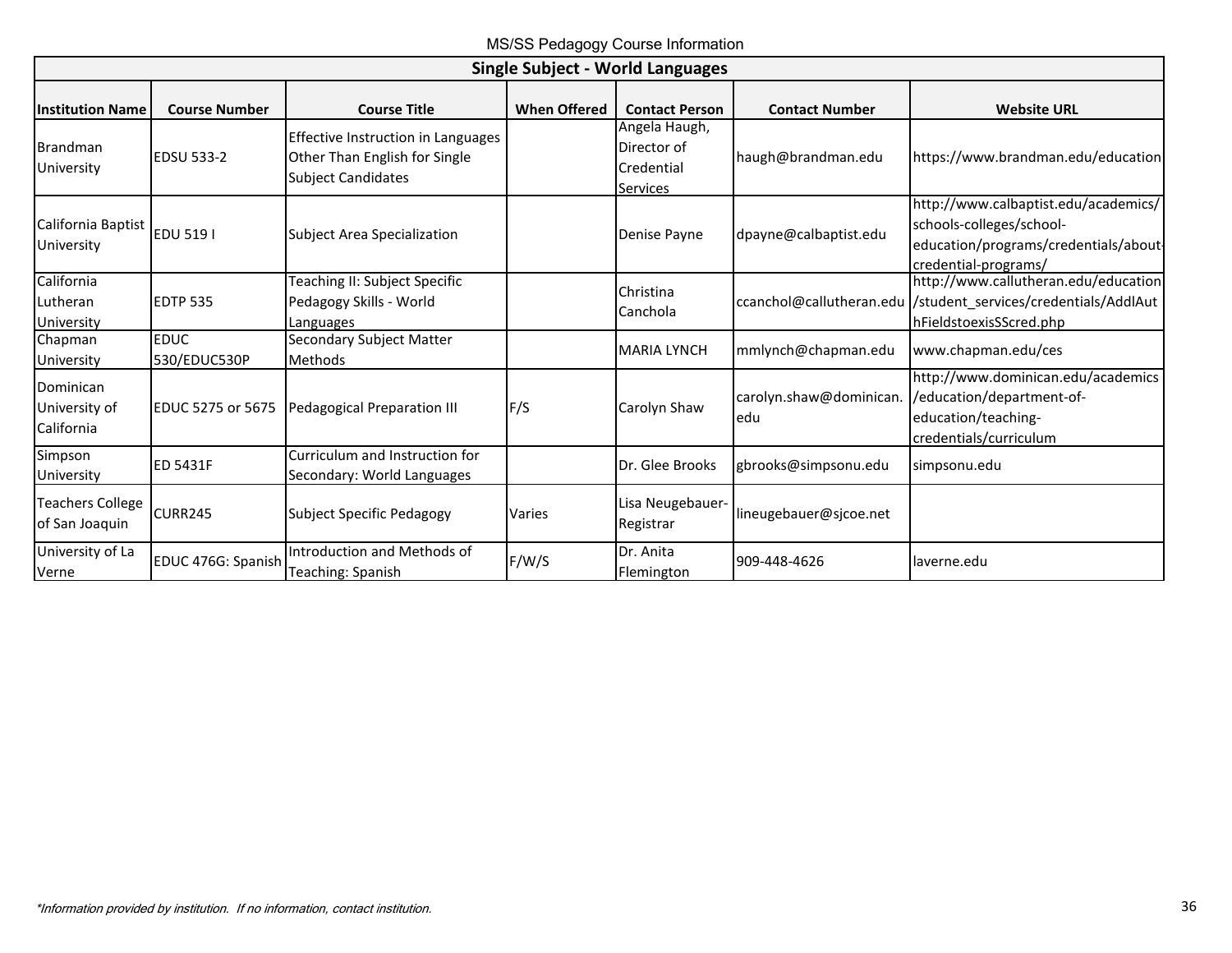MS/SS Pedagogy Course Information

| Single Subject - World Languages | | | | | | |
|---|---|---|---|---|---|---|
| **Institution Name** | **Course Number** | **Course Title** | **When Offered** | **Contact Person** | **Contact Number** | **Website URL** |
| Brandman University | EDSU 533-2 | Effective Instruction in Languages Other Than English for Single Subject Candidates | | Angela Haugh, Director of Credential Services | haugh@brandman.edu | https://www.brandman.edu/education |
| California Baptist University | EDU 519 I | Subject Area Specialization | | Denise Payne | dpayne@calbaptist.edu | http://www.calbaptist.edu/academics/schools-colleges/school-education/programs/credentials/about-credential-programs/ |
| California Lutheran University | EDTP 535 | Teaching II: Subject Specific Pedagogy Skills - World Languages | | Christina Canchola | ccanchol@callutheran.edu | http://www.callutheran.edu/education/student_services/credentials/AddlAuthFieldstoexisSScred.php |
| Chapman University | EDUC 530/EDUC530P | Secondary Subject Matter Methods | | MARIA LYNCH | mmlynch@chapman.edu | www.chapman.edu/ces |
| Dominican University of California | EDUC 5275 or 5675 | Pedagogical Preparation III | F/S | Carolyn Shaw | carolyn.shaw@dominican.edu | http://www.dominican.edu/academics/education/department-of-education/teaching-credentials/curriculum |
| Simpson University | ED 5431F | Curriculum and Instruction for Secondary: World Languages | | Dr. Glee Brooks | gbrooks@simpsonu.edu | simpsonu.edu |
| Teachers College of San Joaquin | CURR245 | Subject Specific Pedagogy | Varies | Lisa Neugebauer-Registrar | lineugebauer@sjcoe.net | |
| University of La Verne | EDUC 476G: Spanish | Introduction and Methods of Teaching: Spanish | F/W/S | Dr. Anita Flemington | 909-448-4626 | laverne.edu |

*Information provided by institution. If no information, contact institution.*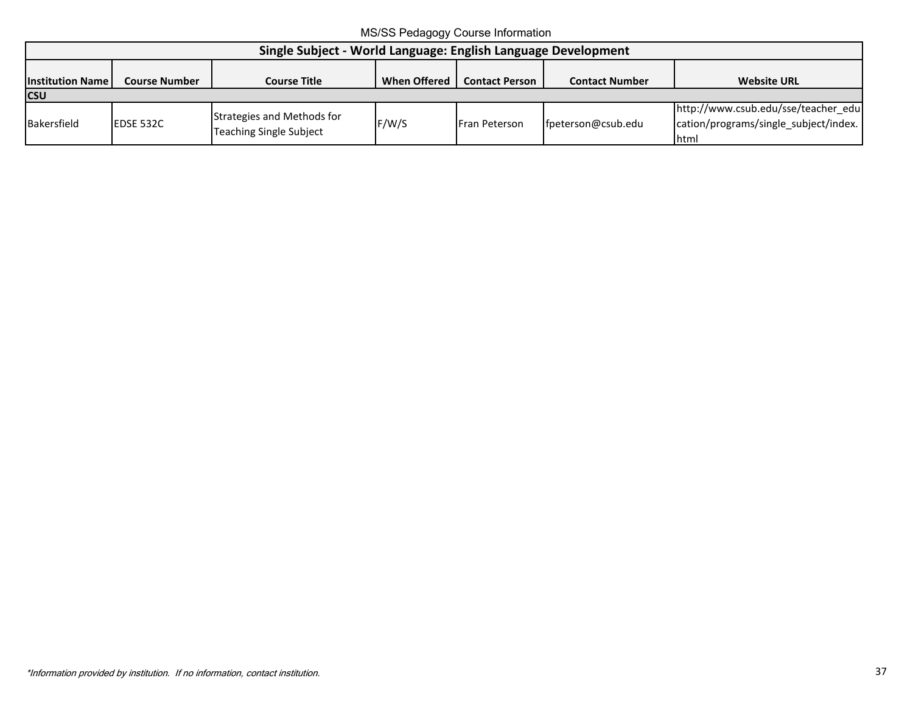MS/SS Pedagogy Course Information

| Single Subject - World Language: English Language Development | | | | | | |
|---|---|---|---|---|---|---|
| **Institution Name** | **Course Number** | **Course Title** | **When Offered** | **Contact Person** | **Contact Number** | **Website URL** |
| **CSU** | | | | | | |
| Bakersfield | EDSE 532C | Strategies and Methods for Teaching Single Subject | F/W/S | Fran Peterson | fpeterson@csub.edu | http://www.csub.edu/sse/teacher_education/programs/single_subject/index.html |

*Information provided by institution. If no information, contact institution.*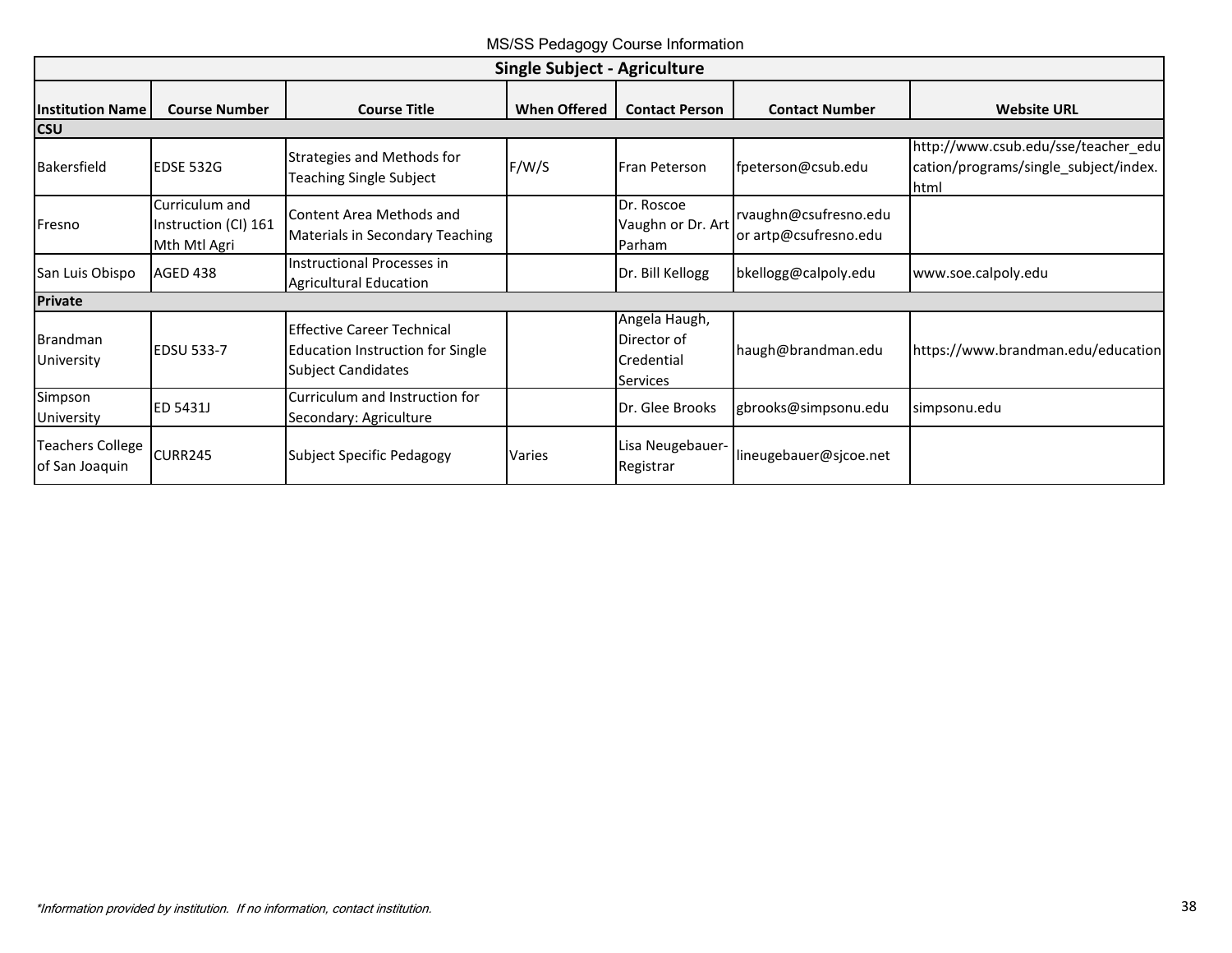MS/SS Pedagogy Course Information

| Single Subject - Agriculture | | | | | | |
|---|---|---|---|---|---|---|
| **Institution Name** | **Course Number** | **Course Title** | **When Offered** | **Contact Person** | **Contact Number** | **Website URL** |
| **CSU** | | | | | | |
| Bakersfield | EDSE 532G | Strategies and Methods for Teaching Single Subject | F/W/S | Fran Peterson | fpeterson@csub.edu | http://www.csub.edu/sse/teacher_education/programs/single_subject/index.html |
| Fresno | Curriculum and Instruction (CI) 161 Mth Mtl Agri | Content Area Methods and Materials in Secondary Teaching | | Dr. Roscoe Vaughn or Dr. Art Parham | rvaughn@csufresno.edu or artp@csufresno.edu | |
| San Luis Obispo | AGED 438 | Instructional Processes in Agricultural Education | | Dr. Bill Kellogg | bkellogg@calpoly.edu | www.soe.calpoly.edu |
| **Private** | | | | | | |
| Brandman University | EDSU 533-7 | Effective Career Technical Education Instruction for Single Subject Candidates | | Angela Haugh, Director of Credential Services | haugh@brandman.edu | https://www.brandman.edu/education |
| Simpson University | ED 5431J | Curriculum and Instruction for Secondary: Agriculture | | Dr. Glee Brooks | gbrooks@simpsonu.edu | simpsonu.edu |
| Teachers College of San Joaquin | CURR245 | Subject Specific Pedagogy | Varies | Lisa Neugebauer-Registrar | lineugebauer@sjcoe.net | |

*\*Information provided by institution. If no information, contact institution.*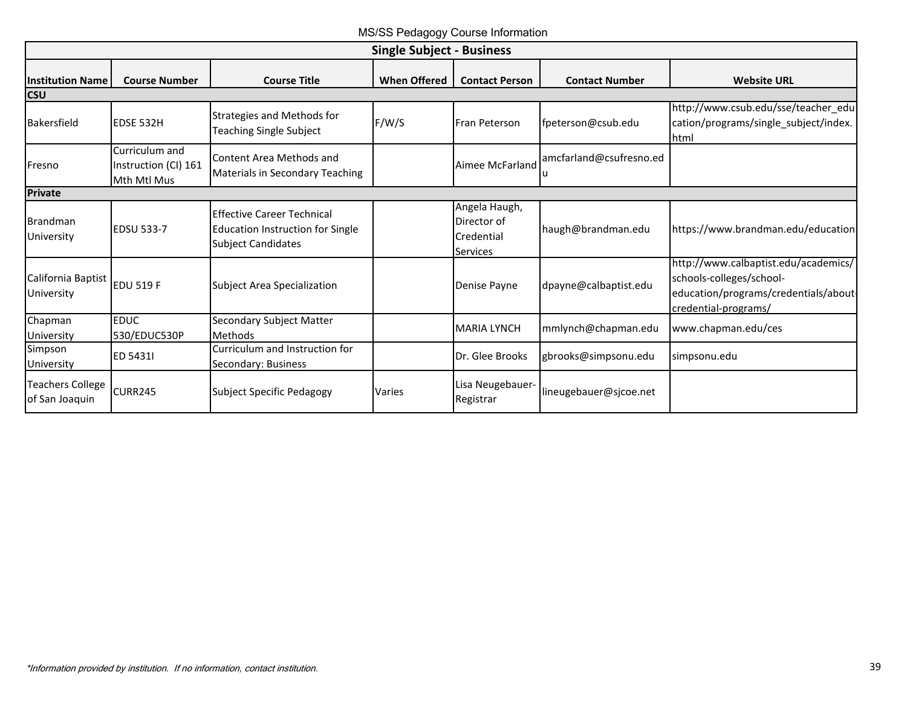MS/SS Pedagogy Course Information

| Single Subject - Business | | | | | | |
|---|---|---|---|---|---|---|
| **Institution Name** | **Course Number** | **Course Title** | **When Offered** | **Contact Person** | **Contact Number** | **Website URL** |
| **CSU** | | | | | | |
| Bakersfield | EDSE 532H | Strategies and Methods for Teaching Single Subject | F/W/S | Fran Peterson | fpeterson@csub.edu | http://www.csub.edu/sse/teacher_education/programs/single_subject/index.html |
| Fresno | Curriculum and Instruction (CI) 161 Mth Mtl Mus | Content Area Methods and Materials in Secondary Teaching | | Aimee McFarland | amcfarland@csufresno.edu | |
| **Private** | | | | | | |
| Brandman University | EDSU 533-7 | Effective Career Technical Education Instruction for Single Subject Candidates | | Angela Haugh, Director of Credential Services | haugh@brandman.edu | https://www.brandman.edu/education |
| California Baptist University | EDU 519 F | Subject Area Specialization | | Denise Payne | dpayne@calbaptist.edu | http://www.calbaptist.edu/academics/schools-colleges/school-education/programs/credentials/about-credential-programs/ |
| Chapman University | EDUC 530/EDUC530P | Secondary Subject Matter Methods | | MARIA LYNCH | mmlynch@chapman.edu | www.chapman.edu/ces |
| Simpson University | ED 5431I | Curriculum and Instruction for Secondary: Business | | Dr. Glee Brooks | gbrooks@simpsonu.edu | simpsonu.edu |
| Teachers College of San Joaquin | CURR245 | Subject Specific Pedagogy | Varies | Lisa Neugebauer-Registrar | lineugebauer@sjcoe.net | |

*\*Information provided by institution. If no information, contact institution.*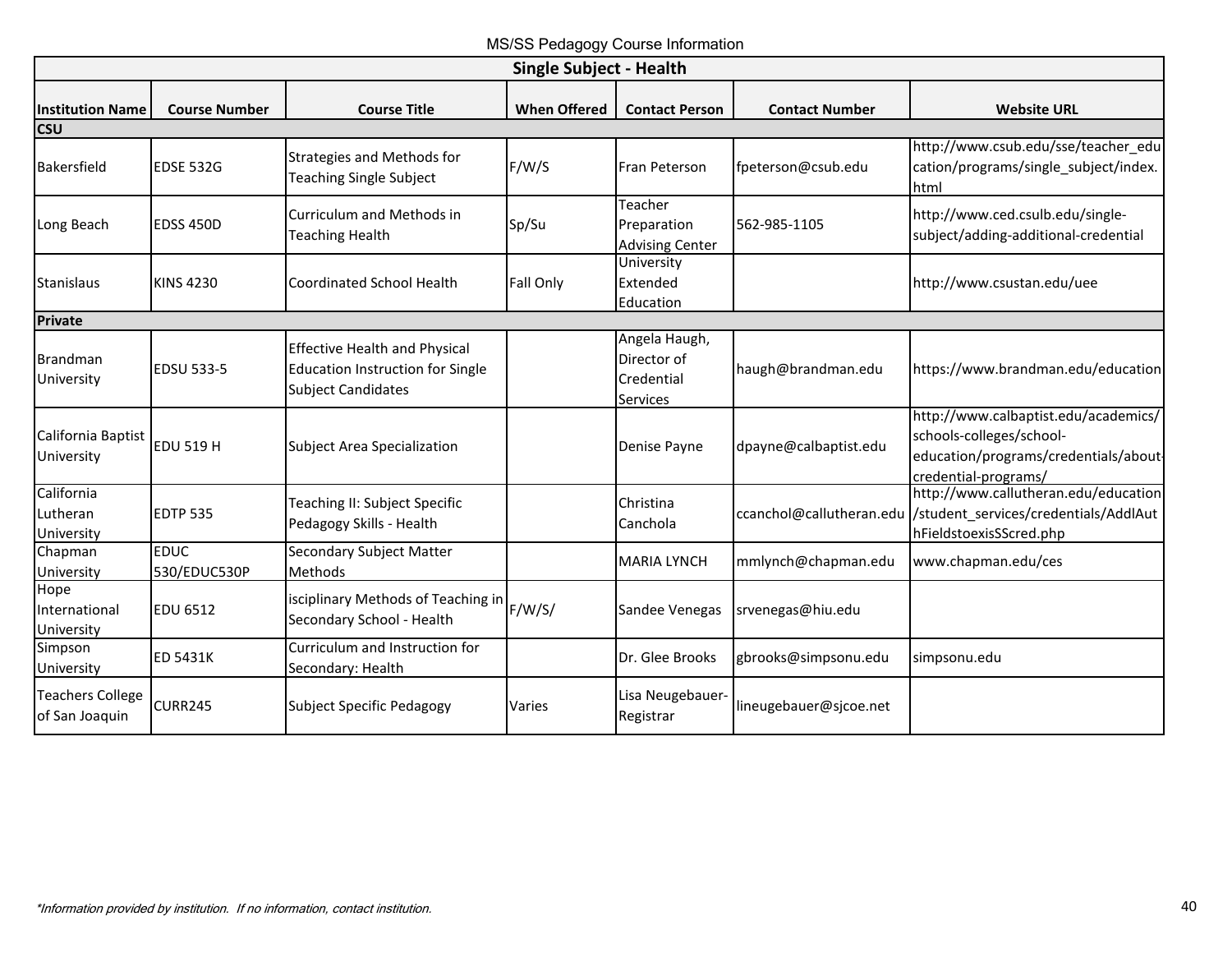MS/SS Pedagogy Course Information

| Single Subject - Health | | | | | | |
|---|---|---|---|---|---|---|
| **Institution Name** | **Course Number** | **Course Title** | **When Offered** | **Contact Person** | **Contact Number** | **Website URL** |
| **CSU** | | | | | | |
| Bakersfield | EDSE 532G | Strategies and Methods for Teaching Single Subject | F/W/S | Fran Peterson | fpeterson@csub.edu | http://www.csub.edu/sse/teacher_education/programs/single_subject/index.html |
| Long Beach | EDSS 450D | Curriculum and Methods in Teaching Health | Sp/Su | Teacher Preparation Advising Center | 562-985-1105 | http://www.ced.csulb.edu/single-subject/adding-additional-credential |
| Stanislaus | KINS 4230 | Coordinated School Health | Fall Only | University Extended Education | | http://www.csustan.edu/uee |
| **Private** | | | | | | |
| Brandman University | EDSU 533-5 | Effective Health and Physical Education Instruction for Single Subject Candidates | | Angela Haugh, Director of Credential Services | haugh@brandman.edu | https://www.brandman.edu/education |
| California Baptist University | EDU 519 H | Subject Area Specialization | | Denise Payne | dpayne@calbaptist.edu | http://www.calbaptist.edu/academics/schools-colleges/school-education/programs/credentials/about-credential-programs/ |
| California Lutheran University | EDTP 535 | Teaching II: Subject Specific Pedagogy Skills - Health | | Christina Canchola | ccanchol@callutheran.edu | http://www.callutheran.edu/education/student_services/credentials/AddlAuthFieldstoexisSScred.php |
| Chapman University | EDUC 530/EDUC530P | Secondary Subject Matter Methods | | MARIA LYNCH | mmlynch@chapman.edu | www.chapman.edu/ces |
| Hope International University | EDU 6512 | isciplinary Methods of Teaching in Secondary School - Health | F/W/S/ | Sandee Venegas | srvenegas@hiu.edu | |
| Simpson University | ED 5431K | Curriculum and Instruction for Secondary: Health | | Dr. Glee Brooks | gbrooks@simpsonu.edu | simpsonu.edu |
| Teachers College of San Joaquin | CURR245 | Subject Specific Pedagogy | Varies | Lisa Neugebauer-Registrar | lineugebauer@sjcoe.net | |

*\*Information provided by institution. If no information, contact institution.*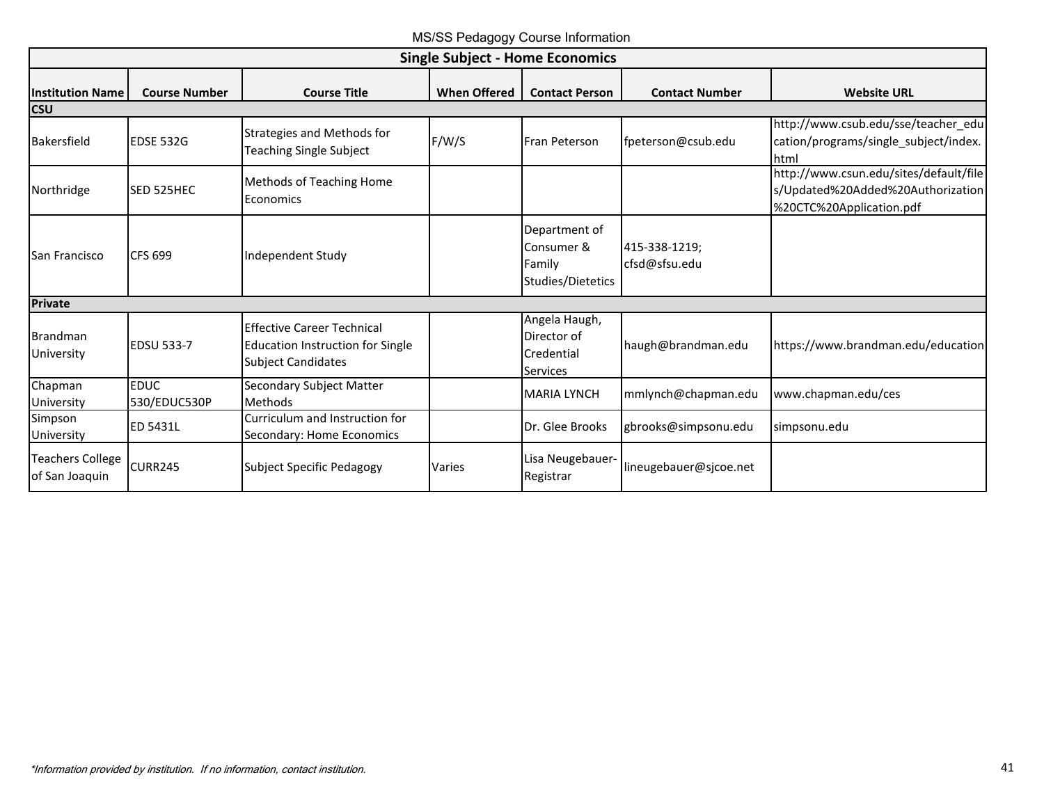MS/SS Pedagogy Course Information

| Single Subject - Home Economics | | | | | | |
|---|---|---|---|---|---|---|
| **Institution Name** | **Course Number** | **Course Title** | **When Offered** | **Contact Person** | **Contact Number** | **Website URL** |
| **CSU** | | | | | | |
| Bakersfield | EDSE 532G | Strategies and Methods for Teaching Single Subject | F/W/S | Fran Peterson | fpeterson@csub.edu | http://www.csub.edu/sse/teacher_education/programs/single_subject/index.html |
| Northridge | SED 525HEC | Methods of Teaching Home Economics | | | | http://www.csun.edu/sites/default/files/Updated%20Added%20Authorization%20CTC%20Application.pdf |
| San Francisco | CFS 699 | Independent Study | | Department of Consumer & Family Studies/Dietetics | 415-338-1219; cfsd@sfsu.edu | |
| **Private** | | | | | | |
| Brandman University | EDSU 533-7 | Effective Career Technical Education Instruction for Single Subject Candidates | | Angela Haugh, Director of Credential Services | haugh@brandman.edu | https://www.brandman.edu/education |
| Chapman University | EDUC 530/EDUC530P | Secondary Subject Matter Methods | | MARIA LYNCH | mmlynch@chapman.edu | www.chapman.edu/ces |
| Simpson University | ED 5431L | Curriculum and Instruction for Secondary: Home Economics | | Dr. Glee Brooks | gbrooks@simpsonu.edu | simpsonu.edu |
| Teachers College of San Joaquin | CURR245 | Subject Specific Pedagogy | Varies | Lisa Neugebauer-Registrar | lineugebauer@sjcoe.net | |

*\*Information provided by institution. If no information, contact institution.*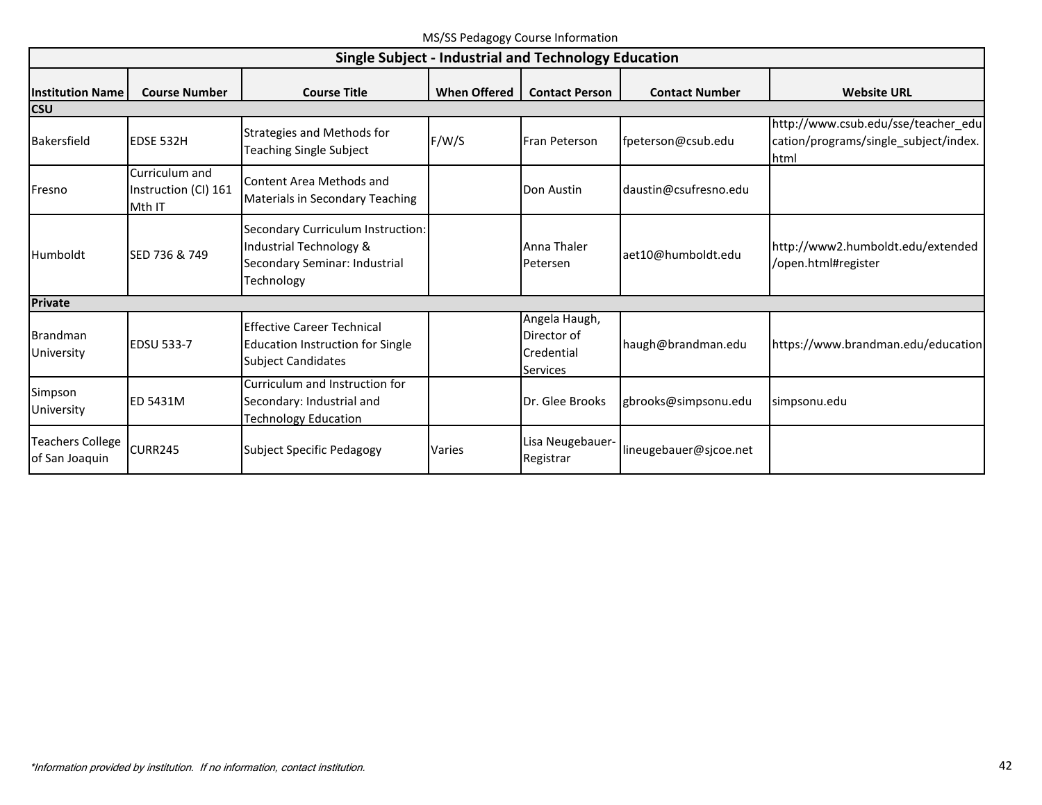## Single Subject - Industrial and Technology Education

| Institution Name | Course Number | Course Title | When Offered | Contact Person | Contact Number | Website URL |
|---|---|---|---|---|---|---|
| **CSU** | | | | | | |
| Bakersfield | EDSE 532H | Strategies and Methods for Teaching Single Subject | F/W/S | Fran Peterson | fpeterson@csub.edu | http://www.csub.edu/sse/teacher_education/programs/single_subject/index.html |
| Fresno | Curriculum and Instruction (CI) 161 Mth IT | Content Area Methods and Materials in Secondary Teaching | | Don Austin | daustin@csufresno.edu | |
| Humboldt | SED 736 & 749 | Secondary Curriculum Instruction: Industrial Technology & Secondary Seminar: Industrial Technology | | Anna Thaler Petersen | aet10@humboldt.edu | http://www2.humboldt.edu/extended/open.html#register |
| **Private** | | | | | | |
| Brandman University | EDSU 533-7 | Effective Career Technical Education Instruction for Single Subject Candidates | | Angela Haugh, Director of Credential Services | haugh@brandman.edu | https://www.brandman.edu/education |
| Simpson University | ED 5431M | Curriculum and Instruction for Secondary: Industrial and Technology Education | | Dr. Glee Brooks | gbrooks@simpsonu.edu | simpsonu.edu |
| Teachers College of San Joaquin | CURR245 | Subject Specific Pedagogy | Varies | Lisa Neugebauer-Registrar | lineugebauer@sjcoe.net | |

*\*Information provided by institution. If no information, contact institution.*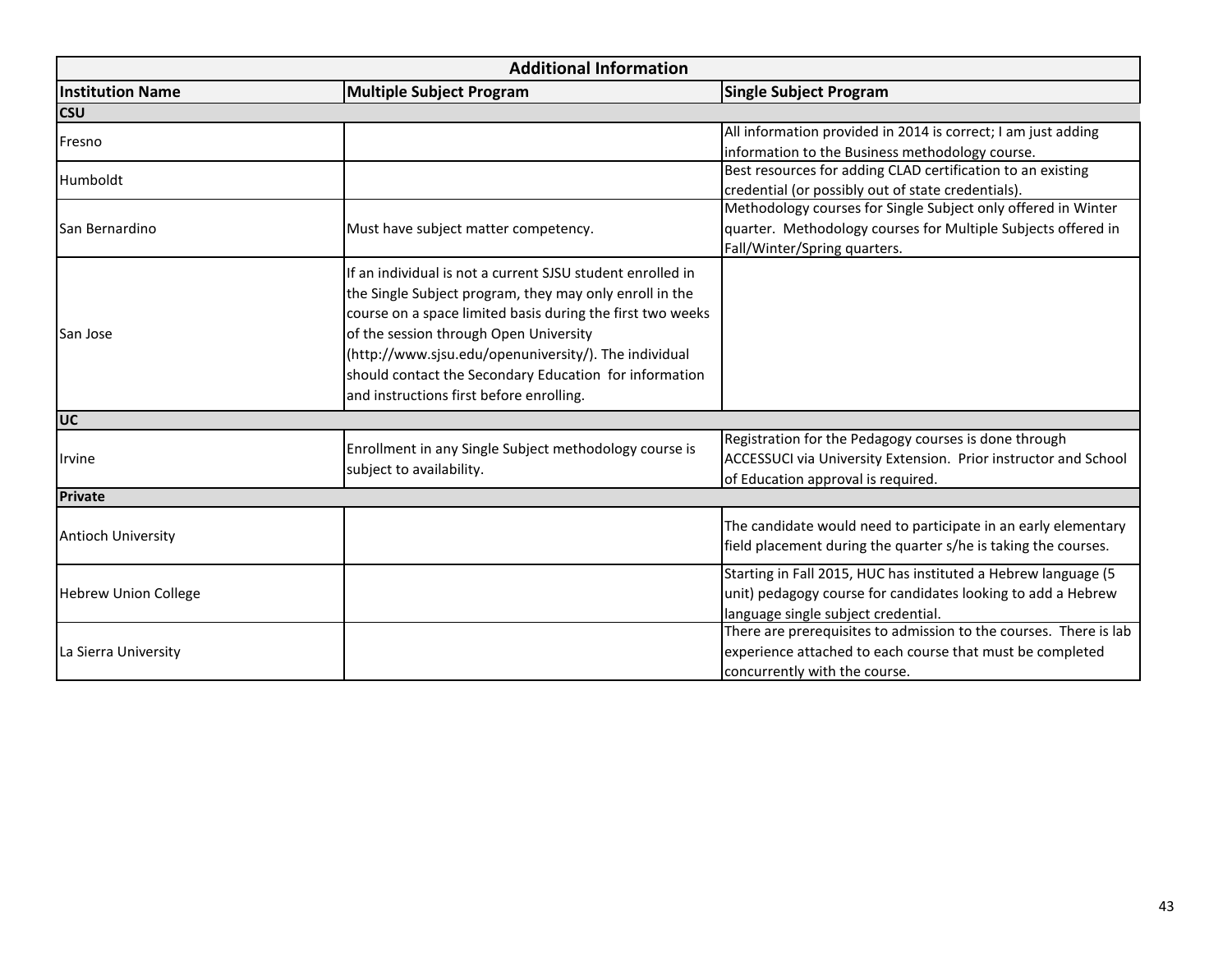| Additional Information | | |
|---|---|---|
| **Institution Name** | **Multiple Subject Program** | **Single Subject Program** |
| **CSU** | | |
| Fresno | | All information provided in 2014 is correct; I am just adding information to the Business methodology course. |
| Humboldt | | Best resources for adding CLAD certification to an existing credential (or possibly out of state credentials). |
| San Bernardino | Must have subject matter competency. | Methodology courses for Single Subject only offered in Winter quarter. Methodology courses for Multiple Subjects offered in Fall/Winter/Spring quarters. |
| San Jose | If an individual is not a current SJSU student enrolled in the Single Subject program, they may only enroll in the course on a space limited basis during the first two weeks of the session through Open University (http://www.sjsu.edu/openuniversity/). The individual should contact the Secondary Education for information and instructions first before enrolling. | |
| **UC** | | |
| Irvine | Enrollment in any Single Subject methodology course is subject to availability. | Registration for the Pedagogy courses is done through ACCESSUCI via University Extension. Prior instructor and School of Education approval is required. |
| **Private** | | |
| Antioch University | | The candidate would need to participate in an early elementary field placement during the quarter s/he is taking the courses. |
| Hebrew Union College | | Starting in Fall 2015, HUC has instituted a Hebrew language (5 unit) pedagogy course for candidates looking to add a Hebrew language single subject credential. |
| La Sierra University | | There are prerequisites to admission to the courses. There is lab experience attached to each course that must be completed concurrently with the course. |